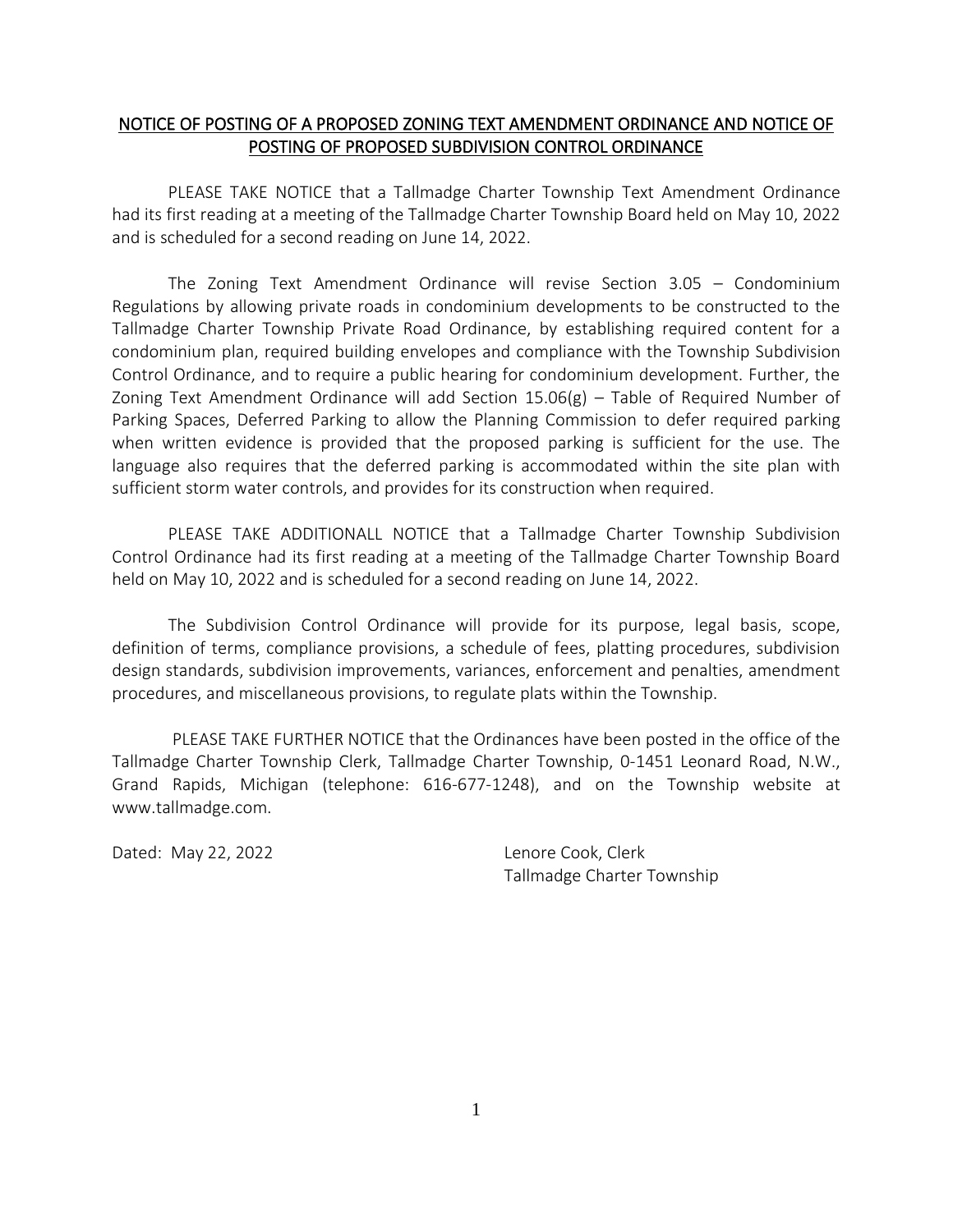## NOTICE OF POSTING OF A PROPOSED ZONING TEXT AMENDMENT ORDINANCE AND NOTICE OF POSTING OF PROPOSED SUBDIVISION CONTROL ORDINANCE

PLEASE TAKE NOTICE that a Tallmadge Charter Township Text Amendment Ordinance had its first reading at a meeting of the Tallmadge Charter Township Board held on May 10, 2022 and is scheduled for a second reading on June 14, 2022.

The Zoning Text Amendment Ordinance will revise Section 3.05 – Condominium Regulations by allowing private roads in condominium developments to be constructed to the Tallmadge Charter Township Private Road Ordinance, by establishing required content for a condominium plan, required building envelopes and compliance with the Township Subdivision Control Ordinance, and to require a public hearing for condominium development. Further, the Zoning Text Amendment Ordinance will add Section 15.06(g) – Table of Required Number of Parking Spaces, Deferred Parking to allow the Planning Commission to defer required parking when written evidence is provided that the proposed parking is sufficient for the use. The language also requires that the deferred parking is accommodated within the site plan with sufficient storm water controls, and provides for its construction when required.

PLEASE TAKE ADDITIONALL NOTICE that a Tallmadge Charter Township Subdivision Control Ordinance had its first reading at a meeting of the Tallmadge Charter Township Board held on May 10, 2022 and is scheduled for a second reading on June 14, 2022.

The Subdivision Control Ordinance will provide for its purpose, legal basis, scope, definition of terms, compliance provisions, a schedule of fees, platting procedures, subdivision design standards, subdivision improvements, variances, enforcement and penalties, amendment procedures, and miscellaneous provisions, to regulate plats within the Township.

PLEASE TAKE FURTHER NOTICE that the Ordinances have been posted in the office of the Tallmadge Charter Township Clerk, Tallmadge Charter Township, 0-1451 Leonard Road, N.W., Grand Rapids, Michigan (telephone: 616-677-1248), and on the Township website at www.tallmadge.com.

Dated: May 22, 2022

Lenore Cook, Clerk
Tallmadge Charter Township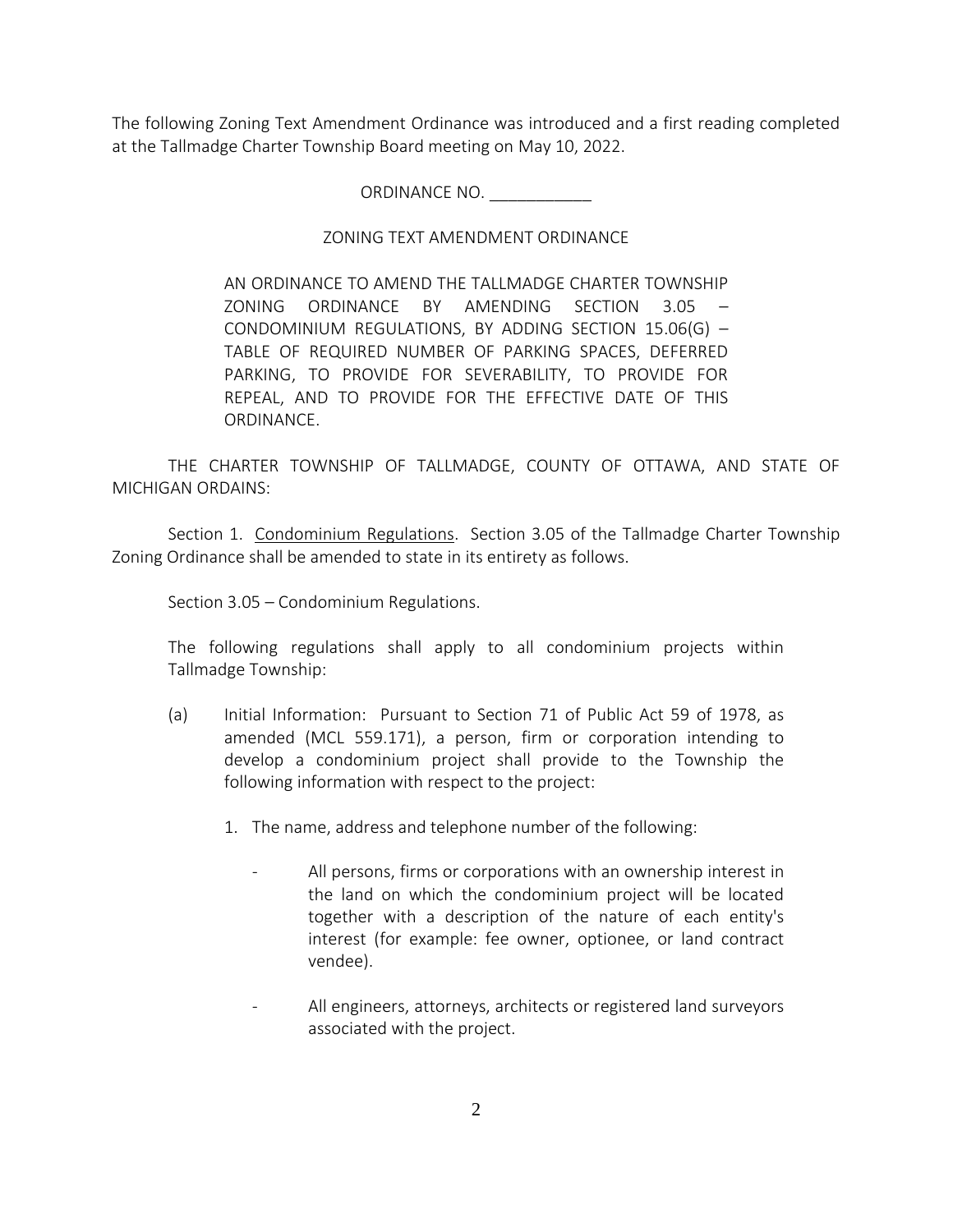The following Zoning Text Amendment Ordinance was introduced and a first reading completed at the Tallmadge Charter Township Board meeting on May 10, 2022.

ORDINANCE NO. ___________

ZONING TEXT AMENDMENT ORDINANCE

AN ORDINANCE TO AMEND THE TALLMADGE CHARTER TOWNSHIP ZONING ORDINANCE BY AMENDING SECTION 3.05 – CONDOMINIUM REGULATIONS, BY ADDING SECTION 15.06(G) – TABLE OF REQUIRED NUMBER OF PARKING SPACES, DEFERRED PARKING, TO PROVIDE FOR SEVERABILITY, TO PROVIDE FOR REPEAL, AND TO PROVIDE FOR THE EFFECTIVE DATE OF THIS ORDINANCE.

THE CHARTER TOWNSHIP OF TALLMADGE, COUNTY OF OTTAWA, AND STATE OF MICHIGAN ORDAINS:

Section 1. Condominium Regulations. Section 3.05 of the Tallmadge Charter Township Zoning Ordinance shall be amended to state in its entirety as follows.

Section 3.05 – Condominium Regulations.

The following regulations shall apply to all condominium projects within Tallmadge Township:

(a) Initial Information: Pursuant to Section 71 of Public Act 59 of 1978, as amended (MCL 559.171), a person, firm or corporation intending to develop a condominium project shall provide to the Township the following information with respect to the project:

1. The name, address and telephone number of the following:

   - All persons, firms or corporations with an ownership interest in the land on which the condominium project will be located together with a description of the nature of each entity's interest (for example: fee owner, optionee, or land contract vendee).

   - All engineers, attorneys, architects or registered land surveyors associated with the project.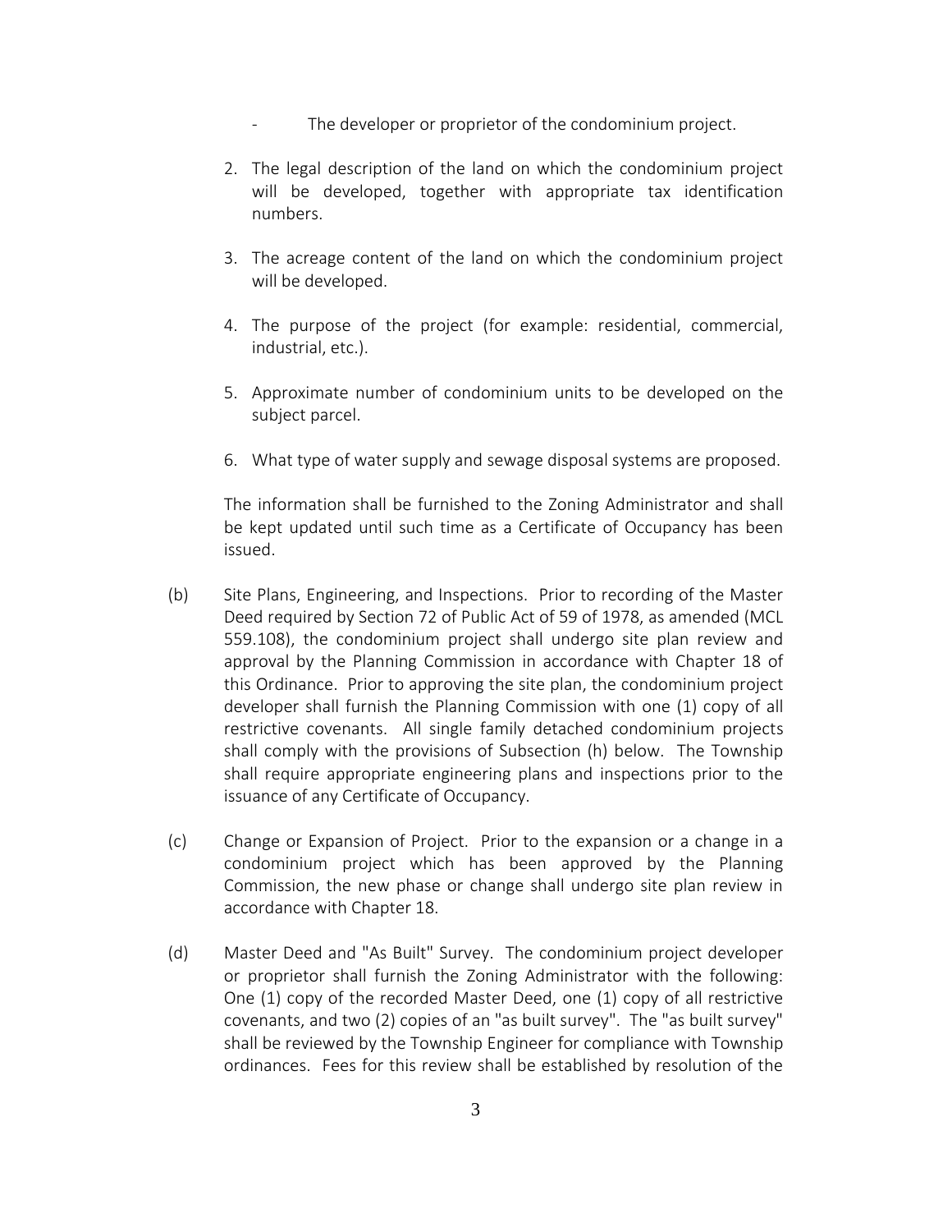- The developer or proprietor of the condominium project.

2. The legal description of the land on which the condominium project will be developed, together with appropriate tax identification numbers.

3. The acreage content of the land on which the condominium project will be developed.

4. The purpose of the project (for example: residential, commercial, industrial, etc.).

5. Approximate number of condominium units to be developed on the subject parcel.

6. What type of water supply and sewage disposal systems are proposed.

The information shall be furnished to the Zoning Administrator and shall be kept updated until such time as a Certificate of Occupancy has been issued.

(b) Site Plans, Engineering, and Inspections. Prior to recording of the Master Deed required by Section 72 of Public Act of 59 of 1978, as amended (MCL 559.108), the condominium project shall undergo site plan review and approval by the Planning Commission in accordance with Chapter 18 of this Ordinance. Prior to approving the site plan, the condominium project developer shall furnish the Planning Commission with one (1) copy of all restrictive covenants. All single family detached condominium projects shall comply with the provisions of Subsection (h) below. The Township shall require appropriate engineering plans and inspections prior to the issuance of any Certificate of Occupancy.

(c) Change or Expansion of Project. Prior to the expansion or a change in a condominium project which has been approved by the Planning Commission, the new phase or change shall undergo site plan review in accordance with Chapter 18.

(d) Master Deed and "As Built" Survey. The condominium project developer or proprietor shall furnish the Zoning Administrator with the following: One (1) copy of the recorded Master Deed, one (1) copy of all restrictive covenants, and two (2) copies of an "as built survey". The "as built survey" shall be reviewed by the Township Engineer for compliance with Township ordinances. Fees for this review shall be established by resolution of the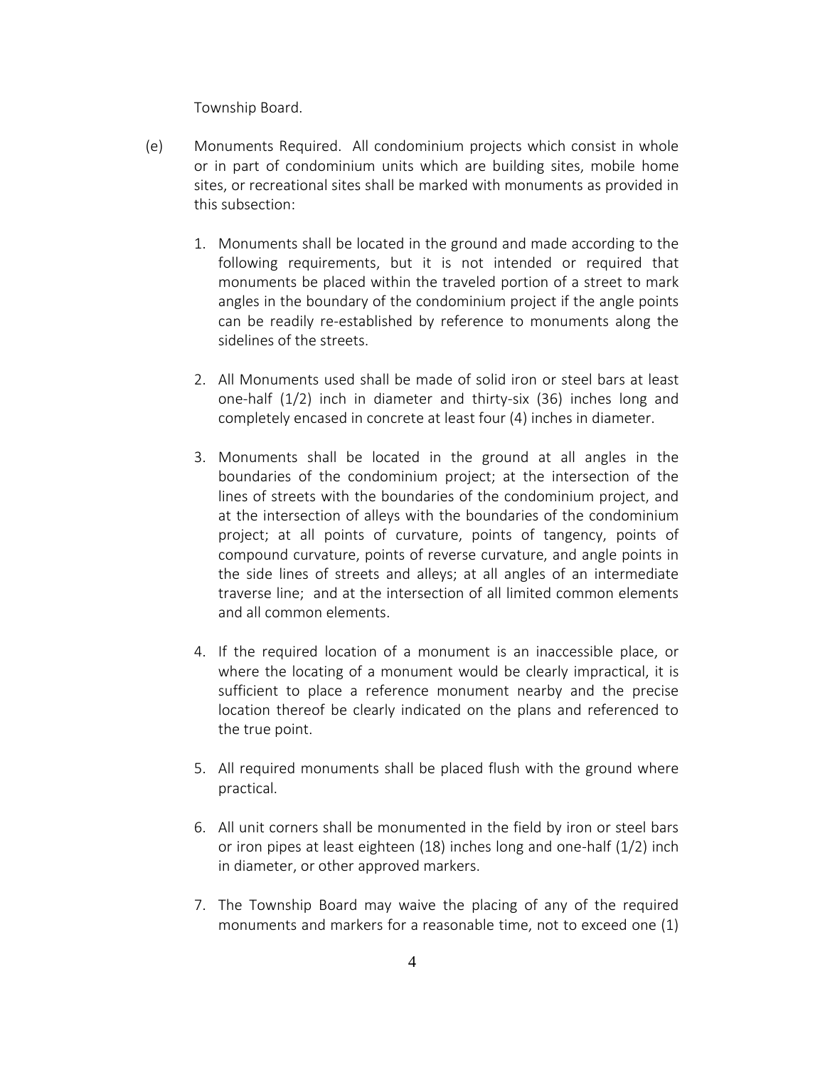Township Board.

(e) Monuments Required. All condominium projects which consist in whole or in part of condominium units which are building sites, mobile home sites, or recreational sites shall be marked with monuments as provided in this subsection:

1. Monuments shall be located in the ground and made according to the following requirements, but it is not intended or required that monuments be placed within the traveled portion of a street to mark angles in the boundary of the condominium project if the angle points can be readily re-established by reference to monuments along the sidelines of the streets.

2. All Monuments used shall be made of solid iron or steel bars at least one-half (1/2) inch in diameter and thirty-six (36) inches long and completely encased in concrete at least four (4) inches in diameter.

3. Monuments shall be located in the ground at all angles in the boundaries of the condominium project; at the intersection of the lines of streets with the boundaries of the condominium project, and at the intersection of alleys with the boundaries of the condominium project; at all points of curvature, points of tangency, points of compound curvature, points of reverse curvature, and angle points in the side lines of streets and alleys; at all angles of an intermediate traverse line; and at the intersection of all limited common elements and all common elements.

4. If the required location of a monument is an inaccessible place, or where the locating of a monument would be clearly impractical, it is sufficient to place a reference monument nearby and the precise location thereof be clearly indicated on the plans and referenced to the true point.

5. All required monuments shall be placed flush with the ground where practical.

6. All unit corners shall be monumented in the field by iron or steel bars or iron pipes at least eighteen (18) inches long and one-half (1/2) inch in diameter, or other approved markers.

7. The Township Board may waive the placing of any of the required monuments and markers for a reasonable time, not to exceed one (1)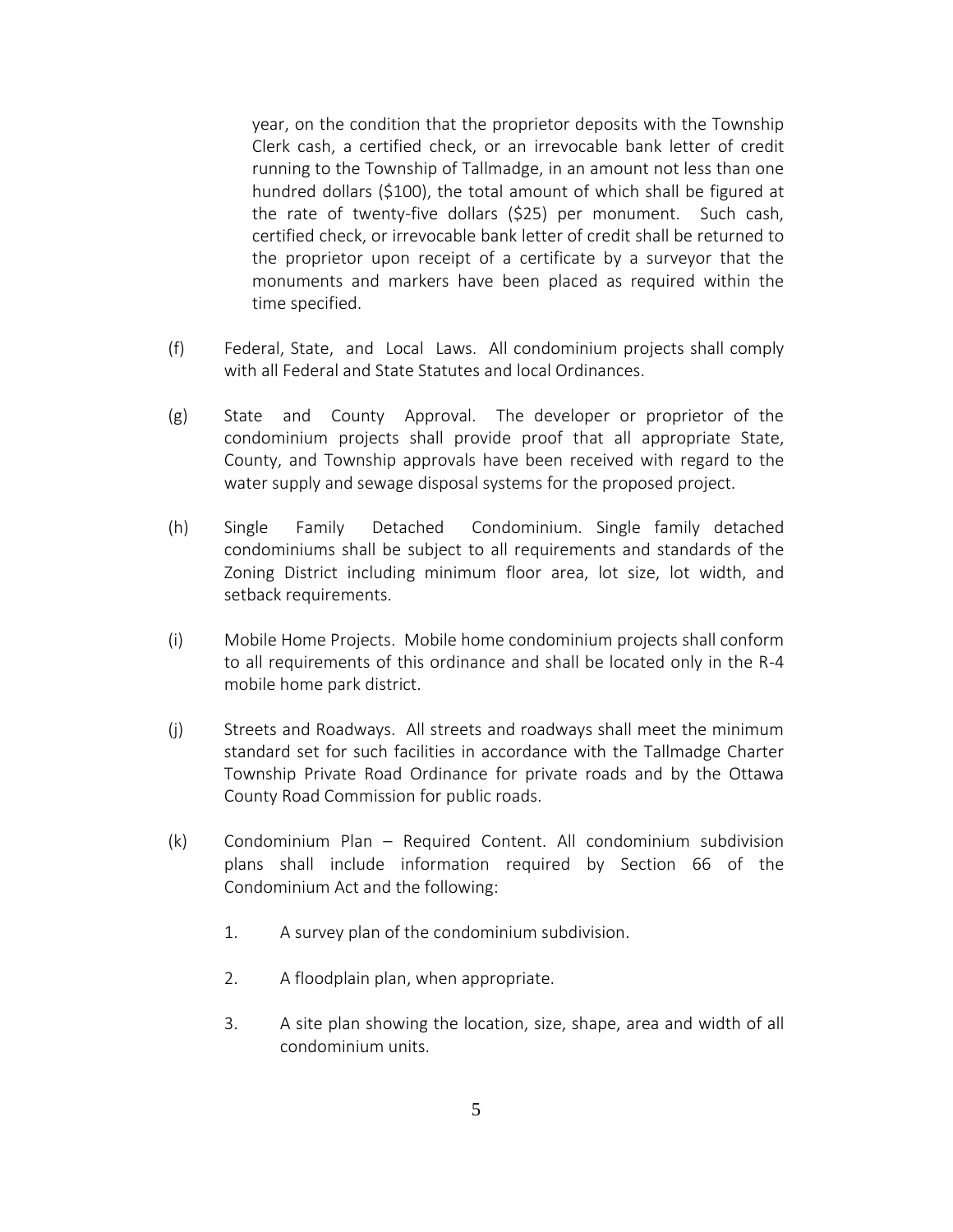year, on the condition that the proprietor deposits with the Township Clerk cash, a certified check, or an irrevocable bank letter of credit running to the Township of Tallmadge, in an amount not less than one hundred dollars ($100), the total amount of which shall be figured at the rate of twenty-five dollars ($25) per monument. Such cash, certified check, or irrevocable bank letter of credit shall be returned to the proprietor upon receipt of a certificate by a surveyor that the monuments and markers have been placed as required within the time specified.

(f) Federal, State, and Local Laws. All condominium projects shall comply with all Federal and State Statutes and local Ordinances.

(g) State and County Approval. The developer or proprietor of the condominium projects shall provide proof that all appropriate State, County, and Township approvals have been received with regard to the water supply and sewage disposal systems for the proposed project.

(h) Single Family Detached Condominium. Single family detached condominiums shall be subject to all requirements and standards of the Zoning District including minimum floor area, lot size, lot width, and setback requirements.

(i) Mobile Home Projects. Mobile home condominium projects shall conform to all requirements of this ordinance and shall be located only in the R-4 mobile home park district.

(j) Streets and Roadways. All streets and roadways shall meet the minimum standard set for such facilities in accordance with the Tallmadge Charter Township Private Road Ordinance for private roads and by the Ottawa County Road Commission for public roads.

(k) Condominium Plan – Required Content. All condominium subdivision plans shall include information required by Section 66 of the Condominium Act and the following:

1. A survey plan of the condominium subdivision.

2. A floodplain plan, when appropriate.

3. A site plan showing the location, size, shape, area and width of all condominium units.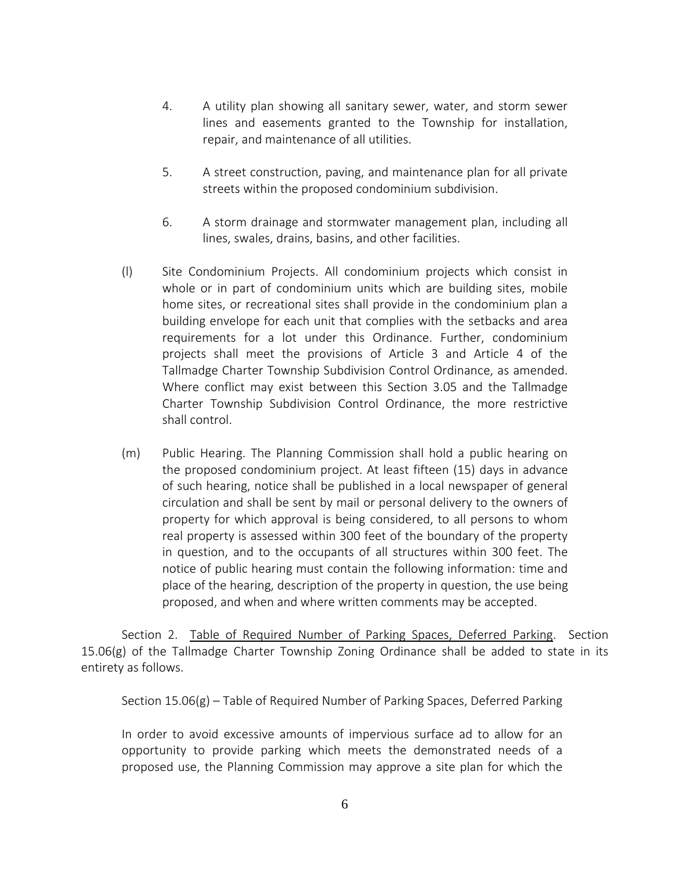4. A utility plan showing all sanitary sewer, water, and storm sewer lines and easements granted to the Township for installation, repair, and maintenance of all utilities.

5. A street construction, paving, and maintenance plan for all private streets within the proposed condominium subdivision.

6. A storm drainage and stormwater management plan, including all lines, swales, drains, basins, and other facilities.

(l) Site Condominium Projects. All condominium projects which consist in whole or in part of condominium units which are building sites, mobile home sites, or recreational sites shall provide in the condominium plan a building envelope for each unit that complies with the setbacks and area requirements for a lot under this Ordinance. Further, condominium projects shall meet the provisions of Article 3 and Article 4 of the Tallmadge Charter Township Subdivision Control Ordinance, as amended. Where conflict may exist between this Section 3.05 and the Tallmadge Charter Township Subdivision Control Ordinance, the more restrictive shall control.

(m) Public Hearing. The Planning Commission shall hold a public hearing on the proposed condominium project. At least fifteen (15) days in advance of such hearing, notice shall be published in a local newspaper of general circulation and shall be sent by mail or personal delivery to the owners of property for which approval is being considered, to all persons to whom real property is assessed within 300 feet of the boundary of the property in question, and to the occupants of all structures within 300 feet. The notice of public hearing must contain the following information: time and place of the hearing, description of the property in question, the use being proposed, and when and where written comments may be accepted.

Section 2. Table of Required Number of Parking Spaces, Deferred Parking. Section 15.06(g) of the Tallmadge Charter Township Zoning Ordinance shall be added to state in its entirety as follows.

Section 15.06(g) – Table of Required Number of Parking Spaces, Deferred Parking

In order to avoid excessive amounts of impervious surface ad to allow for an opportunity to provide parking which meets the demonstrated needs of a proposed use, the Planning Commission may approve a site plan for which the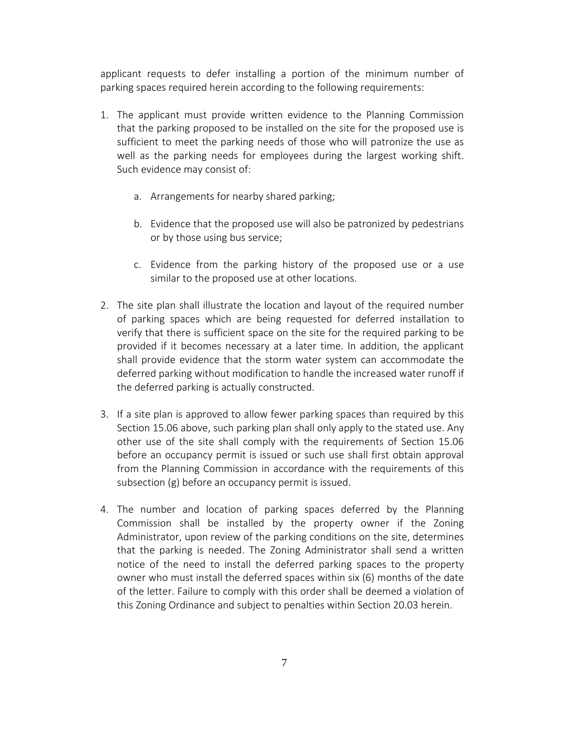applicant requests to defer installing a portion of the minimum number of parking spaces required herein according to the following requirements:

1. The applicant must provide written evidence to the Planning Commission that the parking proposed to be installed on the site for the proposed use is sufficient to meet the parking needs of those who will patronize the use as well as the parking needs for employees during the largest working shift. Such evidence may consist of:

    a. Arrangements for nearby shared parking;

    b. Evidence that the proposed use will also be patronized by pedestrians or by those using bus service;

    c. Evidence from the parking history of the proposed use or a use similar to the proposed use at other locations.

2. The site plan shall illustrate the location and layout of the required number of parking spaces which are being requested for deferred installation to verify that there is sufficient space on the site for the required parking to be provided if it becomes necessary at a later time. In addition, the applicant shall provide evidence that the storm water system can accommodate the deferred parking without modification to handle the increased water runoff if the deferred parking is actually constructed.

3. If a site plan is approved to allow fewer parking spaces than required by this Section 15.06 above, such parking plan shall only apply to the stated use. Any other use of the site shall comply with the requirements of Section 15.06 before an occupancy permit is issued or such use shall first obtain approval from the Planning Commission in accordance with the requirements of this subsection (g) before an occupancy permit is issued.

4. The number and location of parking spaces deferred by the Planning Commission shall be installed by the property owner if the Zoning Administrator, upon review of the parking conditions on the site, determines that the parking is needed. The Zoning Administrator shall send a written notice of the need to install the deferred parking spaces to the property owner who must install the deferred spaces within six (6) months of the date of the letter. Failure to comply with this order shall be deemed a violation of this Zoning Ordinance and subject to penalties within Section 20.03 herein.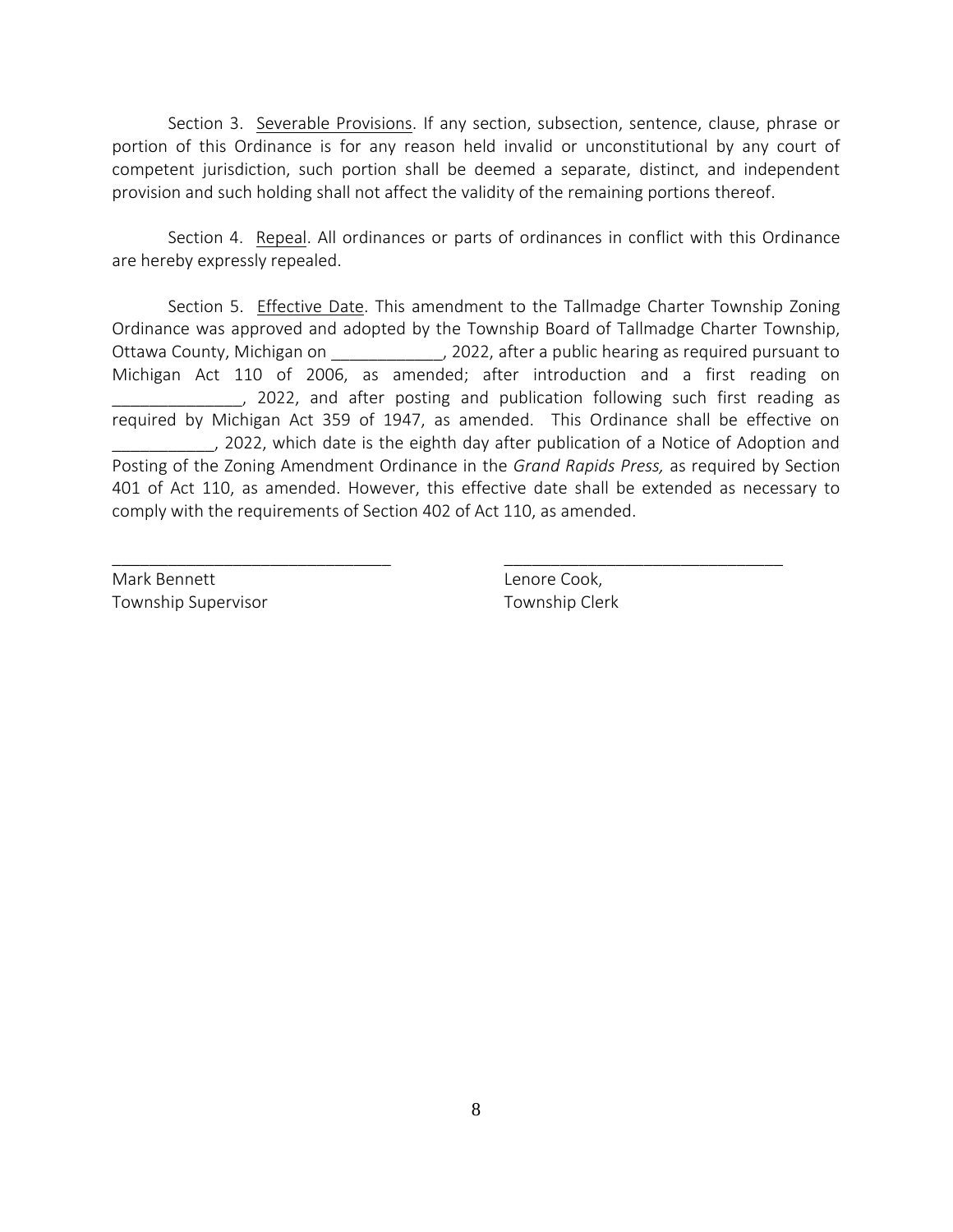Section 3. Severable Provisions. If any section, subsection, sentence, clause, phrase or portion of this Ordinance is for any reason held invalid or unconstitutional by any court of competent jurisdiction, such portion shall be deemed a separate, distinct, and independent provision and such holding shall not affect the validity of the remaining portions thereof.

Section 4. Repeal. All ordinances or parts of ordinances in conflict with this Ordinance are hereby expressly repealed.

Section 5. Effective Date. This amendment to the Tallmadge Charter Township Zoning Ordinance was approved and adopted by the Township Board of Tallmadge Charter Township, Ottawa County, Michigan on ____________, 2022, after a public hearing as required pursuant to Michigan Act 110 of 2006, as amended; after introduction and a first reading on ______________, 2022, and after posting and publication following such first reading as required by Michigan Act 359 of 1947, as amended. This Ordinance shall be effective on ___________, 2022, which date is the eighth day after publication of a Notice of Adoption and Posting of the Zoning Amendment Ordinance in the *Grand Rapids Press,* as required by Section 401 of Act 110, as amended. However, this effective date shall be extended as necessary to comply with the requirements of Section 402 of Act 110, as amended.

| ______________________________ | ______________________________ |
|---|---|
| Mark Bennett | Lenore Cook, |
| Township Supervisor | Township Clerk |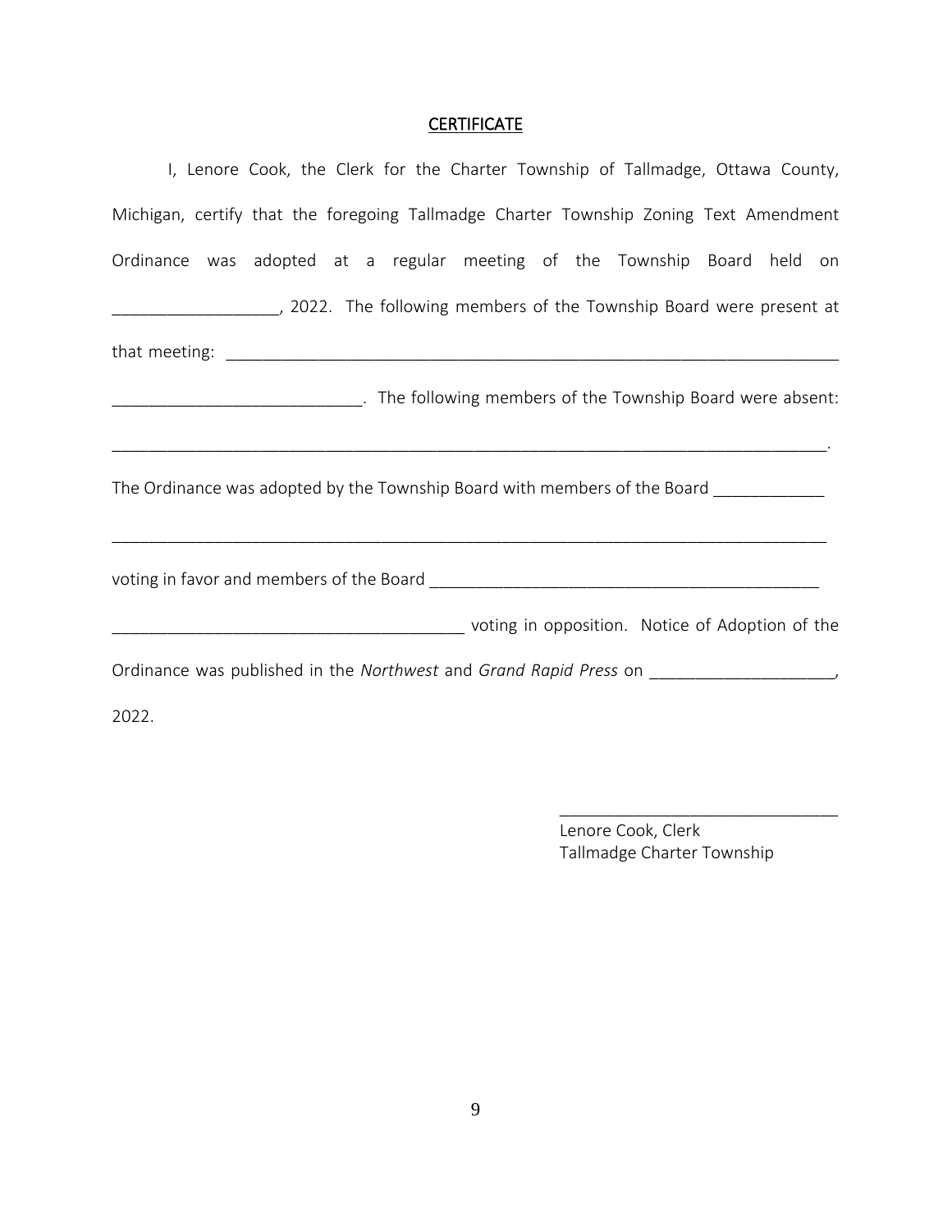## CERTIFICATE

I, Lenore Cook, the Clerk for the Charter Township of Tallmadge, Ottawa County, Michigan, certify that the foregoing Tallmadge Charter Township Zoning Text Amendment Ordinance was adopted at a regular meeting of the Township Board held on __________________, 2022. The following members of the Township Board were present at that meeting: ______________________________________________________________________ ___________________________. The following members of the Township Board were absent: ______________________________________________________________________________.

The Ordinance was adopted by the Township Board with members of the Board ____________ ______________________________________________________________________________ voting in favor and members of the Board ____________________________________________ ______________________________________ voting in opposition. Notice of Adoption of the Ordinance was published in the *Northwest* and *Grand Rapid Press* on ____________________, 2022.

______________________________
Lenore Cook, Clerk
Tallmadge Charter Township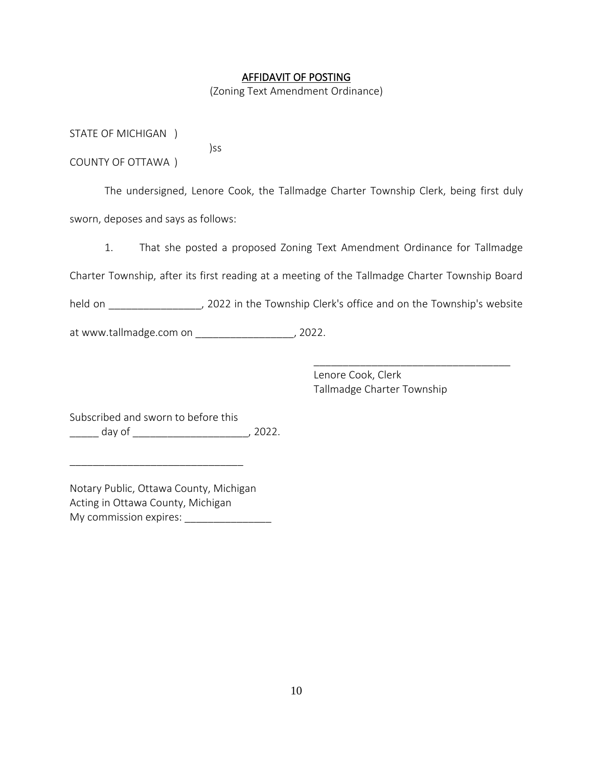**AFFIDAVIT OF POSTING**

(Zoning Text Amendment Ordinance)

STATE OF MICHIGAN )  
)ss  
COUNTY OF OTTAWA )

The undersigned, Lenore Cook, the Tallmadge Charter Township Clerk, being first duly sworn, deposes and says as follows:

1. That she posted a proposed Zoning Text Amendment Ordinance for Tallmadge Charter Township, after its first reading at a meeting of the Tallmadge Charter Township Board held on ________________, 2022 in the Township Clerk's office and on the Township's website at www.tallmadge.com on _________________, 2022.

__________________________________  
Lenore Cook, Clerk  
Tallmadge Charter Township

Subscribed and sworn before this  
_____ day of ____________________, 2022.

______________________________

Notary Public, Ottawa County, Michigan  
Acting in Ottawa County, Michigan  
My commission expires: _______________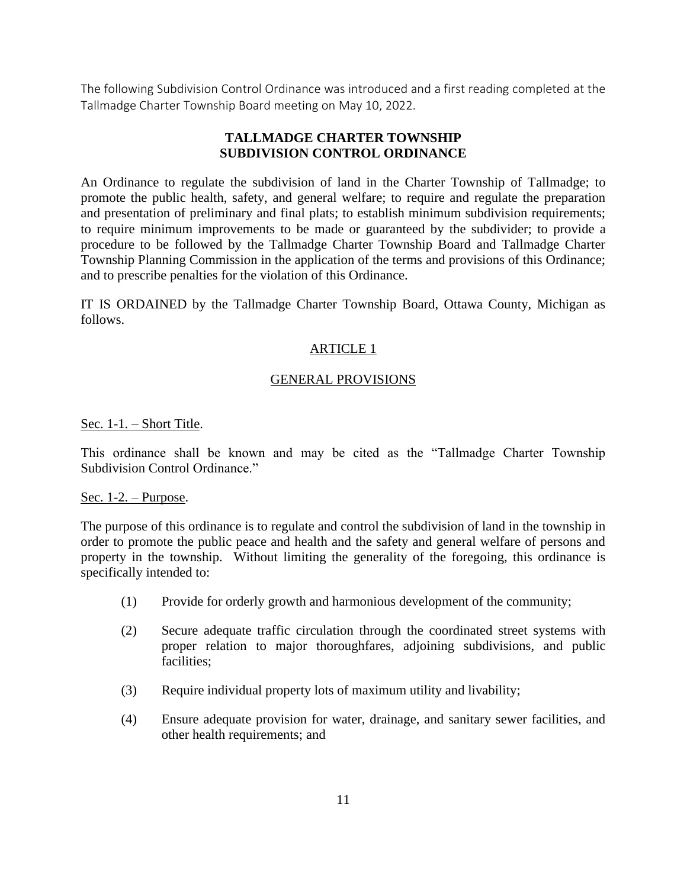The following Subdivision Control Ordinance was introduced and a first reading completed at the Tallmadge Charter Township Board meeting on May 10, 2022.

# TALLMADGE CHARTER TOWNSHIP SUBDIVISION CONTROL ORDINANCE

An Ordinance to regulate the subdivision of land in the Charter Township of Tallmadge; to promote the public health, safety, and general welfare; to require and regulate the preparation and presentation of preliminary and final plats; to establish minimum subdivision requirements; to require minimum improvements to be made or guaranteed by the subdivider; to provide a procedure to be followed by the Tallmadge Charter Township Board and Tallmadge Charter Township Planning Commission in the application of the terms and provisions of this Ordinance; and to prescribe penalties for the violation of this Ordinance.

IT IS ORDAINED by the Tallmadge Charter Township Board, Ottawa County, Michigan as follows.

## ARTICLE 1

## GENERAL PROVISIONS

### Sec. 1-1. – Short Title.

This ordinance shall be known and may be cited as the "Tallmadge Charter Township Subdivision Control Ordinance."

### Sec. 1-2. – Purpose.

The purpose of this ordinance is to regulate and control the subdivision of land in the township in order to promote the public peace and health and the safety and general welfare of persons and property in the township. Without limiting the generality of the foregoing, this ordinance is specifically intended to:

(1) Provide for orderly growth and harmonious development of the community;

(2) Secure adequate traffic circulation through the coordinated street systems with proper relation to major thoroughfares, adjoining subdivisions, and public facilities;

(3) Require individual property lots of maximum utility and livability;

(4) Ensure adequate provision for water, drainage, and sanitary sewer facilities, and other health requirements; and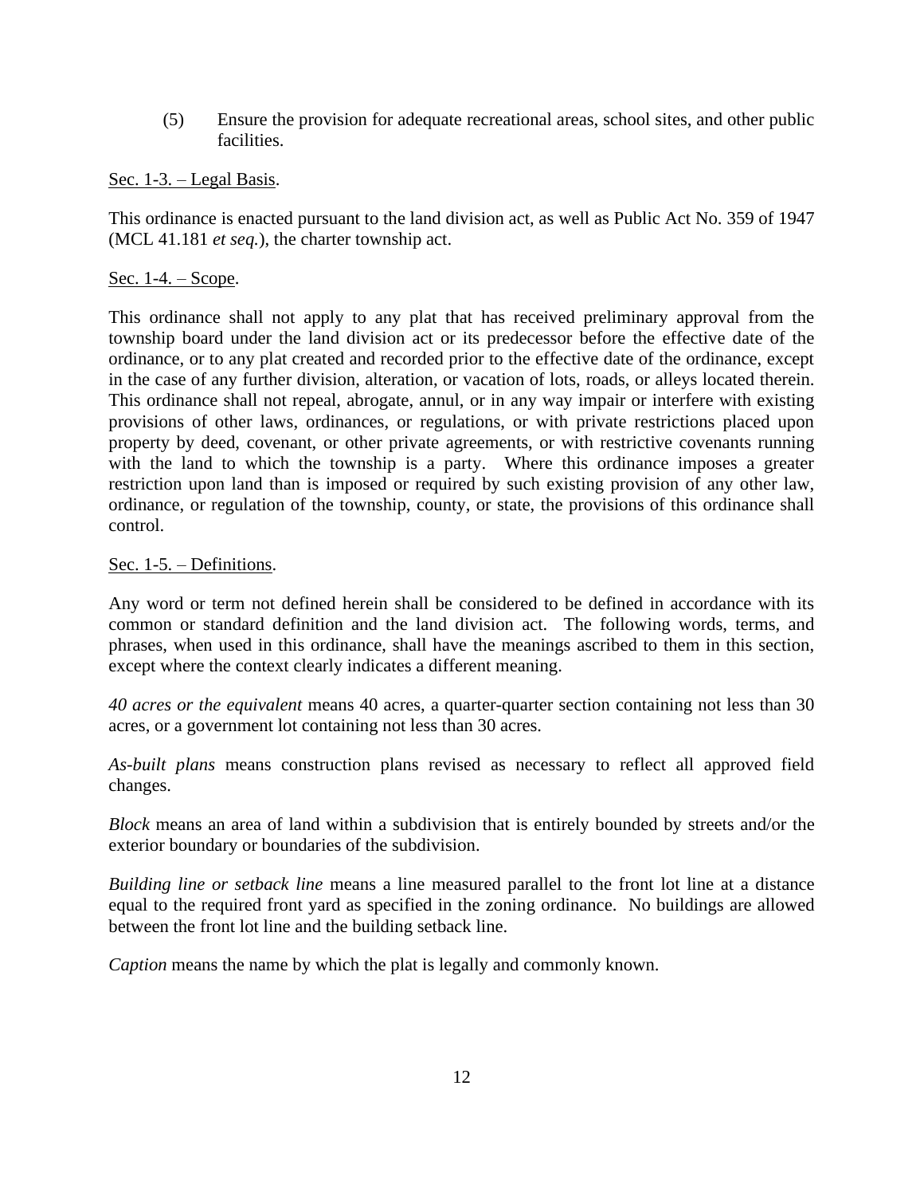(5) Ensure the provision for adequate recreational areas, school sites, and other public facilities.

<u>Sec. 1-3. – Legal Basis</u>.

This ordinance is enacted pursuant to the land division act, as well as Public Act No. 359 of 1947 (MCL 41.181 *et seq.*), the charter township act.

<u>Sec. 1-4. – Scope</u>.

This ordinance shall not apply to any plat that has received preliminary approval from the township board under the land division act or its predecessor before the effective date of the ordinance, or to any plat created and recorded prior to the effective date of the ordinance, except in the case of any further division, alteration, or vacation of lots, roads, or alleys located therein. This ordinance shall not repeal, abrogate, annul, or in any way impair or interfere with existing provisions of other laws, ordinances, or regulations, or with private restrictions placed upon property by deed, covenant, or other private agreements, or with restrictive covenants running with the land to which the township is a party. Where this ordinance imposes a greater restriction upon land than is imposed or required by such existing provision of any other law, ordinance, or regulation of the township, county, or state, the provisions of this ordinance shall control.

<u>Sec. 1-5. – Definitions</u>.

Any word or term not defined herein shall be considered to be defined in accordance with its common or standard definition and the land division act. The following words, terms, and phrases, when used in this ordinance, shall have the meanings ascribed to them in this section, except where the context clearly indicates a different meaning.

*40 acres or the equivalent* means 40 acres, a quarter-quarter section containing not less than 30 acres, or a government lot containing not less than 30 acres.

*As-built plans* means construction plans revised as necessary to reflect all approved field changes.

*Block* means an area of land within a subdivision that is entirely bounded by streets and/or the exterior boundary or boundaries of the subdivision.

*Building line or setback line* means a line measured parallel to the front lot line at a distance equal to the required front yard as specified in the zoning ordinance. No buildings are allowed between the front lot line and the building setback line.

*Caption* means the name by which the plat is legally and commonly known.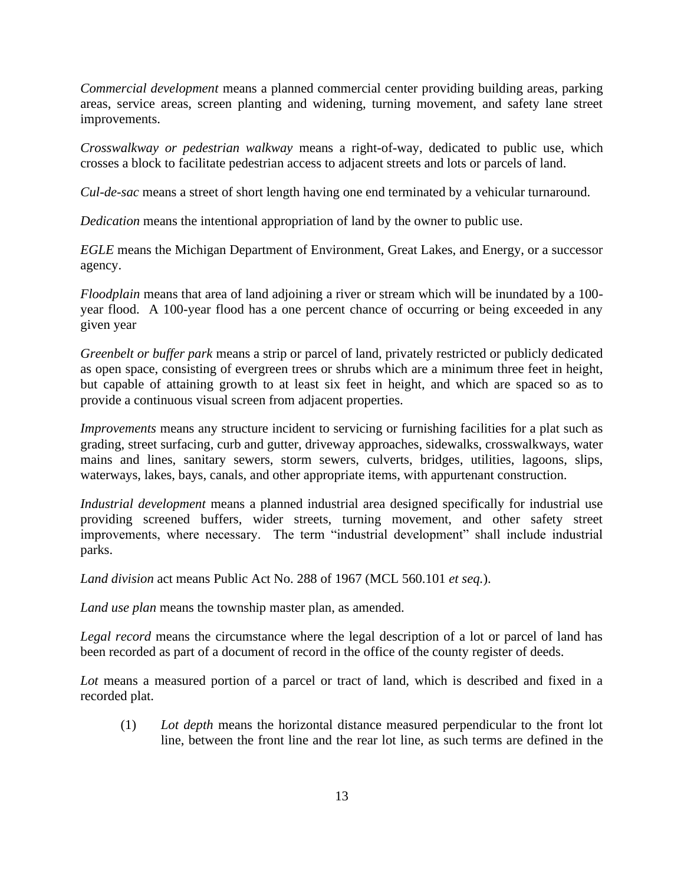*Commercial development* means a planned commercial center providing building areas, parking areas, service areas, screen planting and widening, turning movement, and safety lane street improvements.

*Crosswalkway or pedestrian walkway* means a right-of-way, dedicated to public use, which crosses a block to facilitate pedestrian access to adjacent streets and lots or parcels of land.

*Cul-de-sac* means a street of short length having one end terminated by a vehicular turnaround.

*Dedication* means the intentional appropriation of land by the owner to public use.

*EGLE* means the Michigan Department of Environment, Great Lakes, and Energy, or a successor agency.

*Floodplain* means that area of land adjoining a river or stream which will be inundated by a 100-year flood. A 100-year flood has a one percent chance of occurring or being exceeded in any given year

*Greenbelt or buffer park* means a strip or parcel of land, privately restricted or publicly dedicated as open space, consisting of evergreen trees or shrubs which are a minimum three feet in height, but capable of attaining growth to at least six feet in height, and which are spaced so as to provide a continuous visual screen from adjacent properties.

*Improvements* means any structure incident to servicing or furnishing facilities for a plat such as grading, street surfacing, curb and gutter, driveway approaches, sidewalks, crosswalkways, water mains and lines, sanitary sewers, storm sewers, culverts, bridges, utilities, lagoons, slips, waterways, lakes, bays, canals, and other appropriate items, with appurtenant construction.

*Industrial development* means a planned industrial area designed specifically for industrial use providing screened buffers, wider streets, turning movement, and other safety street improvements, where necessary. The term "industrial development" shall include industrial parks.

*Land division* act means Public Act No. 288 of 1967 (MCL 560.101 *et seq.*).

*Land use plan* means the township master plan, as amended.

*Legal record* means the circumstance where the legal description of a lot or parcel of land has been recorded as part of a document of record in the office of the county register of deeds.

*Lot* means a measured portion of a parcel or tract of land, which is described and fixed in a recorded plat.

(1) *Lot depth* means the horizontal distance measured perpendicular to the front lot line, between the front line and the rear lot line, as such terms are defined in the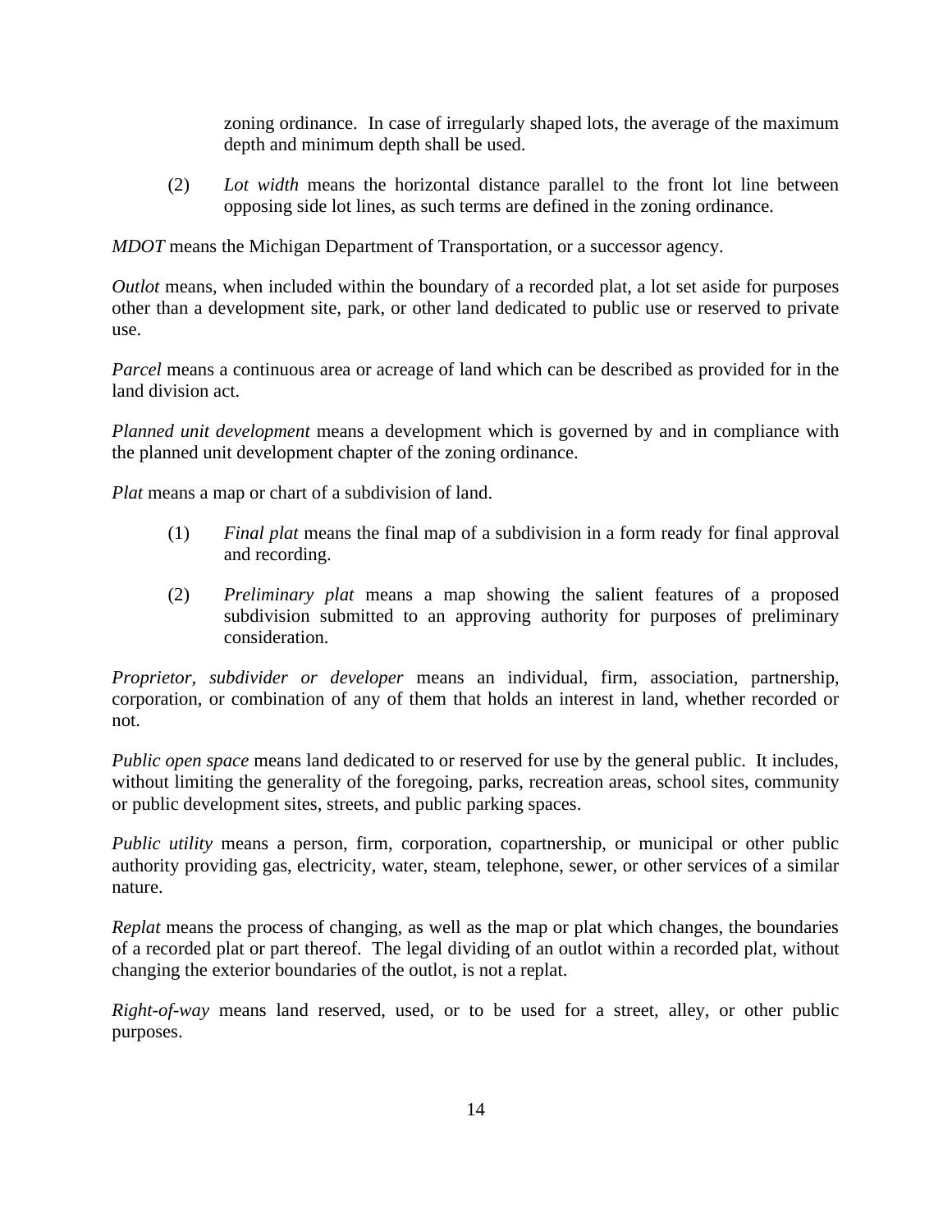zoning ordinance. In case of irregularly shaped lots, the average of the maximum depth and minimum depth shall be used.

(2) *Lot width* means the horizontal distance parallel to the front lot line between opposing side lot lines, as such terms are defined in the zoning ordinance.

*MDOT* means the Michigan Department of Transportation, or a successor agency.

*Outlot* means, when included within the boundary of a recorded plat, a lot set aside for purposes other than a development site, park, or other land dedicated to public use or reserved to private use.

*Parcel* means a continuous area or acreage of land which can be described as provided for in the land division act.

*Planned unit development* means a development which is governed by and in compliance with the planned unit development chapter of the zoning ordinance.

*Plat* means a map or chart of a subdivision of land.

(1) *Final plat* means the final map of a subdivision in a form ready for final approval and recording.

(2) *Preliminary plat* means a map showing the salient features of a proposed subdivision submitted to an approving authority for purposes of preliminary consideration.

*Proprietor, subdivider or developer* means an individual, firm, association, partnership, corporation, or combination of any of them that holds an interest in land, whether recorded or not.

*Public open space* means land dedicated to or reserved for use by the general public. It includes, without limiting the generality of the foregoing, parks, recreation areas, school sites, community or public development sites, streets, and public parking spaces.

*Public utility* means a person, firm, corporation, copartnership, or municipal or other public authority providing gas, electricity, water, steam, telephone, sewer, or other services of a similar nature.

*Replat* means the process of changing, as well as the map or plat which changes, the boundaries of a recorded plat or part thereof. The legal dividing of an outlot within a recorded plat, without changing the exterior boundaries of the outlot, is not a replat.

*Right-of-way* means land reserved, used, or to be used for a street, alley, or other public purposes.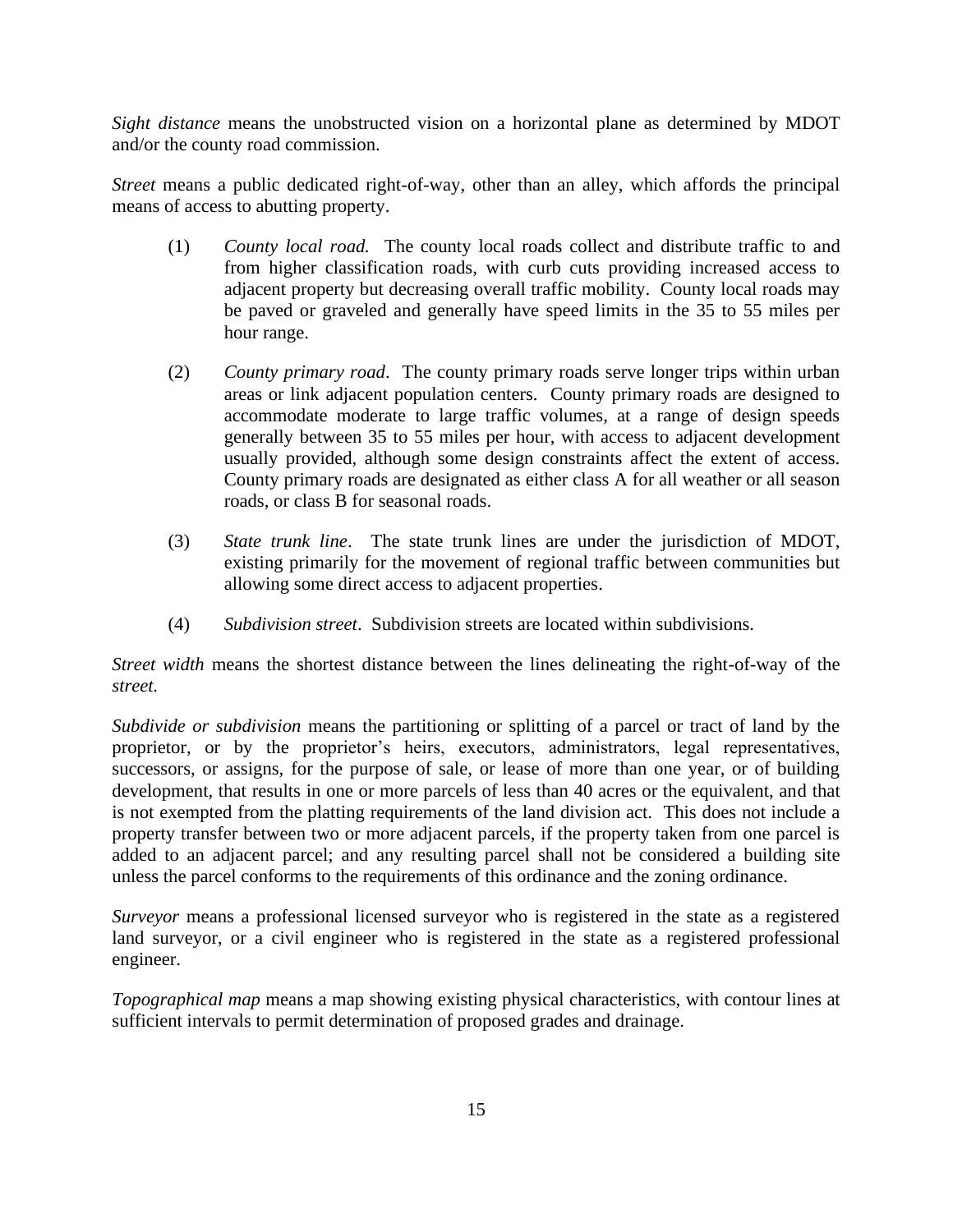*Sight distance* means the unobstructed vision on a horizontal plane as determined by MDOT and/or the county road commission.

*Street* means a public dedicated right-of-way, other than an alley, which affords the principal means of access to abutting property.

(1) *County local road.* The county local roads collect and distribute traffic to and from higher classification roads, with curb cuts providing increased access to adjacent property but decreasing overall traffic mobility. County local roads may be paved or graveled and generally have speed limits in the 35 to 55 miles per hour range.

(2) *County primary road*. The county primary roads serve longer trips within urban areas or link adjacent population centers. County primary roads are designed to accommodate moderate to large traffic volumes, at a range of design speeds generally between 35 to 55 miles per hour, with access to adjacent development usually provided, although some design constraints affect the extent of access. County primary roads are designated as either class A for all weather or all season roads, or class B for seasonal roads.

(3) *State trunk line*. The state trunk lines are under the jurisdiction of MDOT, existing primarily for the movement of regional traffic between communities but allowing some direct access to adjacent properties.

(4) *Subdivision street*. Subdivision streets are located within subdivisions.

*Street width* means the shortest distance between the lines delineating the right-of-way of the *street.*

*Subdivide or subdivision* means the partitioning or splitting of a parcel or tract of land by the proprietor, or by the proprietor's heirs, executors, administrators, legal representatives, successors, or assigns, for the purpose of sale, or lease of more than one year, or of building development, that results in one or more parcels of less than 40 acres or the equivalent, and that is not exempted from the platting requirements of the land division act. This does not include a property transfer between two or more adjacent parcels, if the property taken from one parcel is added to an adjacent parcel; and any resulting parcel shall not be considered a building site unless the parcel conforms to the requirements of this ordinance and the zoning ordinance.

*Surveyor* means a professional licensed surveyor who is registered in the state as a registered land surveyor, or a civil engineer who is registered in the state as a registered professional engineer.

*Topographical map* means a map showing existing physical characteristics, with contour lines at sufficient intervals to permit determination of proposed grades and drainage.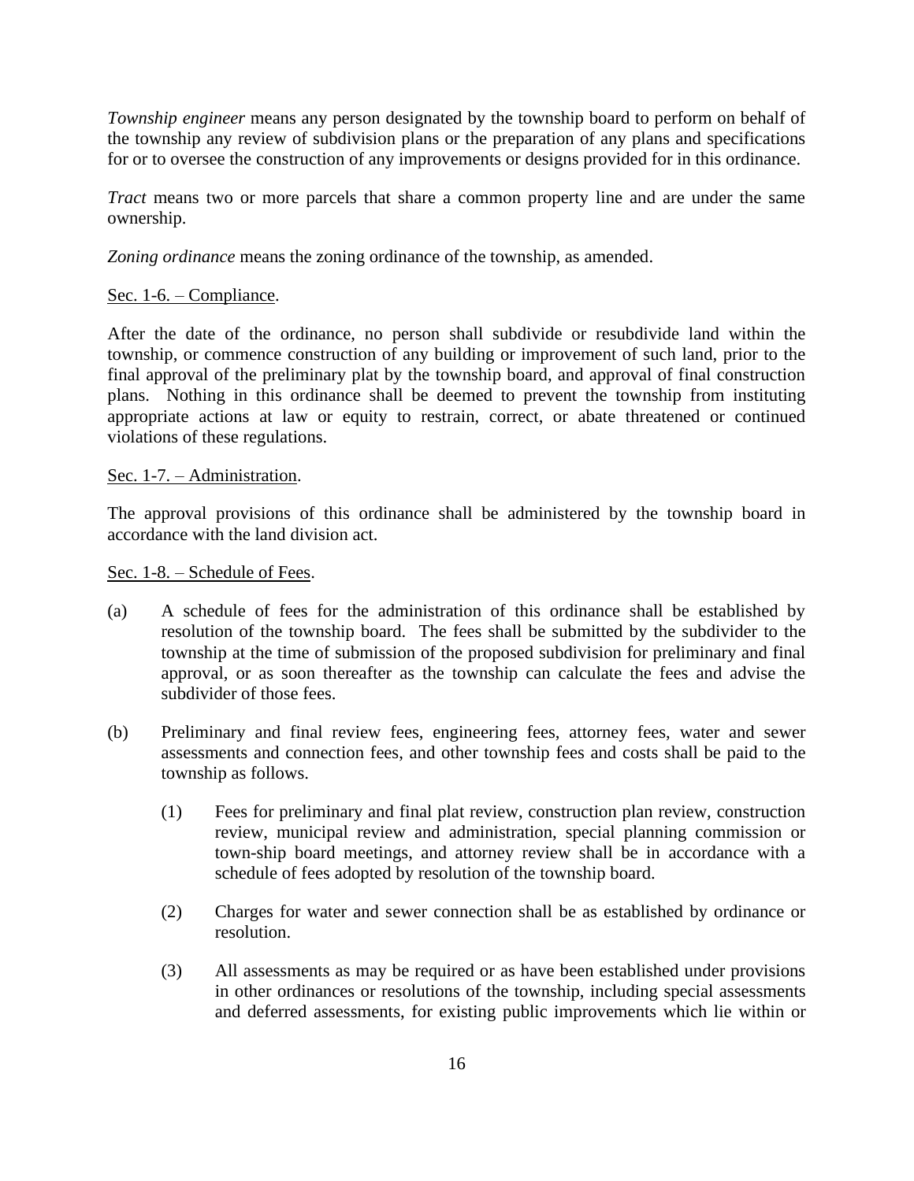*Township engineer* means any person designated by the township board to perform on behalf of the township any review of subdivision plans or the preparation of any plans and specifications for or to oversee the construction of any improvements or designs provided for in this ordinance.

*Tract* means two or more parcels that share a common property line and are under the same ownership.

*Zoning ordinance* means the zoning ordinance of the township, as amended.

<u>Sec. 1-6. – Compliance</u>.

After the date of the ordinance, no person shall subdivide or resubdivide land within the township, or commence construction of any building or improvement of such land, prior to the final approval of the preliminary plat by the township board, and approval of final construction plans. Nothing in this ordinance shall be deemed to prevent the township from instituting appropriate actions at law or equity to restrain, correct, or abate threatened or continued violations of these regulations.

<u>Sec. 1-7. – Administration</u>.

The approval provisions of this ordinance shall be administered by the township board in accordance with the land division act.

<u>Sec. 1-8. – Schedule of Fees</u>.

(a) A schedule of fees for the administration of this ordinance shall be established by resolution of the township board. The fees shall be submitted by the subdivider to the township at the time of submission of the proposed subdivision for preliminary and final approval, or as soon thereafter as the township can calculate the fees and advise the subdivider of those fees.

(b) Preliminary and final review fees, engineering fees, attorney fees, water and sewer assessments and connection fees, and other township fees and costs shall be paid to the township as follows.

    (1) Fees for preliminary and final plat review, construction plan review, construction review, municipal review and administration, special planning commission or town-ship board meetings, and attorney review shall be in accordance with a schedule of fees adopted by resolution of the township board.

    (2) Charges for water and sewer connection shall be as established by ordinance or resolution.

    (3) All assessments as may be required or as have been established under provisions in other ordinances or resolutions of the township, including special assessments and deferred assessments, for existing public improvements which lie within or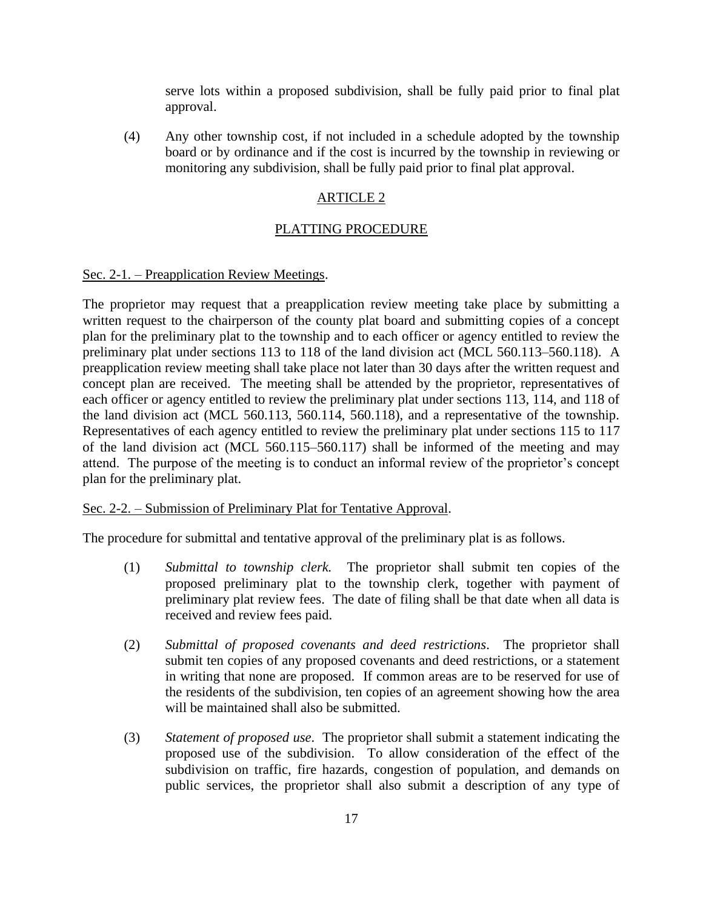serve lots within a proposed subdivision, shall be fully paid prior to final plat approval.

(4) Any other township cost, if not included in a schedule adopted by the township board or by ordinance and if the cost is incurred by the township in reviewing or monitoring any subdivision, shall be fully paid prior to final plat approval.

## ARTICLE 2

## PLATTING PROCEDURE

### Sec. 2-1. – Preapplication Review Meetings.

The proprietor may request that a preapplication review meeting take place by submitting a written request to the chairperson of the county plat board and submitting copies of a concept plan for the preliminary plat to the township and to each officer or agency entitled to review the preliminary plat under sections 113 to 118 of the land division act (MCL 560.113–560.118). A preapplication review meeting shall take place not later than 30 days after the written request and concept plan are received. The meeting shall be attended by the proprietor, representatives of each officer or agency entitled to review the preliminary plat under sections 113, 114, and 118 of the land division act (MCL 560.113, 560.114, 560.118), and a representative of the township. Representatives of each agency entitled to review the preliminary plat under sections 115 to 117 of the land division act (MCL 560.115–560.117) shall be informed of the meeting and may attend. The purpose of the meeting is to conduct an informal review of the proprietor's concept plan for the preliminary plat.

### Sec. 2-2. – Submission of Preliminary Plat for Tentative Approval.

The procedure for submittal and tentative approval of the preliminary plat is as follows.

(1) *Submittal to township clerk.* The proprietor shall submit ten copies of the proposed preliminary plat to the township clerk, together with payment of preliminary plat review fees. The date of filing shall be that date when all data is received and review fees paid.

(2) *Submittal of proposed covenants and deed restrictions*. The proprietor shall submit ten copies of any proposed covenants and deed restrictions, or a statement in writing that none are proposed. If common areas are to be reserved for use of the residents of the subdivision, ten copies of an agreement showing how the area will be maintained shall also be submitted.

(3) *Statement of proposed use*. The proprietor shall submit a statement indicating the proposed use of the subdivision. To allow consideration of the effect of the subdivision on traffic, fire hazards, congestion of population, and demands on public services, the proprietor shall also submit a description of any type of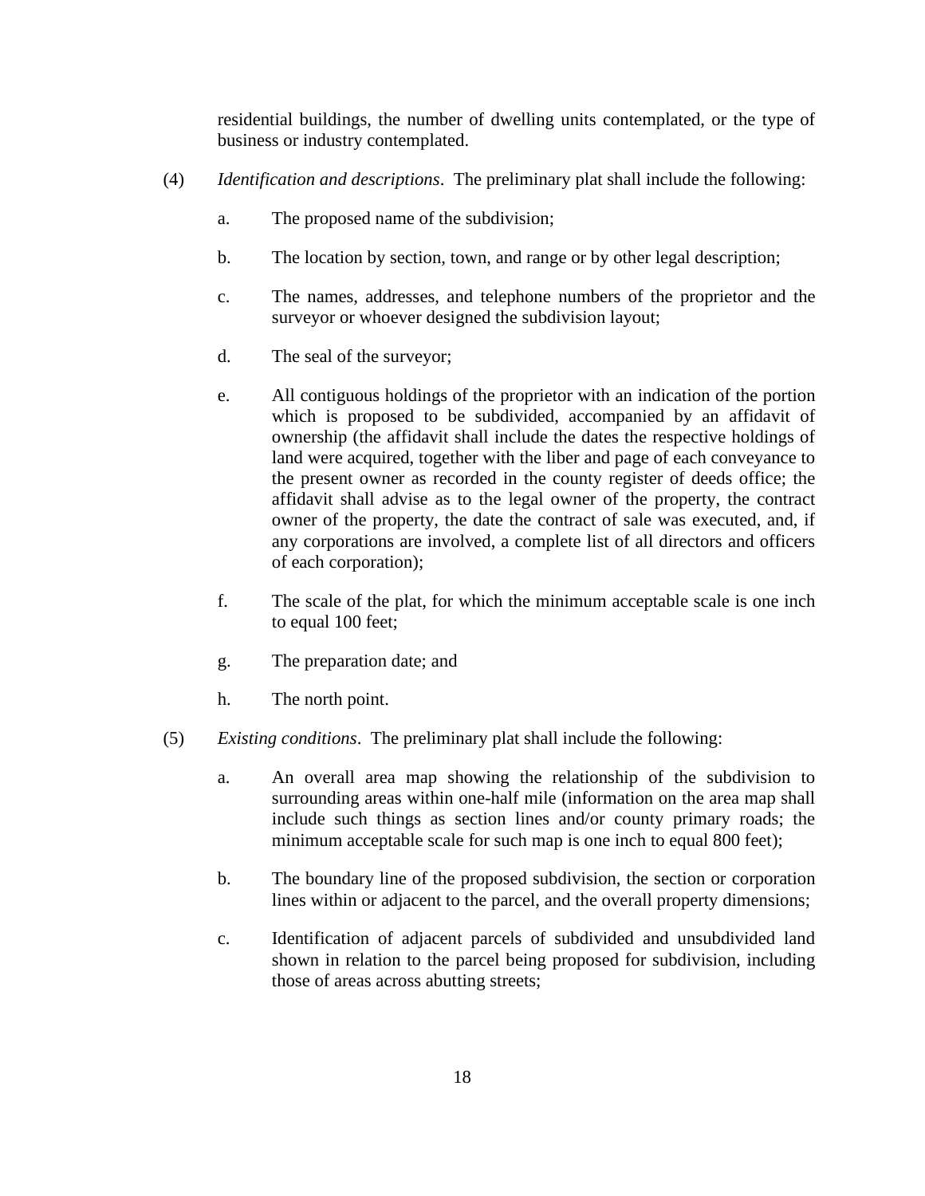residential buildings, the number of dwelling units contemplated, or the type of business or industry contemplated.

(4) *Identification and descriptions*. The preliminary plat shall include the following:

a. The proposed name of the subdivision;

b. The location by section, town, and range or by other legal description;

c. The names, addresses, and telephone numbers of the proprietor and the surveyor or whoever designed the subdivision layout;

d. The seal of the surveyor;

e. All contiguous holdings of the proprietor with an indication of the portion which is proposed to be subdivided, accompanied by an affidavit of ownership (the affidavit shall include the dates the respective holdings of land were acquired, together with the liber and page of each conveyance to the present owner as recorded in the county register of deeds office; the affidavit shall advise as to the legal owner of the property, the contract owner of the property, the date the contract of sale was executed, and, if any corporations are involved, a complete list of all directors and officers of each corporation);

f. The scale of the plat, for which the minimum acceptable scale is one inch to equal 100 feet;

g. The preparation date; and

h. The north point.

(5) *Existing conditions*. The preliminary plat shall include the following:

a. An overall area map showing the relationship of the subdivision to surrounding areas within one-half mile (information on the area map shall include such things as section lines and/or county primary roads; the minimum acceptable scale for such map is one inch to equal 800 feet);

b. The boundary line of the proposed subdivision, the section or corporation lines within or adjacent to the parcel, and the overall property dimensions;

c. Identification of adjacent parcels of subdivided and unsubdivided land shown in relation to the parcel being proposed for subdivision, including those of areas across abutting streets;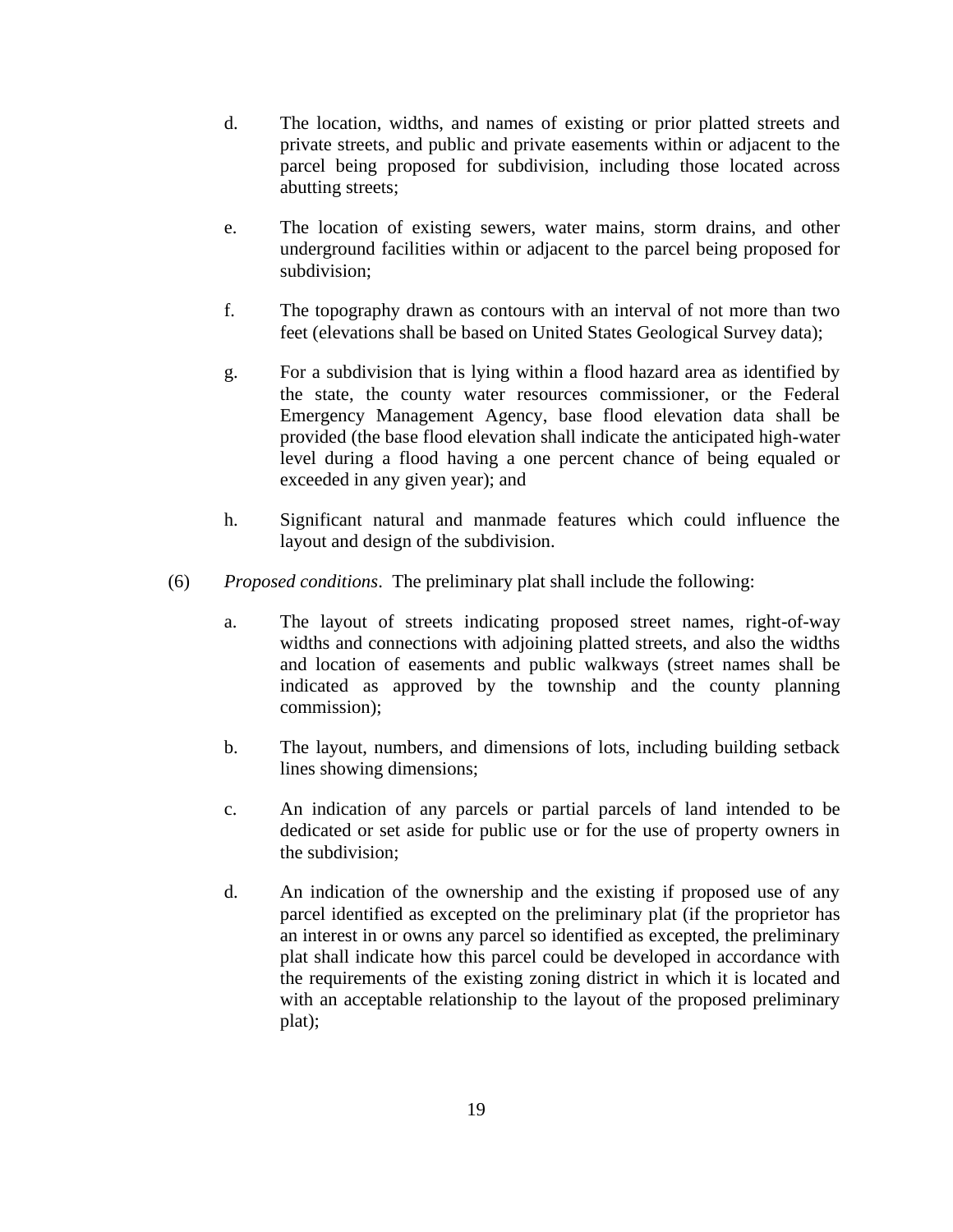d. The location, widths, and names of existing or prior platted streets and private streets, and public and private easements within or adjacent to the parcel being proposed for subdivision, including those located across abutting streets;

e. The location of existing sewers, water mains, storm drains, and other underground facilities within or adjacent to the parcel being proposed for subdivision;

f. The topography drawn as contours with an interval of not more than two feet (elevations shall be based on United States Geological Survey data);

g. For a subdivision that is lying within a flood hazard area as identified by the state, the county water resources commissioner, or the Federal Emergency Management Agency, base flood elevation data shall be provided (the base flood elevation shall indicate the anticipated high-water level during a flood having a one percent chance of being equaled or exceeded in any given year); and

h. Significant natural and manmade features which could influence the layout and design of the subdivision.

(6) *Proposed conditions*. The preliminary plat shall include the following:

a. The layout of streets indicating proposed street names, right-of-way widths and connections with adjoining platted streets, and also the widths and location of easements and public walkways (street names shall be indicated as approved by the township and the county planning commission);

b. The layout, numbers, and dimensions of lots, including building setback lines showing dimensions;

c. An indication of any parcels or partial parcels of land intended to be dedicated or set aside for public use or for the use of property owners in the subdivision;

d. An indication of the ownership and the existing if proposed use of any parcel identified as excepted on the preliminary plat (if the proprietor has an interest in or owns any parcel so identified as excepted, the preliminary plat shall indicate how this parcel could be developed in accordance with the requirements of the existing zoning district in which it is located and with an acceptable relationship to the layout of the proposed preliminary plat);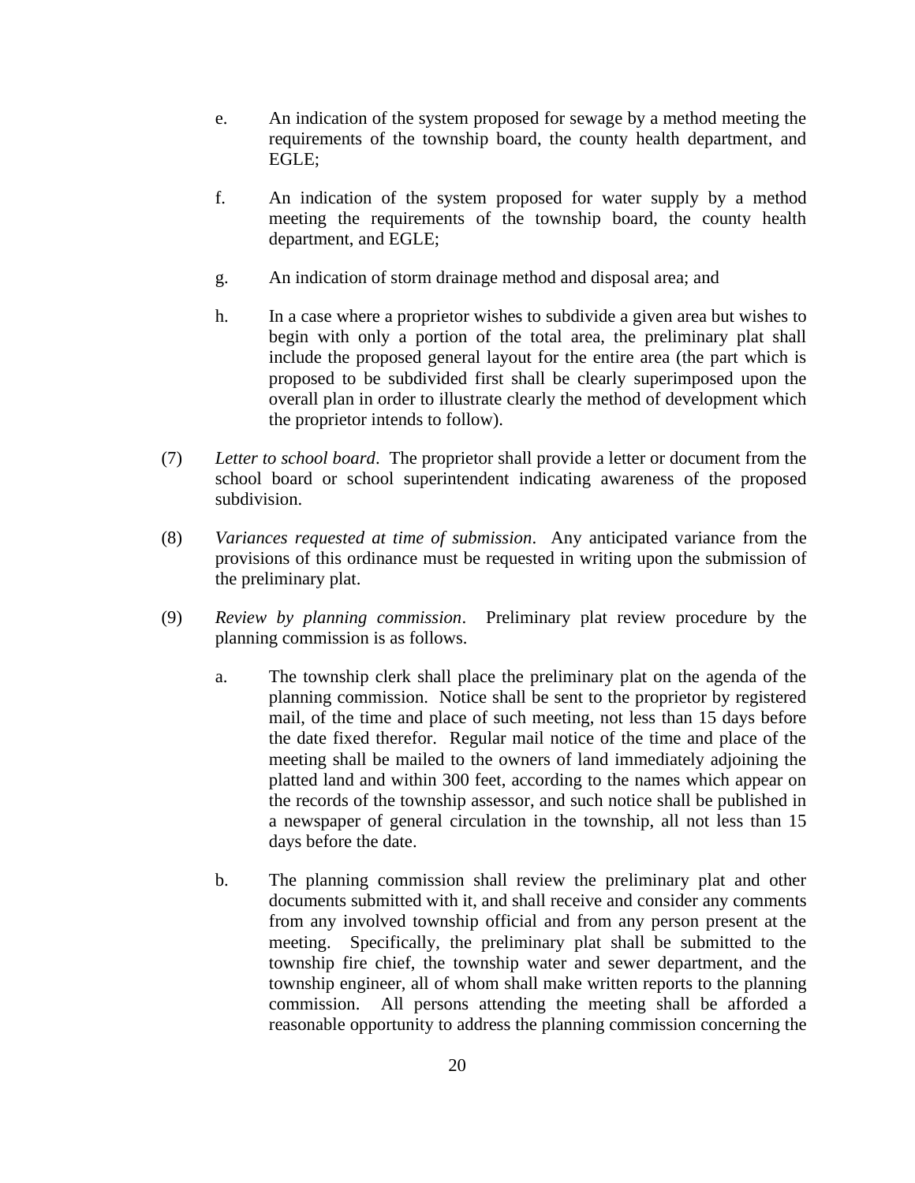e. An indication of the system proposed for sewage by a method meeting the requirements of the township board, the county health department, and EGLE;

f. An indication of the system proposed for water supply by a method meeting the requirements of the township board, the county health department, and EGLE;

g. An indication of storm drainage method and disposal area; and

h. In a case where a proprietor wishes to subdivide a given area but wishes to begin with only a portion of the total area, the preliminary plat shall include the proposed general layout for the entire area (the part which is proposed to be subdivided first shall be clearly superimposed upon the overall plan in order to illustrate clearly the method of development which the proprietor intends to follow).

(7) *Letter to school board*. The proprietor shall provide a letter or document from the school board or school superintendent indicating awareness of the proposed subdivision.

(8) *Variances requested at time of submission*. Any anticipated variance from the provisions of this ordinance must be requested in writing upon the submission of the preliminary plat.

(9) *Review by planning commission*. Preliminary plat review procedure by the planning commission is as follows.

a. The township clerk shall place the preliminary plat on the agenda of the planning commission. Notice shall be sent to the proprietor by registered mail, of the time and place of such meeting, not less than 15 days before the date fixed therefor. Regular mail notice of the time and place of the meeting shall be mailed to the owners of land immediately adjoining the platted land and within 300 feet, according to the names which appear on the records of the township assessor, and such notice shall be published in a newspaper of general circulation in the township, all not less than 15 days before the date.

b. The planning commission shall review the preliminary plat and other documents submitted with it, and shall receive and consider any comments from any involved township official and from any person present at the meeting. Specifically, the preliminary plat shall be submitted to the township fire chief, the township water and sewer department, and the township engineer, all of whom shall make written reports to the planning commission. All persons attending the meeting shall be afforded a reasonable opportunity to address the planning commission concerning the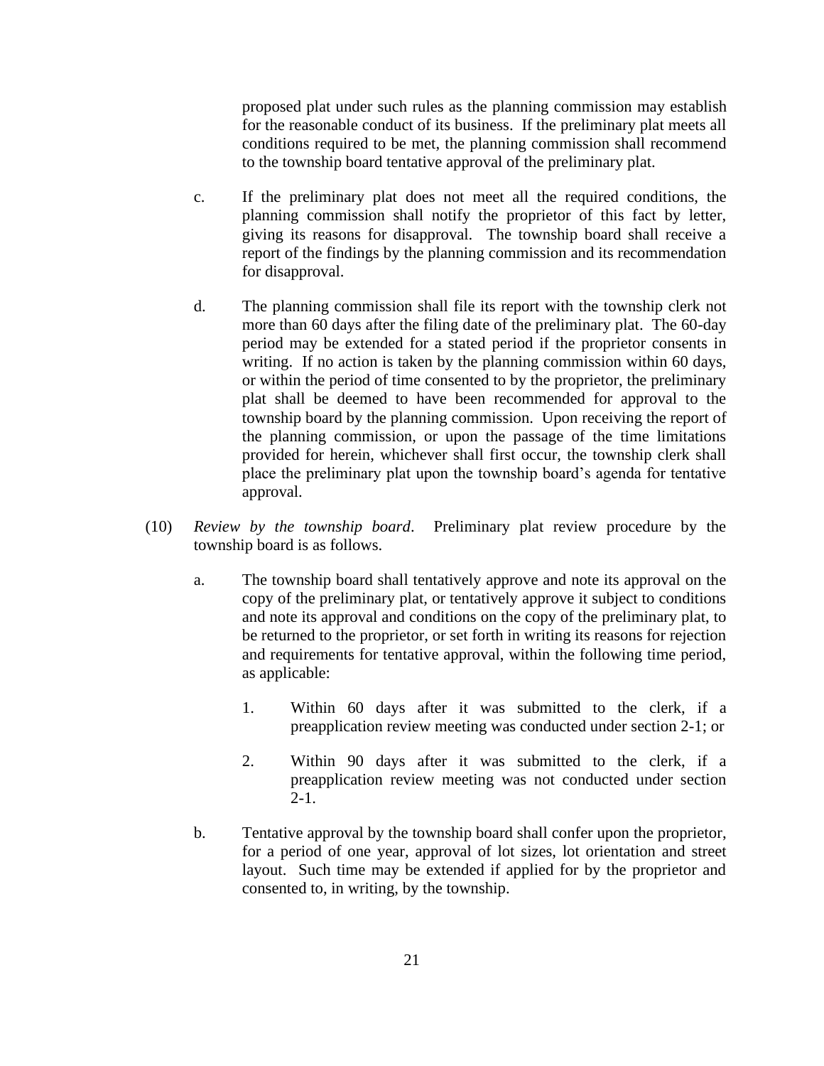proposed plat under such rules as the planning commission may establish for the reasonable conduct of its business. If the preliminary plat meets all conditions required to be met, the planning commission shall recommend to the township board tentative approval of the preliminary plat.

c. If the preliminary plat does not meet all the required conditions, the planning commission shall notify the proprietor of this fact by letter, giving its reasons for disapproval. The township board shall receive a report of the findings by the planning commission and its recommendation for disapproval.

d. The planning commission shall file its report with the township clerk not more than 60 days after the filing date of the preliminary plat. The 60-day period may be extended for a stated period if the proprietor consents in writing. If no action is taken by the planning commission within 60 days, or within the period of time consented to by the proprietor, the preliminary plat shall be deemed to have been recommended for approval to the township board by the planning commission. Upon receiving the report of the planning commission, or upon the passage of the time limitations provided for herein, whichever shall first occur, the township clerk shall place the preliminary plat upon the township board's agenda for tentative approval.

(10) *Review by the township board*. Preliminary plat review procedure by the township board is as follows.

a. The township board shall tentatively approve and note its approval on the copy of the preliminary plat, or tentatively approve it subject to conditions and note its approval and conditions on the copy of the preliminary plat, to be returned to the proprietor, or set forth in writing its reasons for rejection and requirements for tentative approval, within the following time period, as applicable:

1. Within 60 days after it was submitted to the clerk, if a preapplication review meeting was conducted under section 2-1; or

2. Within 90 days after it was submitted to the clerk, if a preapplication review meeting was not conducted under section 2-1.

b. Tentative approval by the township board shall confer upon the proprietor, for a period of one year, approval of lot sizes, lot orientation and street layout. Such time may be extended if applied for by the proprietor and consented to, in writing, by the township.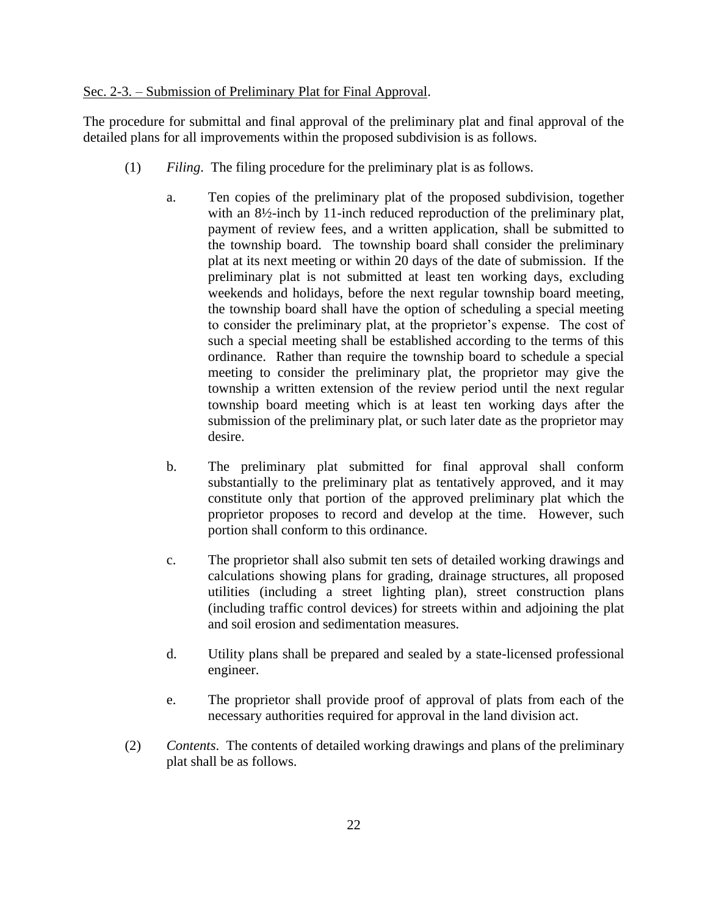Sec. 2-3. – Submission of Preliminary Plat for Final Approval.

The procedure for submittal and final approval of the preliminary plat and final approval of the detailed plans for all improvements within the proposed subdivision is as follows.

(1) *Filing*. The filing procedure for the preliminary plat is as follows.

a. Ten copies of the preliminary plat of the proposed subdivision, together with an 8½-inch by 11-inch reduced reproduction of the preliminary plat, payment of review fees, and a written application, shall be submitted to the township board. The township board shall consider the preliminary plat at its next meeting or within 20 days of the date of submission. If the preliminary plat is not submitted at least ten working days, excluding weekends and holidays, before the next regular township board meeting, the township board shall have the option of scheduling a special meeting to consider the preliminary plat, at the proprietor's expense. The cost of such a special meeting shall be established according to the terms of this ordinance. Rather than require the township board to schedule a special meeting to consider the preliminary plat, the proprietor may give the township a written extension of the review period until the next regular township board meeting which is at least ten working days after the submission of the preliminary plat, or such later date as the proprietor may desire.

b. The preliminary plat submitted for final approval shall conform substantially to the preliminary plat as tentatively approved, and it may constitute only that portion of the approved preliminary plat which the proprietor proposes to record and develop at the time. However, such portion shall conform to this ordinance.

c. The proprietor shall also submit ten sets of detailed working drawings and calculations showing plans for grading, drainage structures, all proposed utilities (including a street lighting plan), street construction plans (including traffic control devices) for streets within and adjoining the plat and soil erosion and sedimentation measures.

d. Utility plans shall be prepared and sealed by a state-licensed professional engineer.

e. The proprietor shall provide proof of approval of plats from each of the necessary authorities required for approval in the land division act.

(2) *Contents*. The contents of detailed working drawings and plans of the preliminary plat shall be as follows.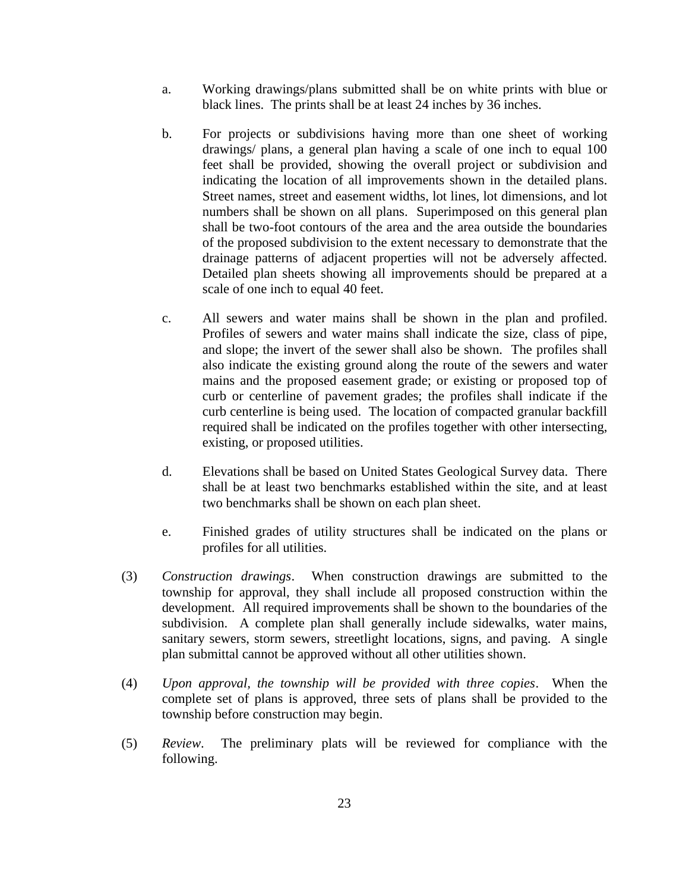a. Working drawings/plans submitted shall be on white prints with blue or black lines. The prints shall be at least 24 inches by 36 inches.

b. For projects or subdivisions having more than one sheet of working drawings/ plans, a general plan having a scale of one inch to equal 100 feet shall be provided, showing the overall project or subdivision and indicating the location of all improvements shown in the detailed plans. Street names, street and easement widths, lot lines, lot dimensions, and lot numbers shall be shown on all plans. Superimposed on this general plan shall be two-foot contours of the area and the area outside the boundaries of the proposed subdivision to the extent necessary to demonstrate that the drainage patterns of adjacent properties will not be adversely affected. Detailed plan sheets showing all improvements should be prepared at a scale of one inch to equal 40 feet.

c. All sewers and water mains shall be shown in the plan and profiled. Profiles of sewers and water mains shall indicate the size, class of pipe, and slope; the invert of the sewer shall also be shown. The profiles shall also indicate the existing ground along the route of the sewers and water mains and the proposed easement grade; or existing or proposed top of curb or centerline of pavement grades; the profiles shall indicate if the curb centerline is being used. The location of compacted granular backfill required shall be indicated on the profiles together with other intersecting, existing, or proposed utilities.

d. Elevations shall be based on United States Geological Survey data. There shall be at least two benchmarks established within the site, and at least two benchmarks shall be shown on each plan sheet.

e. Finished grades of utility structures shall be indicated on the plans or profiles for all utilities.

(3) *Construction drawings*. When construction drawings are submitted to the township for approval, they shall include all proposed construction within the development. All required improvements shall be shown to the boundaries of the subdivision. A complete plan shall generally include sidewalks, water mains, sanitary sewers, storm sewers, streetlight locations, signs, and paving. A single plan submittal cannot be approved without all other utilities shown.

(4) *Upon approval, the township will be provided with three copies*. When the complete set of plans is approved, three sets of plans shall be provided to the township before construction may begin.

(5) *Review*. The preliminary plats will be reviewed for compliance with the following.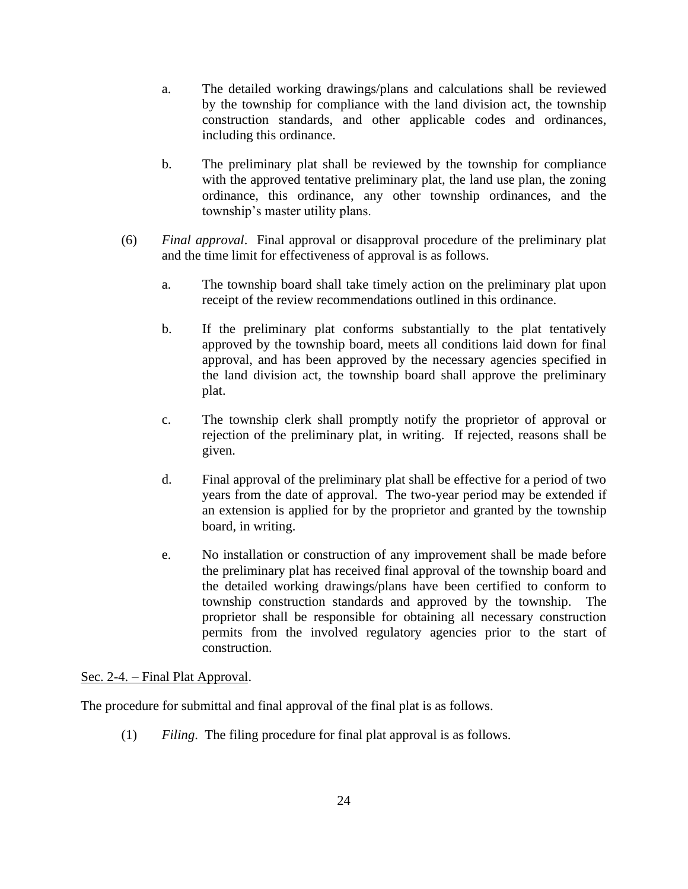a. The detailed working drawings/plans and calculations shall be reviewed by the township for compliance with the land division act, the township construction standards, and other applicable codes and ordinances, including this ordinance.

b. The preliminary plat shall be reviewed by the township for compliance with the approved tentative preliminary plat, the land use plan, the zoning ordinance, this ordinance, any other township ordinances, and the township's master utility plans.

(6) *Final approval*. Final approval or disapproval procedure of the preliminary plat and the time limit for effectiveness of approval is as follows.

a. The township board shall take timely action on the preliminary plat upon receipt of the review recommendations outlined in this ordinance.

b. If the preliminary plat conforms substantially to the plat tentatively approved by the township board, meets all conditions laid down for final approval, and has been approved by the necessary agencies specified in the land division act, the township board shall approve the preliminary plat.

c. The township clerk shall promptly notify the proprietor of approval or rejection of the preliminary plat, in writing. If rejected, reasons shall be given.

d. Final approval of the preliminary plat shall be effective for a period of two years from the date of approval. The two-year period may be extended if an extension is applied for by the proprietor and granted by the township board, in writing.

e. No installation or construction of any improvement shall be made before the preliminary plat has received final approval of the township board and the detailed working drawings/plans have been certified to conform to township construction standards and approved by the township. The proprietor shall be responsible for obtaining all necessary construction permits from the involved regulatory agencies prior to the start of construction.

Sec. 2-4. – Final Plat Approval.

The procedure for submittal and final approval of the final plat is as follows.

(1) *Filing*. The filing procedure for final plat approval is as follows.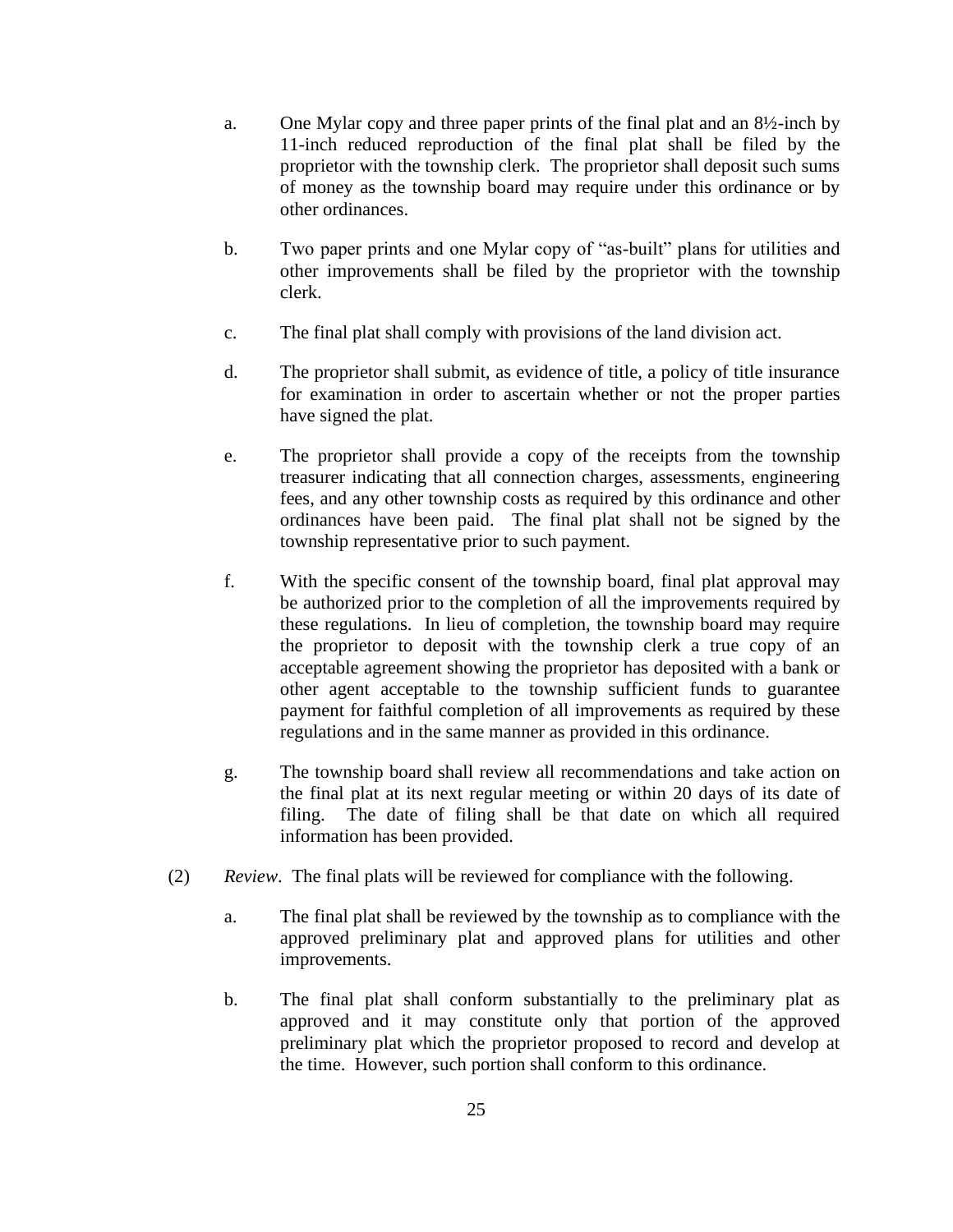a. One Mylar copy and three paper prints of the final plat and an 8½-inch by 11-inch reduced reproduction of the final plat shall be filed by the proprietor with the township clerk. The proprietor shall deposit such sums of money as the township board may require under this ordinance or by other ordinances.

b. Two paper prints and one Mylar copy of "as-built" plans for utilities and other improvements shall be filed by the proprietor with the township clerk.

c. The final plat shall comply with provisions of the land division act.

d. The proprietor shall submit, as evidence of title, a policy of title insurance for examination in order to ascertain whether or not the proper parties have signed the plat.

e. The proprietor shall provide a copy of the receipts from the township treasurer indicating that all connection charges, assessments, engineering fees, and any other township costs as required by this ordinance and other ordinances have been paid. The final plat shall not be signed by the township representative prior to such payment.

f. With the specific consent of the township board, final plat approval may be authorized prior to the completion of all the improvements required by these regulations. In lieu of completion, the township board may require the proprietor to deposit with the township clerk a true copy of an acceptable agreement showing the proprietor has deposited with a bank or other agent acceptable to the township sufficient funds to guarantee payment for faithful completion of all improvements as required by these regulations and in the same manner as provided in this ordinance.

g. The township board shall review all recommendations and take action on the final plat at its next regular meeting or within 20 days of its date of filing. The date of filing shall be that date on which all required information has been provided.

(2) *Review*. The final plats will be reviewed for compliance with the following.

a. The final plat shall be reviewed by the township as to compliance with the approved preliminary plat and approved plans for utilities and other improvements.

b. The final plat shall conform substantially to the preliminary plat as approved and it may constitute only that portion of the approved preliminary plat which the proprietor proposed to record and develop at the time. However, such portion shall conform to this ordinance.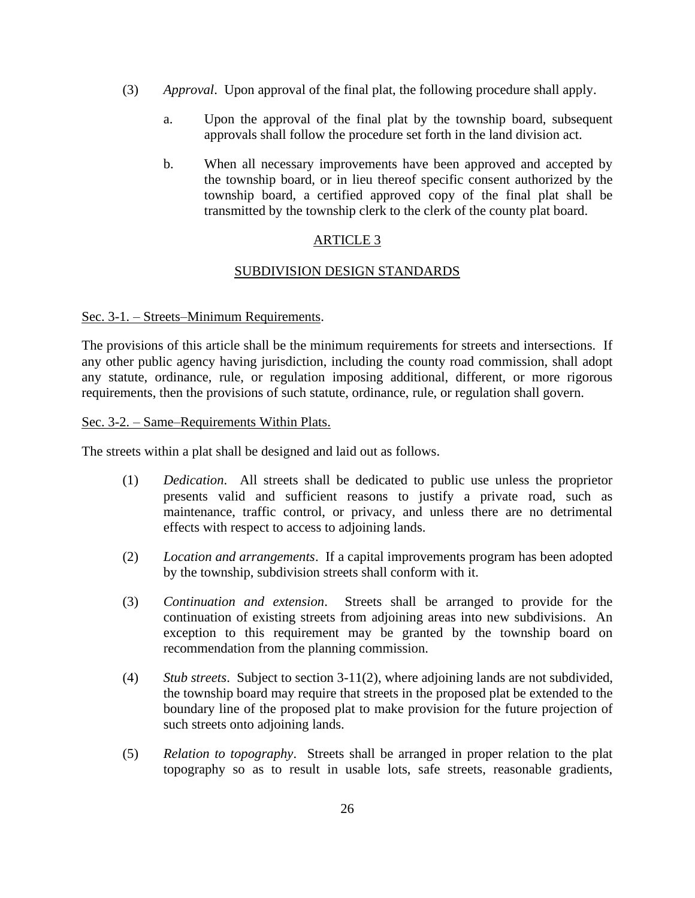(3) *Approval*. Upon approval of the final plat, the following procedure shall apply.

a. Upon the approval of the final plat by the township board, subsequent approvals shall follow the procedure set forth in the land division act.

b. When all necessary improvements have been approved and accepted by the township board, or in lieu thereof specific consent authorized by the township board, a certified approved copy of the final plat shall be transmitted by the township clerk to the clerk of the county plat board.

## ARTICLE 3

## SUBDIVISION DESIGN STANDARDS

Sec. 3-1. – Streets–Minimum Requirements.

The provisions of this article shall be the minimum requirements for streets and intersections. If any other public agency having jurisdiction, including the county road commission, shall adopt any statute, ordinance, rule, or regulation imposing additional, different, or more rigorous requirements, then the provisions of such statute, ordinance, rule, or regulation shall govern.

Sec. 3-2. – Same–Requirements Within Plats.

The streets within a plat shall be designed and laid out as follows.

(1) *Dedication*. All streets shall be dedicated to public use unless the proprietor presents valid and sufficient reasons to justify a private road, such as maintenance, traffic control, or privacy, and unless there are no detrimental effects with respect to access to adjoining lands.

(2) *Location and arrangements*. If a capital improvements program has been adopted by the township, subdivision streets shall conform with it.

(3) *Continuation and extension*. Streets shall be arranged to provide for the continuation of existing streets from adjoining areas into new subdivisions. An exception to this requirement may be granted by the township board on recommendation from the planning commission.

(4) *Stub streets*. Subject to section 3-11(2), where adjoining lands are not subdivided, the township board may require that streets in the proposed plat be extended to the boundary line of the proposed plat to make provision for the future projection of such streets onto adjoining lands.

(5) *Relation to topography*. Streets shall be arranged in proper relation to the plat topography so as to result in usable lots, safe streets, reasonable gradients,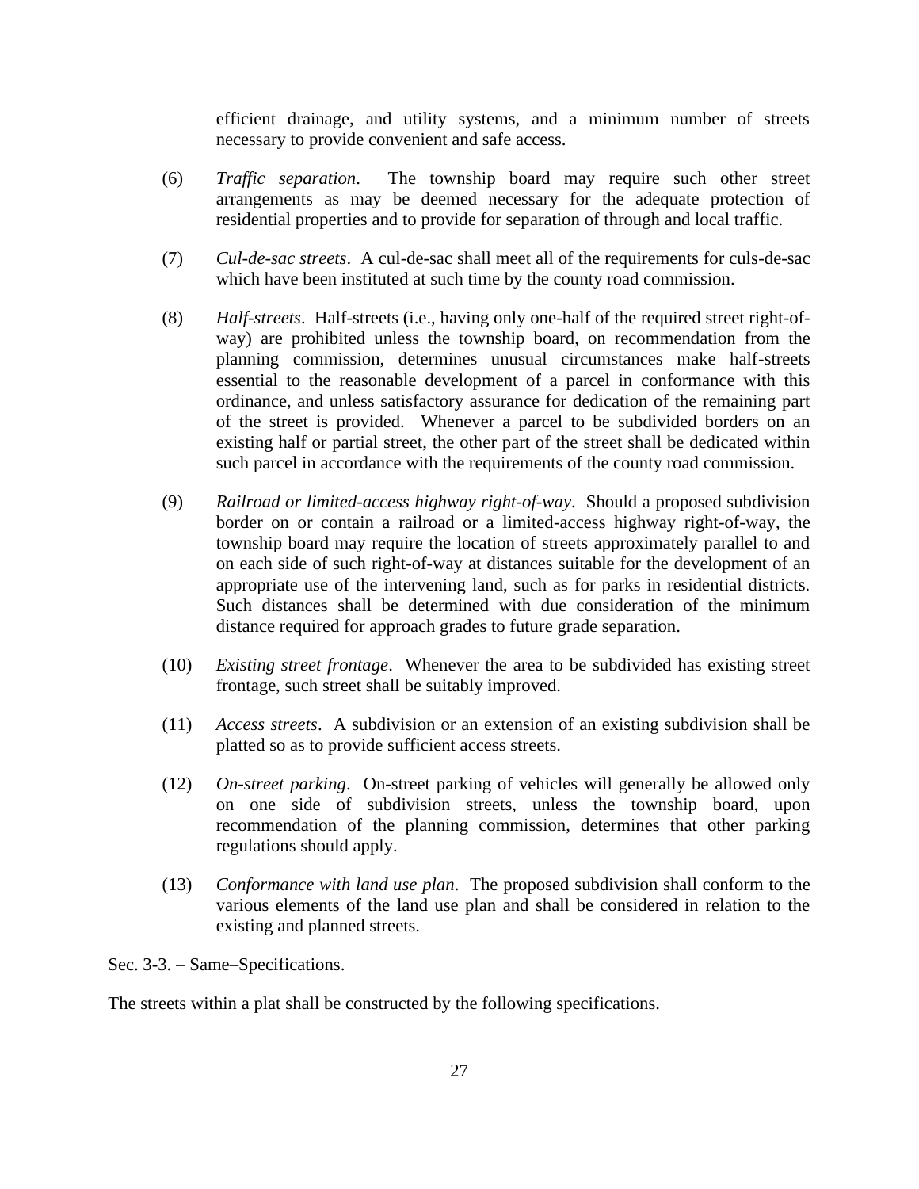efficient drainage, and utility systems, and a minimum number of streets necessary to provide convenient and safe access.

(6) *Traffic separation*. The township board may require such other street arrangements as may be deemed necessary for the adequate protection of residential properties and to provide for separation of through and local traffic.

(7) *Cul-de-sac streets*. A cul-de-sac shall meet all of the requirements for culs-de-sac which have been instituted at such time by the county road commission.

(8) *Half-streets*. Half-streets (i.e., having only one-half of the required street right-of-way) are prohibited unless the township board, on recommendation from the planning commission, determines unusual circumstances make half-streets essential to the reasonable development of a parcel in conformance with this ordinance, and unless satisfactory assurance for dedication of the remaining part of the street is provided. Whenever a parcel to be subdivided borders on an existing half or partial street, the other part of the street shall be dedicated within such parcel in accordance with the requirements of the county road commission.

(9) *Railroad or limited-access highway right-of-way*. Should a proposed subdivision border on or contain a railroad or a limited-access highway right-of-way, the township board may require the location of streets approximately parallel to and on each side of such right-of-way at distances suitable for the development of an appropriate use of the intervening land, such as for parks in residential districts. Such distances shall be determined with due consideration of the minimum distance required for approach grades to future grade separation.

(10) *Existing street frontage*. Whenever the area to be subdivided has existing street frontage, such street shall be suitably improved.

(11) *Access streets*. A subdivision or an extension of an existing subdivision shall be platted so as to provide sufficient access streets.

(12) *On-street parking*. On-street parking of vehicles will generally be allowed only on one side of subdivision streets, unless the township board, upon recommendation of the planning commission, determines that other parking regulations should apply.

(13) *Conformance with land use plan*. The proposed subdivision shall conform to the various elements of the land use plan and shall be considered in relation to the existing and planned streets.

Sec. 3-3. – Same–Specifications.

The streets within a plat shall be constructed by the following specifications.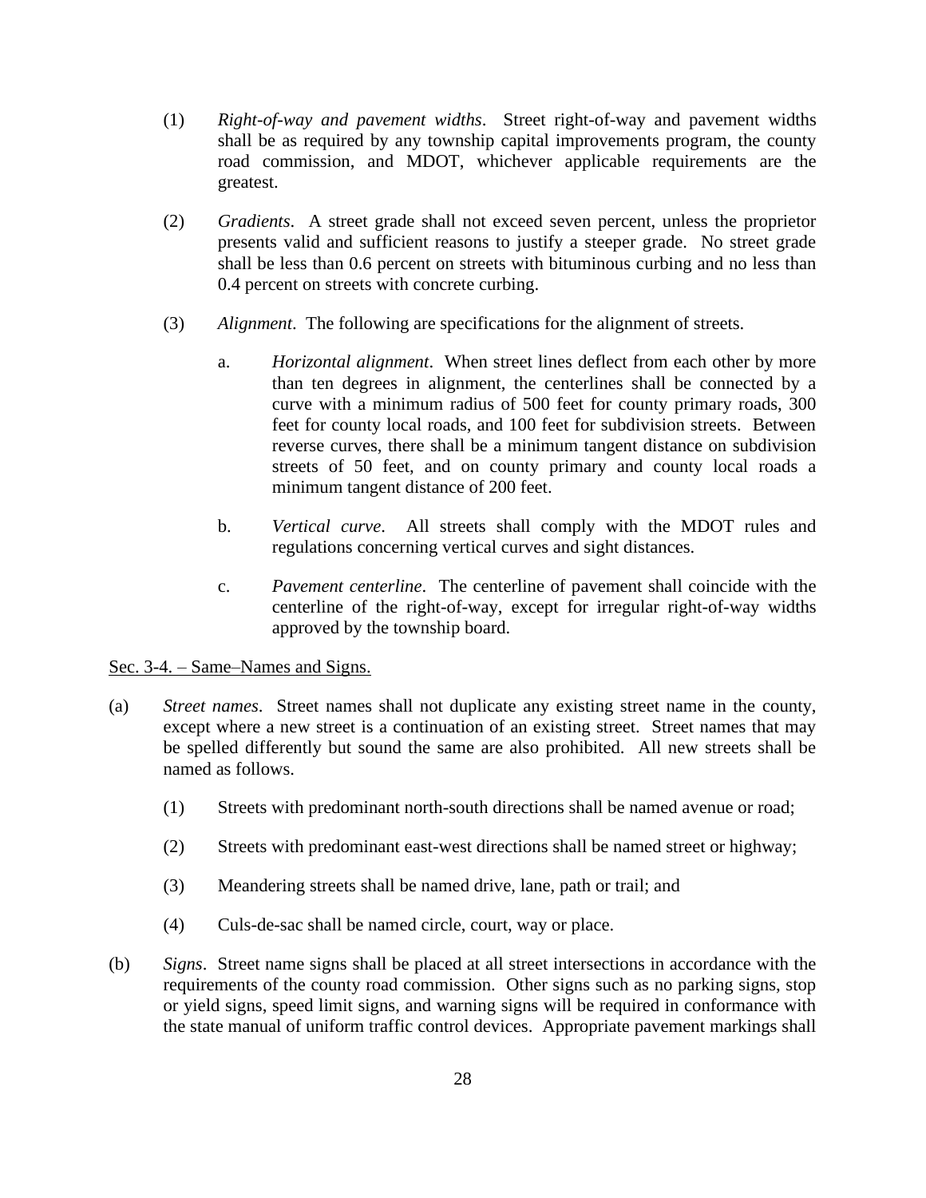(1) *Right-of-way and pavement widths*. Street right-of-way and pavement widths shall be as required by any township capital improvements program, the county road commission, and MDOT, whichever applicable requirements are the greatest.

(2) *Gradients*. A street grade shall not exceed seven percent, unless the proprietor presents valid and sufficient reasons to justify a steeper grade. No street grade shall be less than 0.6 percent on streets with bituminous curbing and no less than 0.4 percent on streets with concrete curbing.

(3) *Alignment*. The following are specifications for the alignment of streets.

a. *Horizontal alignment*. When street lines deflect from each other by more than ten degrees in alignment, the centerlines shall be connected by a curve with a minimum radius of 500 feet for county primary roads, 300 feet for county local roads, and 100 feet for subdivision streets. Between reverse curves, there shall be a minimum tangent distance on subdivision streets of 50 feet, and on county primary and county local roads a minimum tangent distance of 200 feet.

b. *Vertical curve*. All streets shall comply with the MDOT rules and regulations concerning vertical curves and sight distances.

c. *Pavement centerline*. The centerline of pavement shall coincide with the centerline of the right-of-way, except for irregular right-of-way widths approved by the township board.

<u>Sec. 3-4. – Same–Names and Signs.</u>

(a) *Street names*. Street names shall not duplicate any existing street name in the county, except where a new street is a continuation of an existing street. Street names that may be spelled differently but sound the same are also prohibited. All new streets shall be named as follows.

(1) Streets with predominant north-south directions shall be named avenue or road;

(2) Streets with predominant east-west directions shall be named street or highway;

(3) Meandering streets shall be named drive, lane, path or trail; and

(4) Culs-de-sac shall be named circle, court, way or place.

(b) *Signs*. Street name signs shall be placed at all street intersections in accordance with the requirements of the county road commission. Other signs such as no parking signs, stop or yield signs, speed limit signs, and warning signs will be required in conformance with the state manual of uniform traffic control devices. Appropriate pavement markings shall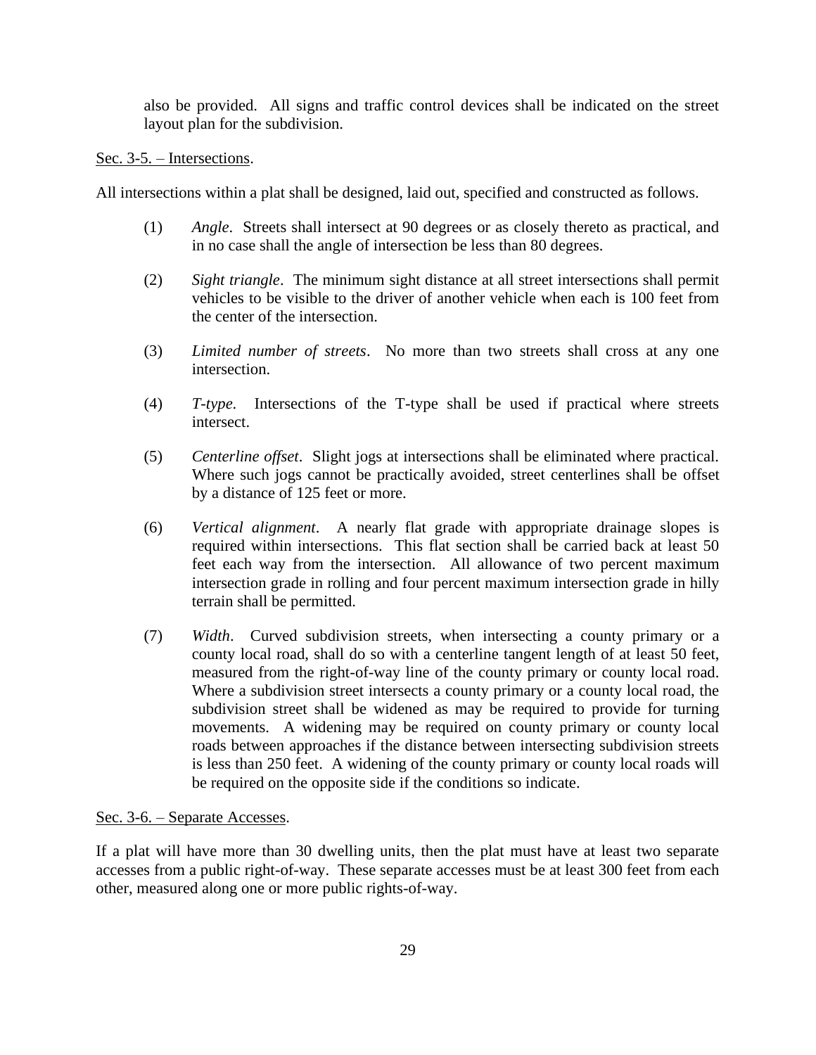also be provided. All signs and traffic control devices shall be indicated on the street layout plan for the subdivision.

Sec. 3-5. – Intersections.

All intersections within a plat shall be designed, laid out, specified and constructed as follows.

(1) *Angle*. Streets shall intersect at 90 degrees or as closely thereto as practical, and in no case shall the angle of intersection be less than 80 degrees.

(2) *Sight triangle*. The minimum sight distance at all street intersections shall permit vehicles to be visible to the driver of another vehicle when each is 100 feet from the center of the intersection.

(3) *Limited number of streets*. No more than two streets shall cross at any one intersection.

(4) *T-type*. Intersections of the T-type shall be used if practical where streets intersect.

(5) *Centerline offset*. Slight jogs at intersections shall be eliminated where practical. Where such jogs cannot be practically avoided, street centerlines shall be offset by a distance of 125 feet or more.

(6) *Vertical alignment*. A nearly flat grade with appropriate drainage slopes is required within intersections. This flat section shall be carried back at least 50 feet each way from the intersection. All allowance of two percent maximum intersection grade in rolling and four percent maximum intersection grade in hilly terrain shall be permitted.

(7) *Width*. Curved subdivision streets, when intersecting a county primary or a county local road, shall do so with a centerline tangent length of at least 50 feet, measured from the right-of-way line of the county primary or county local road. Where a subdivision street intersects a county primary or a county local road, the subdivision street shall be widened as may be required to provide for turning movements. A widening may be required on county primary or county local roads between approaches if the distance between intersecting subdivision streets is less than 250 feet. A widening of the county primary or county local roads will be required on the opposite side if the conditions so indicate.

Sec. 3-6. – Separate Accesses.

If a plat will have more than 30 dwelling units, then the plat must have at least two separate accesses from a public right-of-way. These separate accesses must be at least 300 feet from each other, measured along one or more public rights-of-way.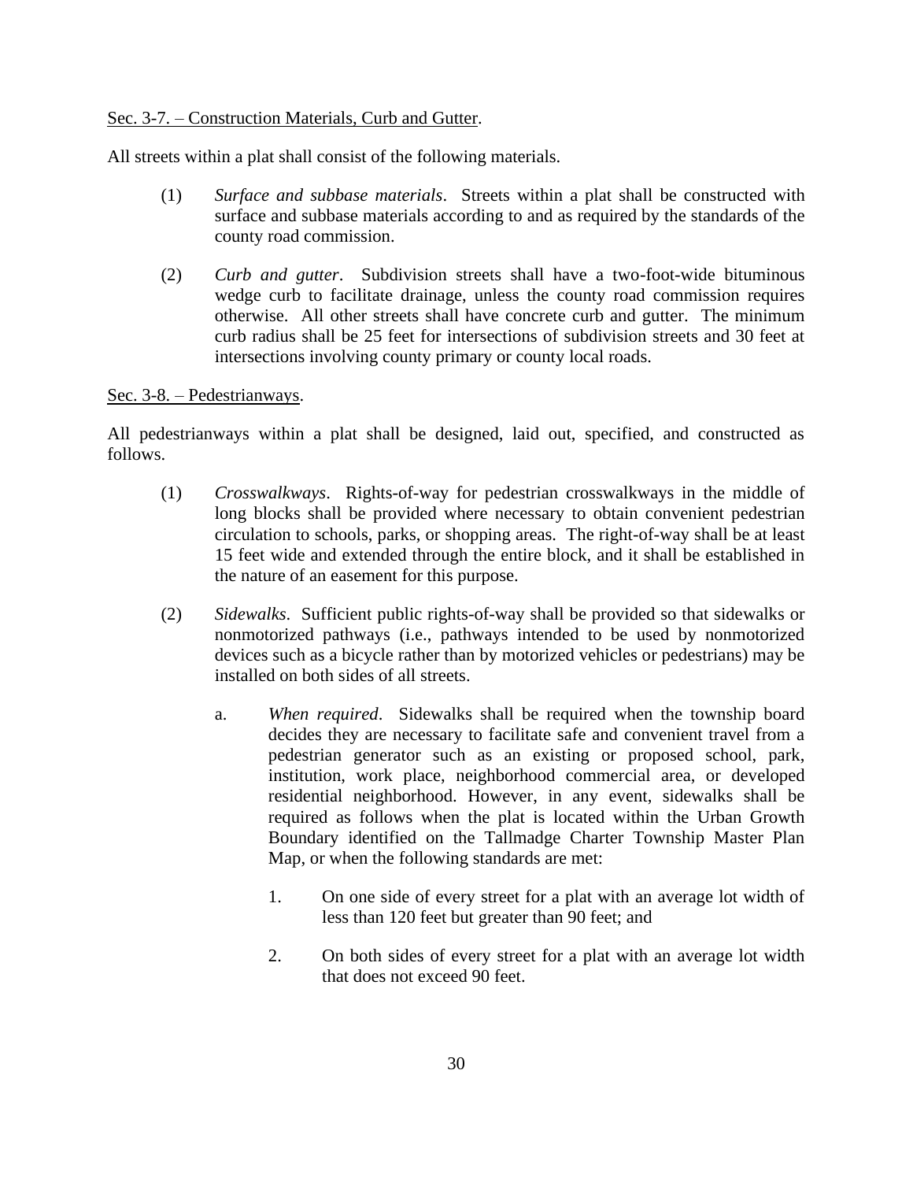Sec. 3-7. – Construction Materials, Curb and Gutter.

All streets within a plat shall consist of the following materials.

(1) *Surface and subbase materials*. Streets within a plat shall be constructed with surface and subbase materials according to and as required by the standards of the county road commission.

(2) *Curb and gutter*. Subdivision streets shall have a two-foot-wide bituminous wedge curb to facilitate drainage, unless the county road commission requires otherwise. All other streets shall have concrete curb and gutter. The minimum curb radius shall be 25 feet for intersections of subdivision streets and 30 feet at intersections involving county primary or county local roads.

Sec. 3-8. – Pedestrianways.

All pedestrianways within a plat shall be designed, laid out, specified, and constructed as follows.

(1) *Crosswalkways*. Rights-of-way for pedestrian crosswalkways in the middle of long blocks shall be provided where necessary to obtain convenient pedestrian circulation to schools, parks, or shopping areas. The right-of-way shall be at least 15 feet wide and extended through the entire block, and it shall be established in the nature of an easement for this purpose.

(2) *Sidewalks*. Sufficient public rights-of-way shall be provided so that sidewalks or nonmotorized pathways (i.e., pathways intended to be used by nonmotorized devices such as a bicycle rather than by motorized vehicles or pedestrians) may be installed on both sides of all streets.

a. *When required*. Sidewalks shall be required when the township board decides they are necessary to facilitate safe and convenient travel from a pedestrian generator such as an existing or proposed school, park, institution, work place, neighborhood commercial area, or developed residential neighborhood. However, in any event, sidewalks shall be required as follows when the plat is located within the Urban Growth Boundary identified on the Tallmadge Charter Township Master Plan Map, or when the following standards are met:

1. On one side of every street for a plat with an average lot width of less than 120 feet but greater than 90 feet; and

2. On both sides of every street for a plat with an average lot width that does not exceed 90 feet.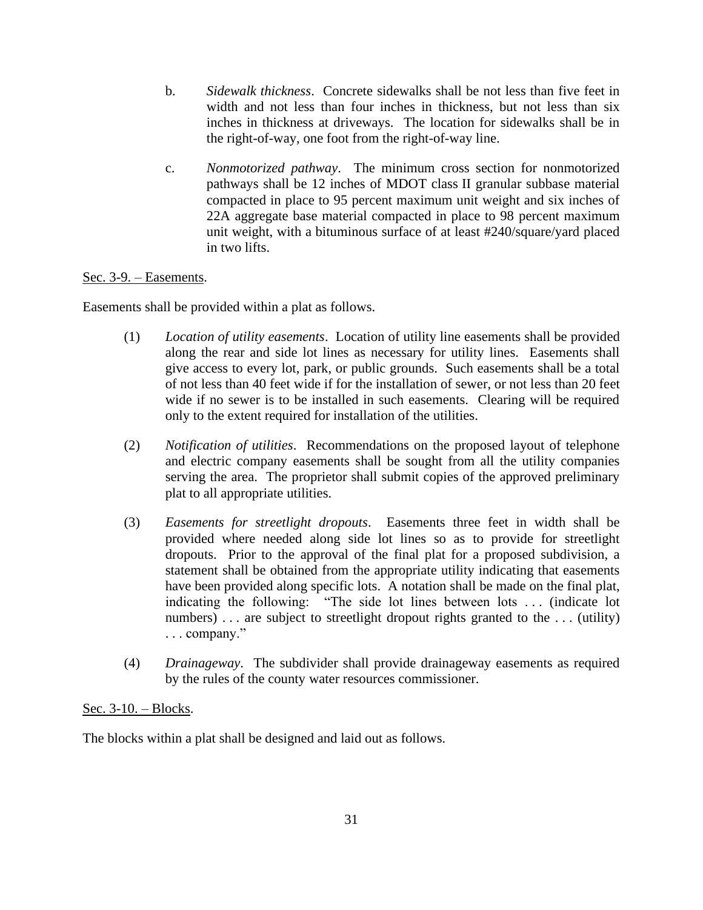b. *Sidewalk thickness*. Concrete sidewalks shall be not less than five feet in width and not less than four inches in thickness, but not less than six inches in thickness at driveways. The location for sidewalks shall be in the right-of-way, one foot from the right-of-way line.

c. *Nonmotorized pathway*. The minimum cross section for nonmotorized pathways shall be 12 inches of MDOT class II granular subbase material compacted in place to 95 percent maximum unit weight and six inches of 22A aggregate base material compacted in place to 98 percent maximum unit weight, with a bituminous surface of at least #240/square/yard placed in two lifts.

Sec. 3-9. – Easements.

Easements shall be provided within a plat as follows.

(1) *Location of utility easements*. Location of utility line easements shall be provided along the rear and side lot lines as necessary for utility lines. Easements shall give access to every lot, park, or public grounds. Such easements shall be a total of not less than 40 feet wide if for the installation of sewer, or not less than 20 feet wide if no sewer is to be installed in such easements. Clearing will be required only to the extent required for installation of the utilities.

(2) *Notification of utilities*. Recommendations on the proposed layout of telephone and electric company easements shall be sought from all the utility companies serving the area. The proprietor shall submit copies of the approved preliminary plat to all appropriate utilities.

(3) *Easements for streetlight dropouts*. Easements three feet in width shall be provided where needed along side lot lines so as to provide for streetlight dropouts. Prior to the approval of the final plat for a proposed subdivision, a statement shall be obtained from the appropriate utility indicating that easements have been provided along specific lots. A notation shall be made on the final plat, indicating the following: "The side lot lines between lots . . . (indicate lot numbers) . . . are subject to streetlight dropout rights granted to the . . . (utility) . . . company."

(4) *Drainageway*. The subdivider shall provide drainageway easements as required by the rules of the county water resources commissioner.

Sec. 3-10. – Blocks.

The blocks within a plat shall be designed and laid out as follows.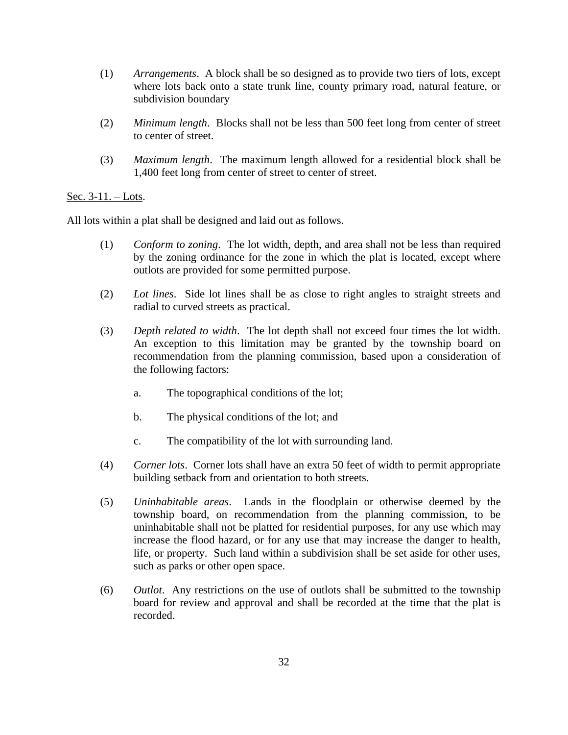(1) *Arrangements*. A block shall be so designed as to provide two tiers of lots, except where lots back onto a state trunk line, county primary road, natural feature, or subdivision boundary

(2) *Minimum length*. Blocks shall not be less than 500 feet long from center of street to center of street.

(3) *Maximum length*. The maximum length allowed for a residential block shall be 1,400 feet long from center of street to center of street.

<u>Sec. 3-11. – Lots</u>.

All lots within a plat shall be designed and laid out as follows.

(1) *Conform to zoning*. The lot width, depth, and area shall not be less than required by the zoning ordinance for the zone in which the plat is located, except where outlots are provided for some permitted purpose.

(2) *Lot lines*. Side lot lines shall be as close to right angles to straight streets and radial to curved streets as practical.

(3) *Depth related to width*. The lot depth shall not exceed four times the lot width. An exception to this limitation may be granted by the township board on recommendation from the planning commission, based upon a consideration of the following factors:

  a. The topographical conditions of the lot;

  b. The physical conditions of the lot; and

  c. The compatibility of the lot with surrounding land.

(4) *Corner lots*. Corner lots shall have an extra 50 feet of width to permit appropriate building setback from and orientation to both streets.

(5) *Uninhabitable areas*. Lands in the floodplain or otherwise deemed by the township board, on recommendation from the planning commission, to be uninhabitable shall not be platted for residential purposes, for any use which may increase the flood hazard, or for any use that may increase the danger to health, life, or property. Such land within a subdivision shall be set aside for other uses, such as parks or other open space.

(6) *Outlot*. Any restrictions on the use of outlots shall be submitted to the township board for review and approval and shall be recorded at the time that the plat is recorded.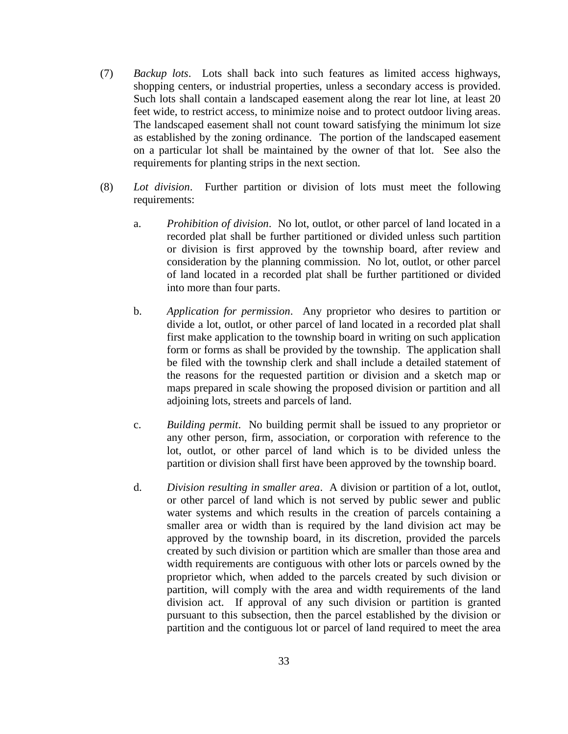(7) *Backup lots*. Lots shall back into such features as limited access highways, shopping centers, or industrial properties, unless a secondary access is provided. Such lots shall contain a landscaped easement along the rear lot line, at least 20 feet wide, to restrict access, to minimize noise and to protect outdoor living areas. The landscaped easement shall not count toward satisfying the minimum lot size as established by the zoning ordinance. The portion of the landscaped easement on a particular lot shall be maintained by the owner of that lot. See also the requirements for planting strips in the next section.

(8) *Lot division*. Further partition or division of lots must meet the following requirements:

  a. *Prohibition of division*. No lot, outlot, or other parcel of land located in a recorded plat shall be further partitioned or divided unless such partition or division is first approved by the township board, after review and consideration by the planning commission. No lot, outlot, or other parcel of land located in a recorded plat shall be further partitioned or divided into more than four parts.

  b. *Application for permission*. Any proprietor who desires to partition or divide a lot, outlot, or other parcel of land located in a recorded plat shall first make application to the township board in writing on such application form or forms as shall be provided by the township. The application shall be filed with the township clerk and shall include a detailed statement of the reasons for the requested partition or division and a sketch map or maps prepared in scale showing the proposed division or partition and all adjoining lots, streets and parcels of land.

  c. *Building permit*. No building permit shall be issued to any proprietor or any other person, firm, association, or corporation with reference to the lot, outlot, or other parcel of land which is to be divided unless the partition or division shall first have been approved by the township board.

  d. *Division resulting in smaller area*. A division or partition of a lot, outlot, or other parcel of land which is not served by public sewer and public water systems and which results in the creation of parcels containing a smaller area or width than is required by the land division act may be approved by the township board, in its discretion, provided the parcels created by such division or partition which are smaller than those area and width requirements are contiguous with other lots or parcels owned by the proprietor which, when added to the parcels created by such division or partition, will comply with the area and width requirements of the land division act. If approval of any such division or partition is granted pursuant to this subsection, then the parcel established by the division or partition and the contiguous lot or parcel of land required to meet the area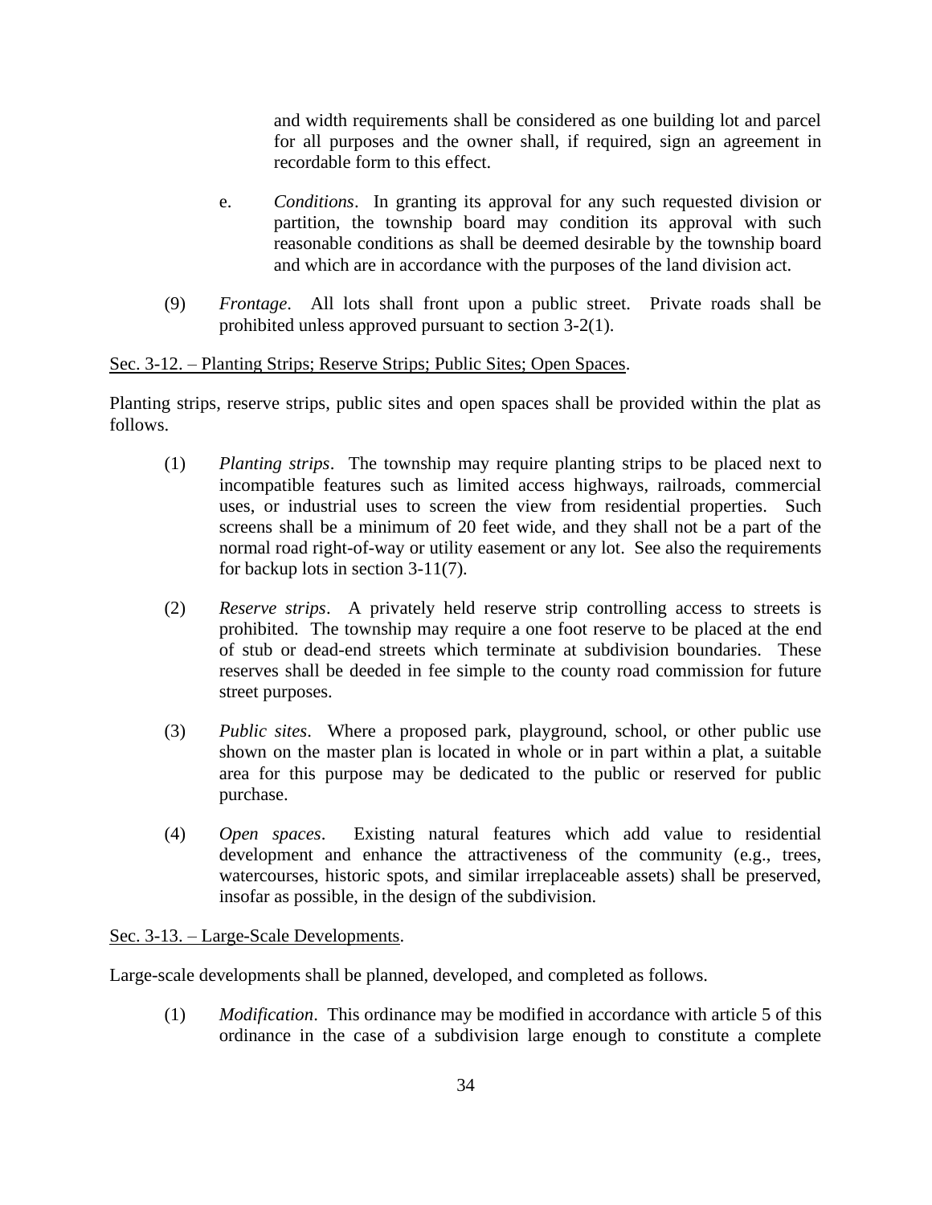and width requirements shall be considered as one building lot and parcel for all purposes and the owner shall, if required, sign an agreement in recordable form to this effect.

e. *Conditions*. In granting its approval for any such requested division or partition, the township board may condition its approval with such reasonable conditions as shall be deemed desirable by the township board and which are in accordance with the purposes of the land division act.

(9) *Frontage*. All lots shall front upon a public street. Private roads shall be prohibited unless approved pursuant to section 3-2(1).

<u>Sec. 3-12. – Planting Strips; Reserve Strips; Public Sites; Open Spaces</u>.

Planting strips, reserve strips, public sites and open spaces shall be provided within the plat as follows.

(1) *Planting strips*. The township may require planting strips to be placed next to incompatible features such as limited access highways, railroads, commercial uses, or industrial uses to screen the view from residential properties. Such screens shall be a minimum of 20 feet wide, and they shall not be a part of the normal road right-of-way or utility easement or any lot. See also the requirements for backup lots in section 3-11(7).

(2) *Reserve strips*. A privately held reserve strip controlling access to streets is prohibited. The township may require a one foot reserve to be placed at the end of stub or dead-end streets which terminate at subdivision boundaries. These reserves shall be deeded in fee simple to the county road commission for future street purposes.

(3) *Public sites*. Where a proposed park, playground, school, or other public use shown on the master plan is located in whole or in part within a plat, a suitable area for this purpose may be dedicated to the public or reserved for public purchase.

(4) *Open spaces*. Existing natural features which add value to residential development and enhance the attractiveness of the community (e.g., trees, watercourses, historic spots, and similar irreplaceable assets) shall be preserved, insofar as possible, in the design of the subdivision.

<u>Sec. 3-13. – Large-Scale Developments</u>.

Large-scale developments shall be planned, developed, and completed as follows.

(1) *Modification*. This ordinance may be modified in accordance with article 5 of this ordinance in the case of a subdivision large enough to constitute a complete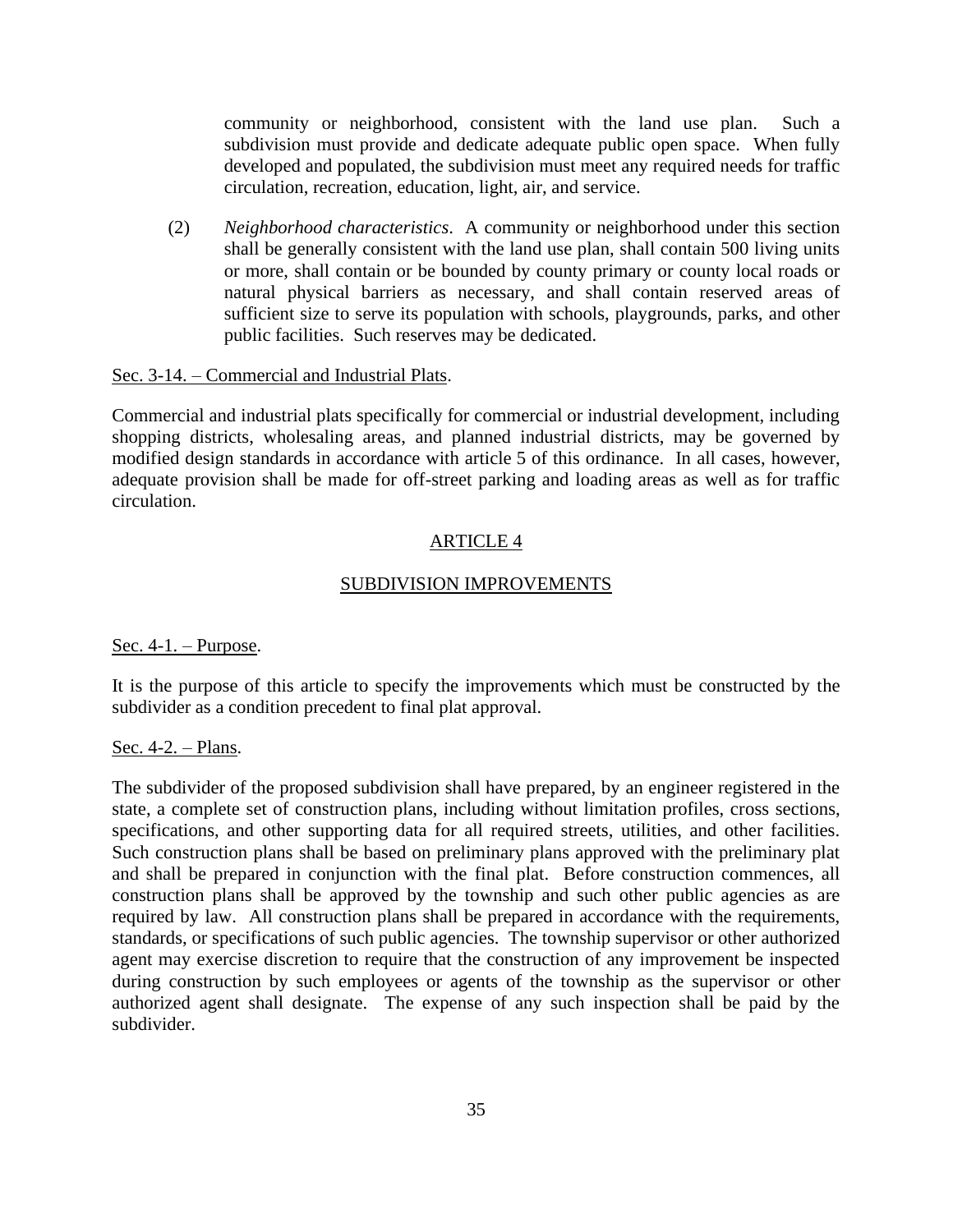community or neighborhood, consistent with the land use plan. Such a subdivision must provide and dedicate adequate public open space. When fully developed and populated, the subdivision must meet any required needs for traffic circulation, recreation, education, light, air, and service.

(2) *Neighborhood characteristics*. A community or neighborhood under this section shall be generally consistent with the land use plan, shall contain 500 living units or more, shall contain or be bounded by county primary or county local roads or natural physical barriers as necessary, and shall contain reserved areas of sufficient size to serve its population with schools, playgrounds, parks, and other public facilities. Such reserves may be dedicated.

Sec. 3-14. – Commercial and Industrial Plats.

Commercial and industrial plats specifically for commercial or industrial development, including shopping districts, wholesaling areas, and planned industrial districts, may be governed by modified design standards in accordance with article 5 of this ordinance. In all cases, however, adequate provision shall be made for off-street parking and loading areas as well as for traffic circulation.

## ARTICLE 4

## SUBDIVISION IMPROVEMENTS

Sec. 4-1. – Purpose.

It is the purpose of this article to specify the improvements which must be constructed by the subdivider as a condition precedent to final plat approval.

Sec. 4-2. – Plans.

The subdivider of the proposed subdivision shall have prepared, by an engineer registered in the state, a complete set of construction plans, including without limitation profiles, cross sections, specifications, and other supporting data for all required streets, utilities, and other facilities. Such construction plans shall be based on preliminary plans approved with the preliminary plat and shall be prepared in conjunction with the final plat. Before construction commences, all construction plans shall be approved by the township and such other public agencies as are required by law. All construction plans shall be prepared in accordance with the requirements, standards, or specifications of such public agencies. The township supervisor or other authorized agent may exercise discretion to require that the construction of any improvement be inspected during construction by such employees or agents of the township as the supervisor or other authorized agent shall designate. The expense of any such inspection shall be paid by the subdivider.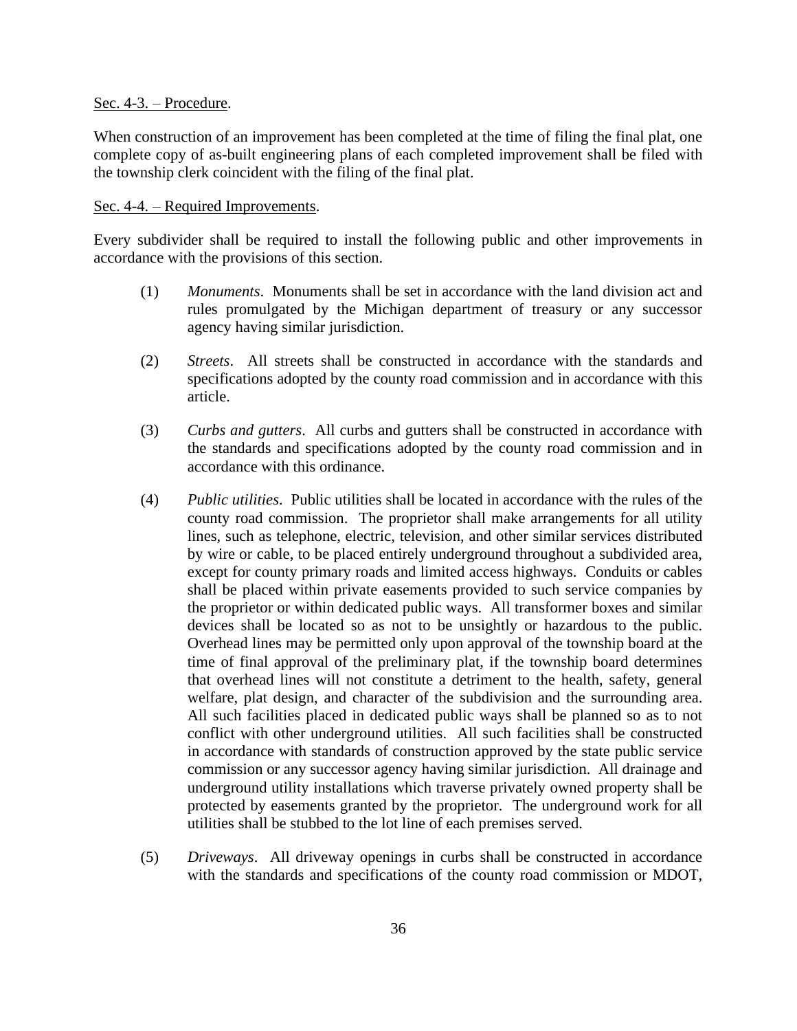Sec. 4-3. – Procedure.

When construction of an improvement has been completed at the time of filing the final plat, one complete copy of as-built engineering plans of each completed improvement shall be filed with the township clerk coincident with the filing of the final plat.

Sec. 4-4. – Required Improvements.

Every subdivider shall be required to install the following public and other improvements in accordance with the provisions of this section.

(1) *Monuments*. Monuments shall be set in accordance with the land division act and rules promulgated by the Michigan department of treasury or any successor agency having similar jurisdiction.

(2) *Streets*. All streets shall be constructed in accordance with the standards and specifications adopted by the county road commission and in accordance with this article.

(3) *Curbs and gutters*. All curbs and gutters shall be constructed in accordance with the standards and specifications adopted by the county road commission and in accordance with this ordinance.

(4) *Public utilities*. Public utilities shall be located in accordance with the rules of the county road commission. The proprietor shall make arrangements for all utility lines, such as telephone, electric, television, and other similar services distributed by wire or cable, to be placed entirely underground throughout a subdivided area, except for county primary roads and limited access highways. Conduits or cables shall be placed within private easements provided to such service companies by the proprietor or within dedicated public ways. All transformer boxes and similar devices shall be located so as not to be unsightly or hazardous to the public. Overhead lines may be permitted only upon approval of the township board at the time of final approval of the preliminary plat, if the township board determines that overhead lines will not constitute a detriment to the health, safety, general welfare, plat design, and character of the subdivision and the surrounding area. All such facilities placed in dedicated public ways shall be planned so as to not conflict with other underground utilities. All such facilities shall be constructed in accordance with standards of construction approved by the state public service commission or any successor agency having similar jurisdiction. All drainage and underground utility installations which traverse privately owned property shall be protected by easements granted by the proprietor. The underground work for all utilities shall be stubbed to the lot line of each premises served.

(5) *Driveways*. All driveway openings in curbs shall be constructed in accordance with the standards and specifications of the county road commission or MDOT,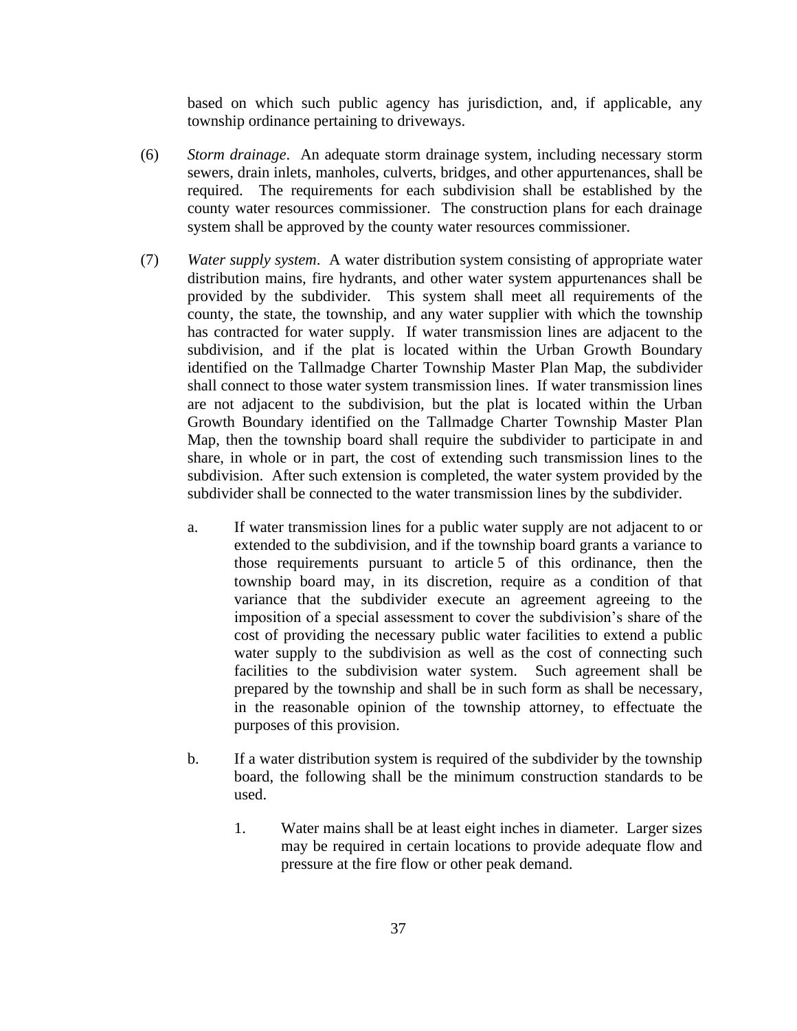based on which such public agency has jurisdiction, and, if applicable, any township ordinance pertaining to driveways.

(6) *Storm drainage*. An adequate storm drainage system, including necessary storm sewers, drain inlets, manholes, culverts, bridges, and other appurtenances, shall be required. The requirements for each subdivision shall be established by the county water resources commissioner. The construction plans for each drainage system shall be approved by the county water resources commissioner.

(7) *Water supply system*. A water distribution system consisting of appropriate water distribution mains, fire hydrants, and other water system appurtenances shall be provided by the subdivider. This system shall meet all requirements of the county, the state, the township, and any water supplier with which the township has contracted for water supply. If water transmission lines are adjacent to the subdivision, and if the plat is located within the Urban Growth Boundary identified on the Tallmadge Charter Township Master Plan Map, the subdivider shall connect to those water system transmission lines. If water transmission lines are not adjacent to the subdivision, but the plat is located within the Urban Growth Boundary identified on the Tallmadge Charter Township Master Plan Map, then the township board shall require the subdivider to participate in and share, in whole or in part, the cost of extending such transmission lines to the subdivision. After such extension is completed, the water system provided by the subdivider shall be connected to the water transmission lines by the subdivider.

a. If water transmission lines for a public water supply are not adjacent to or extended to the subdivision, and if the township board grants a variance to those requirements pursuant to article 5 of this ordinance, then the township board may, in its discretion, require as a condition of that variance that the subdivider execute an agreement agreeing to the imposition of a special assessment to cover the subdivision's share of the cost of providing the necessary public water facilities to extend a public water supply to the subdivision as well as the cost of connecting such facilities to the subdivision water system. Such agreement shall be prepared by the township and shall be in such form as shall be necessary, in the reasonable opinion of the township attorney, to effectuate the purposes of this provision.

b. If a water distribution system is required of the subdivider by the township board, the following shall be the minimum construction standards to be used.

1. Water mains shall be at least eight inches in diameter. Larger sizes may be required in certain locations to provide adequate flow and pressure at the fire flow or other peak demand.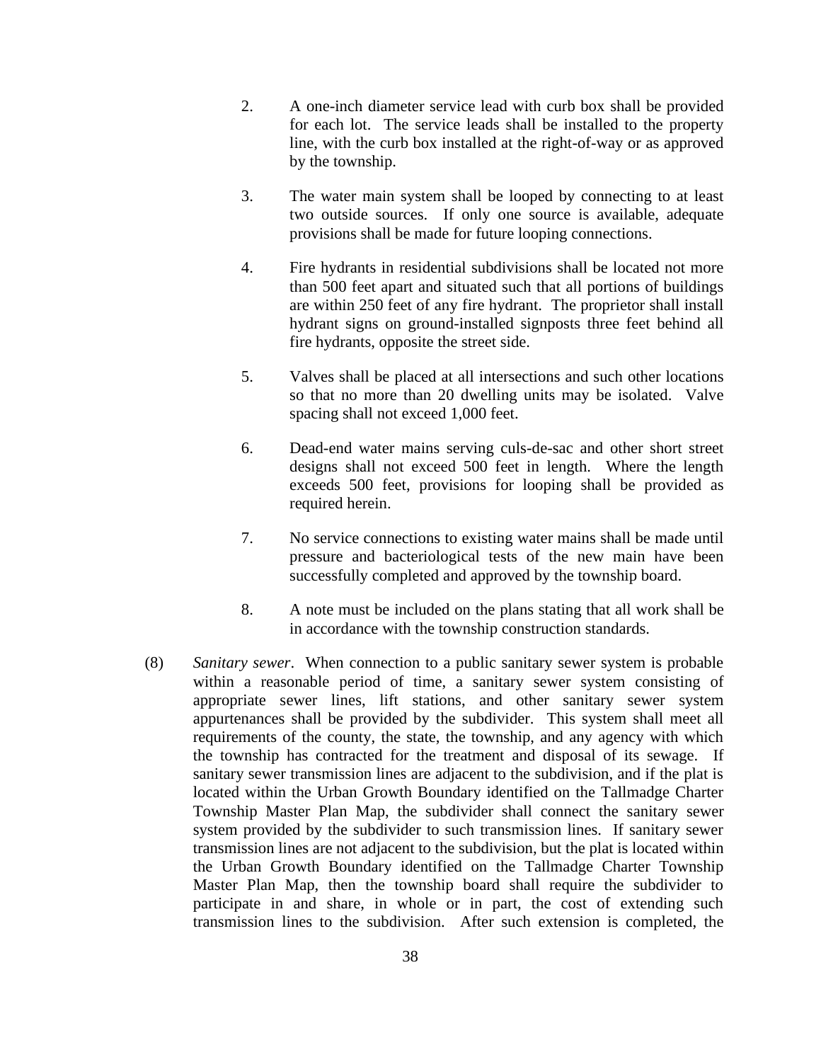2. A one-inch diameter service lead with curb box shall be provided for each lot. The service leads shall be installed to the property line, with the curb box installed at the right-of-way or as approved by the township.

3. The water main system shall be looped by connecting to at least two outside sources. If only one source is available, adequate provisions shall be made for future looping connections.

4. Fire hydrants in residential subdivisions shall be located not more than 500 feet apart and situated such that all portions of buildings are within 250 feet of any fire hydrant. The proprietor shall install hydrant signs on ground-installed signposts three feet behind all fire hydrants, opposite the street side.

5. Valves shall be placed at all intersections and such other locations so that no more than 20 dwelling units may be isolated. Valve spacing shall not exceed 1,000 feet.

6. Dead-end water mains serving culs-de-sac and other short street designs shall not exceed 500 feet in length. Where the length exceeds 500 feet, provisions for looping shall be provided as required herein.

7. No service connections to existing water mains shall be made until pressure and bacteriological tests of the new main have been successfully completed and approved by the township board.

8. A note must be included on the plans stating that all work shall be in accordance with the township construction standards.

(8) *Sanitary sewer*. When connection to a public sanitary sewer system is probable within a reasonable period of time, a sanitary sewer system consisting of appropriate sewer lines, lift stations, and other sanitary sewer system appurtenances shall be provided by the subdivider. This system shall meet all requirements of the county, the state, the township, and any agency with which the township has contracted for the treatment and disposal of its sewage. If sanitary sewer transmission lines are adjacent to the subdivision, and if the plat is located within the Urban Growth Boundary identified on the Tallmadge Charter Township Master Plan Map, the subdivider shall connect the sanitary sewer system provided by the subdivider to such transmission lines. If sanitary sewer transmission lines are not adjacent to the subdivision, but the plat is located within the Urban Growth Boundary identified on the Tallmadge Charter Township Master Plan Map, then the township board shall require the subdivider to participate in and share, in whole or in part, the cost of extending such transmission lines to the subdivision. After such extension is completed, the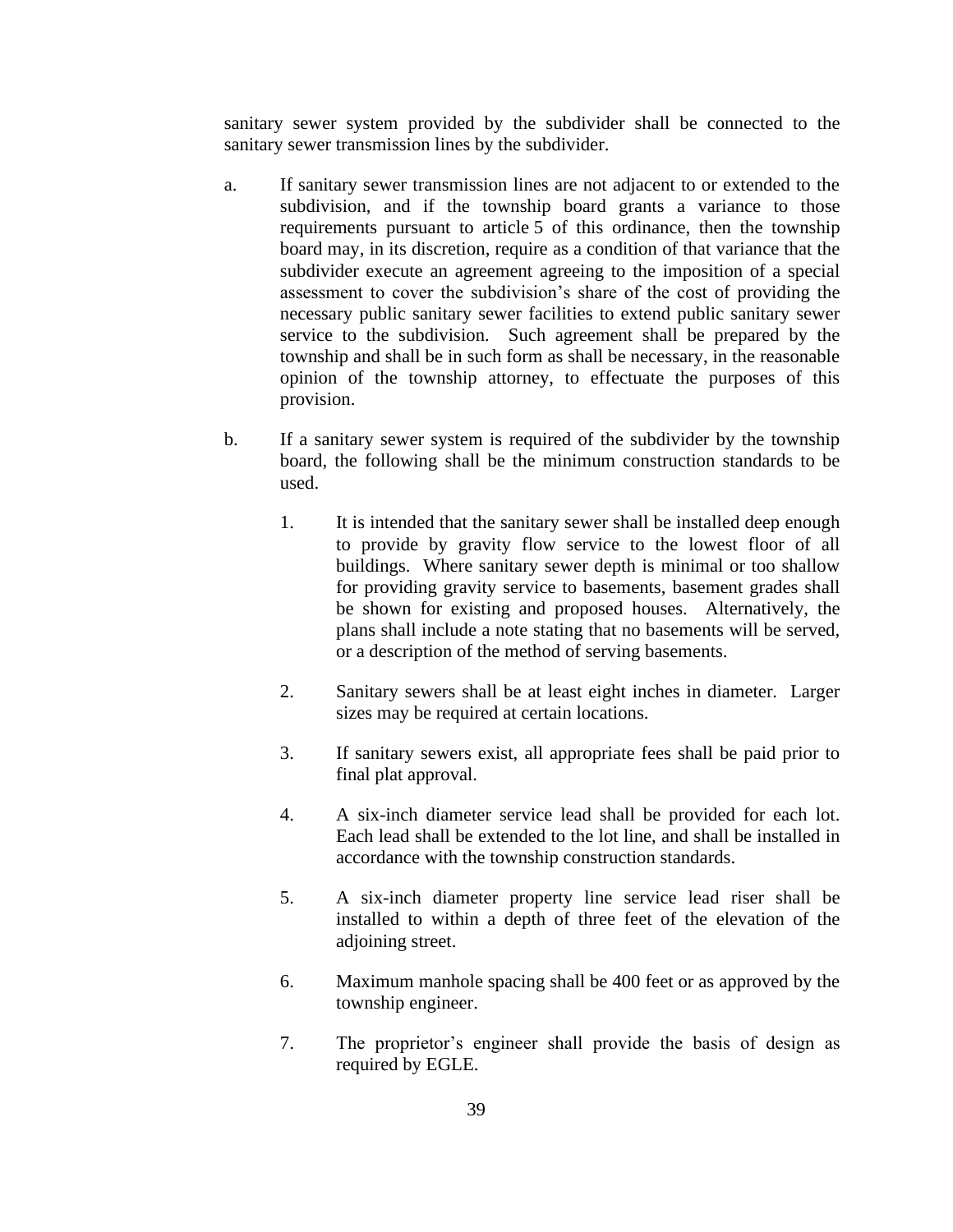sanitary sewer system provided by the subdivider shall be connected to the sanitary sewer transmission lines by the subdivider.

a. If sanitary sewer transmission lines are not adjacent to or extended to the subdivision, and if the township board grants a variance to those requirements pursuant to article 5 of this ordinance, then the township board may, in its discretion, require as a condition of that variance that the subdivider execute an agreement agreeing to the imposition of a special assessment to cover the subdivision's share of the cost of providing the necessary public sanitary sewer facilities to extend public sanitary sewer service to the subdivision. Such agreement shall be prepared by the township and shall be in such form as shall be necessary, in the reasonable opinion of the township attorney, to effectuate the purposes of this provision.

b. If a sanitary sewer system is required of the subdivider by the township board, the following shall be the minimum construction standards to be used.

   1. It is intended that the sanitary sewer shall be installed deep enough to provide by gravity flow service to the lowest floor of all buildings. Where sanitary sewer depth is minimal or too shallow for providing gravity service to basements, basement grades shall be shown for existing and proposed houses. Alternatively, the plans shall include a note stating that no basements will be served, or a description of the method of serving basements.

   2. Sanitary sewers shall be at least eight inches in diameter. Larger sizes may be required at certain locations.

   3. If sanitary sewers exist, all appropriate fees shall be paid prior to final plat approval.

   4. A six-inch diameter service lead shall be provided for each lot. Each lead shall be extended to the lot line, and shall be installed in accordance with the township construction standards.

   5. A six-inch diameter property line service lead riser shall be installed to within a depth of three feet of the elevation of the adjoining street.

   6. Maximum manhole spacing shall be 400 feet or as approved by the township engineer.

   7. The proprietor's engineer shall provide the basis of design as required by EGLE.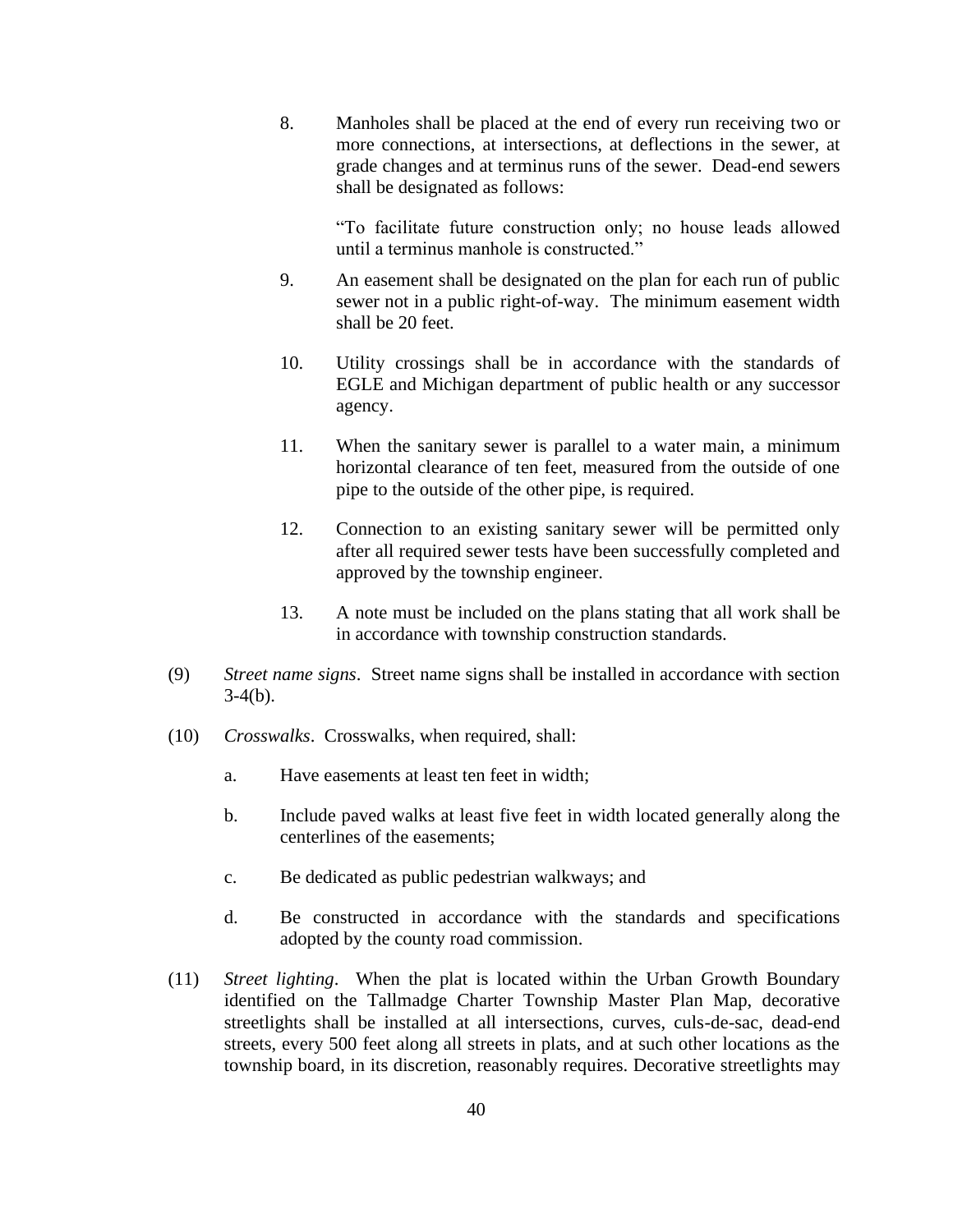8. Manholes shall be placed at the end of every run receiving two or more connections, at intersections, at deflections in the sewer, at grade changes and at terminus runs of the sewer. Dead-end sewers shall be designated as follows:

   "To facilitate future construction only; no house leads allowed until a terminus manhole is constructed."

9. An easement shall be designated on the plan for each run of public sewer not in a public right-of-way. The minimum easement width shall be 20 feet.

10. Utility crossings shall be in accordance with the standards of EGLE and Michigan department of public health or any successor agency.

11. When the sanitary sewer is parallel to a water main, a minimum horizontal clearance of ten feet, measured from the outside of one pipe to the outside of the other pipe, is required.

12. Connection to an existing sanitary sewer will be permitted only after all required sewer tests have been successfully completed and approved by the township engineer.

13. A note must be included on the plans stating that all work shall be in accordance with township construction standards.

(9) *Street name signs*. Street name signs shall be installed in accordance with section 3-4(b).

(10) *Crosswalks*. Crosswalks, when required, shall:

   a. Have easements at least ten feet in width;

   b. Include paved walks at least five feet in width located generally along the centerlines of the easements;

   c. Be dedicated as public pedestrian walkways; and

   d. Be constructed in accordance with the standards and specifications adopted by the county road commission.

(11) *Street lighting*. When the plat is located within the Urban Growth Boundary identified on the Tallmadge Charter Township Master Plan Map, decorative streetlights shall be installed at all intersections, curves, culs-de-sac, dead-end streets, every 500 feet along all streets in plats, and at such other locations as the township board, in its discretion, reasonably requires. Decorative streetlights may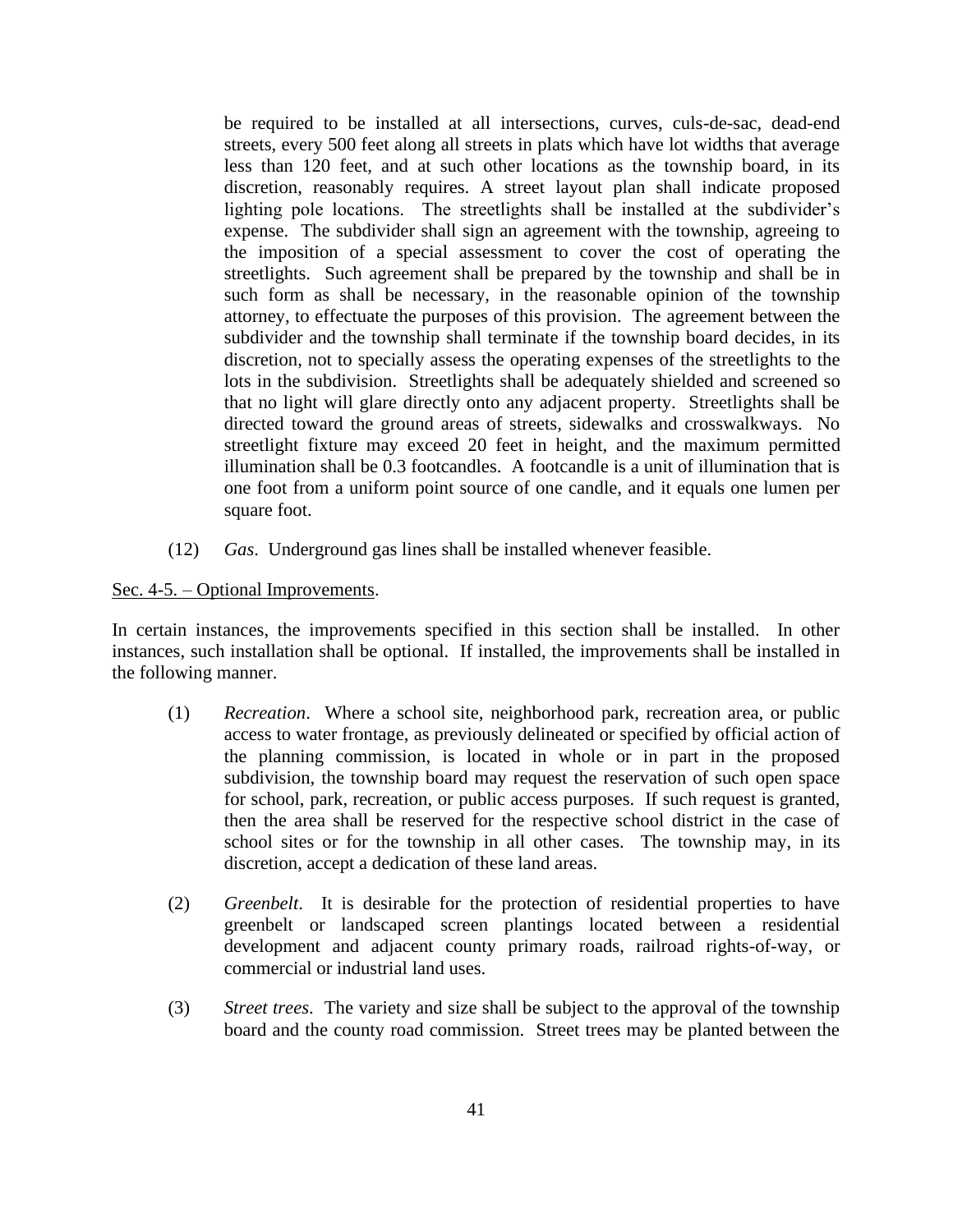be required to be installed at all intersections, curves, culs-de-sac, dead-end streets, every 500 feet along all streets in plats which have lot widths that average less than 120 feet, and at such other locations as the township board, in its discretion, reasonably requires. A street layout plan shall indicate proposed lighting pole locations. The streetlights shall be installed at the subdivider's expense. The subdivider shall sign an agreement with the township, agreeing to the imposition of a special assessment to cover the cost of operating the streetlights. Such agreement shall be prepared by the township and shall be in such form as shall be necessary, in the reasonable opinion of the township attorney, to effectuate the purposes of this provision. The agreement between the subdivider and the township shall terminate if the township board decides, in its discretion, not to specially assess the operating expenses of the streetlights to the lots in the subdivision. Streetlights shall be adequately shielded and screened so that no light will glare directly onto any adjacent property. Streetlights shall be directed toward the ground areas of streets, sidewalks and crosswalkways. No streetlight fixture may exceed 20 feet in height, and the maximum permitted illumination shall be 0.3 footcandles. A footcandle is a unit of illumination that is one foot from a uniform point source of one candle, and it equals one lumen per square foot.

(12) *Gas*. Underground gas lines shall be installed whenever feasible.

<u>Sec. 4-5. – Optional Improvements</u>.

In certain instances, the improvements specified in this section shall be installed. In other instances, such installation shall be optional. If installed, the improvements shall be installed in the following manner.

(1) *Recreation*. Where a school site, neighborhood park, recreation area, or public access to water frontage, as previously delineated or specified by official action of the planning commission, is located in whole or in part in the proposed subdivision, the township board may request the reservation of such open space for school, park, recreation, or public access purposes. If such request is granted, then the area shall be reserved for the respective school district in the case of school sites or for the township in all other cases. The township may, in its discretion, accept a dedication of these land areas.

(2) *Greenbelt*. It is desirable for the protection of residential properties to have greenbelt or landscaped screen plantings located between a residential development and adjacent county primary roads, railroad rights-of-way, or commercial or industrial land uses.

(3) *Street trees*. The variety and size shall be subject to the approval of the township board and the county road commission. Street trees may be planted between the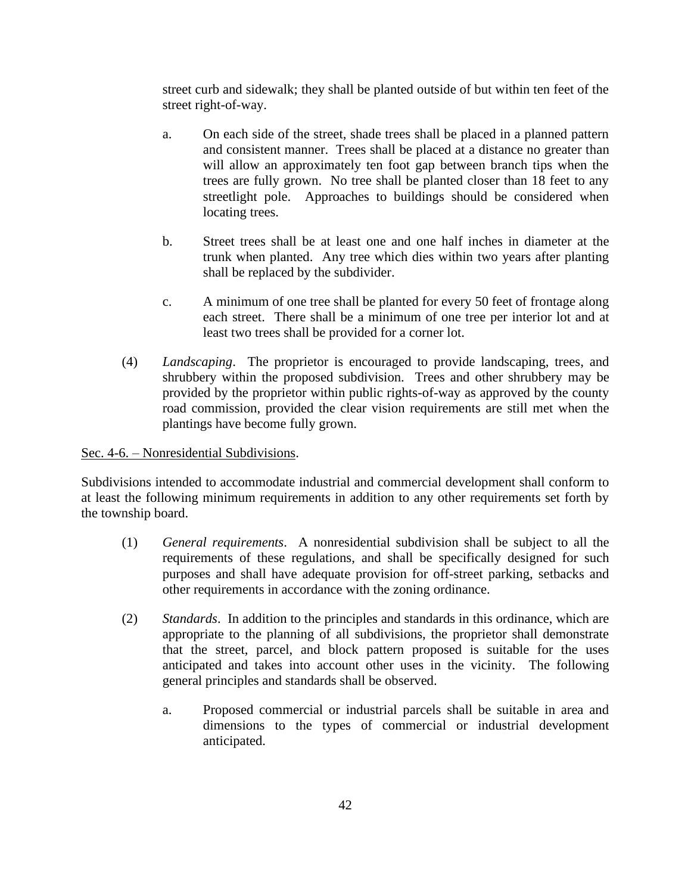street curb and sidewalk; they shall be planted outside of but within ten feet of the street right-of-way.

a. On each side of the street, shade trees shall be placed in a planned pattern and consistent manner. Trees shall be placed at a distance no greater than will allow an approximately ten foot gap between branch tips when the trees are fully grown. No tree shall be planted closer than 18 feet to any streetlight pole. Approaches to buildings should be considered when locating trees.

b. Street trees shall be at least one and one half inches in diameter at the trunk when planted. Any tree which dies within two years after planting shall be replaced by the subdivider.

c. A minimum of one tree shall be planted for every 50 feet of frontage along each street. There shall be a minimum of one tree per interior lot and at least two trees shall be provided for a corner lot.

(4) *Landscaping*. The proprietor is encouraged to provide landscaping, trees, and shrubbery within the proposed subdivision. Trees and other shrubbery may be provided by the proprietor within public rights-of-way as approved by the county road commission, provided the clear vision requirements are still met when the plantings have become fully grown.

Sec. 4-6. – Nonresidential Subdivisions.

Subdivisions intended to accommodate industrial and commercial development shall conform to at least the following minimum requirements in addition to any other requirements set forth by the township board.

(1) *General requirements*. A nonresidential subdivision shall be subject to all the requirements of these regulations, and shall be specifically designed for such purposes and shall have adequate provision for off-street parking, setbacks and other requirements in accordance with the zoning ordinance.

(2) *Standards*. In addition to the principles and standards in this ordinance, which are appropriate to the planning of all subdivisions, the proprietor shall demonstrate that the street, parcel, and block pattern proposed is suitable for the uses anticipated and takes into account other uses in the vicinity. The following general principles and standards shall be observed.

a. Proposed commercial or industrial parcels shall be suitable in area and dimensions to the types of commercial or industrial development anticipated.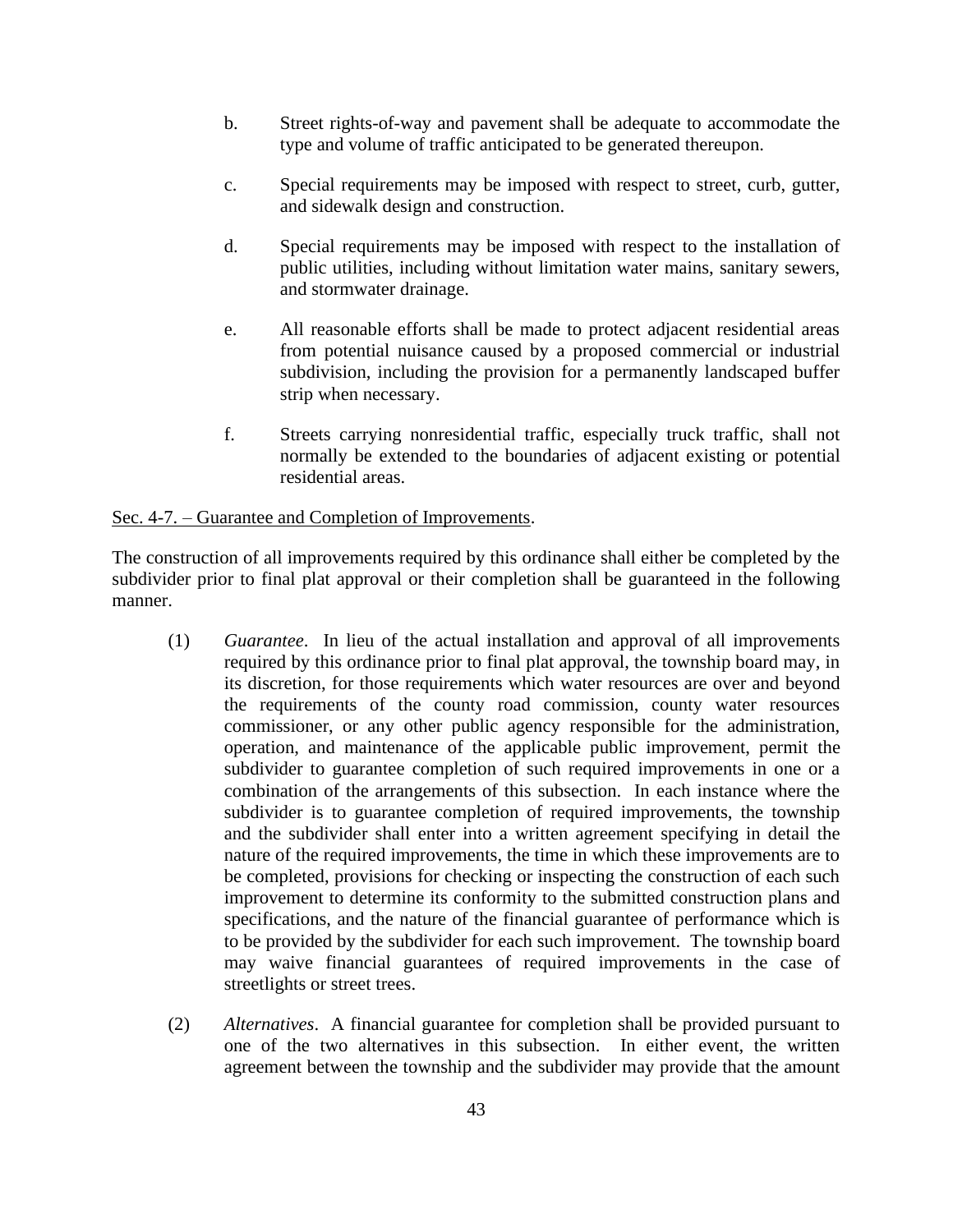b. Street rights-of-way and pavement shall be adequate to accommodate the type and volume of traffic anticipated to be generated thereupon.

c. Special requirements may be imposed with respect to street, curb, gutter, and sidewalk design and construction.

d. Special requirements may be imposed with respect to the installation of public utilities, including without limitation water mains, sanitary sewers, and stormwater drainage.

e. All reasonable efforts shall be made to protect adjacent residential areas from potential nuisance caused by a proposed commercial or industrial subdivision, including the provision for a permanently landscaped buffer strip when necessary.

f. Streets carrying nonresidential traffic, especially truck traffic, shall not normally be extended to the boundaries of adjacent existing or potential residential areas.

<u>Sec. 4-7. – Guarantee and Completion of Improvements</u>.

The construction of all improvements required by this ordinance shall either be completed by the subdivider prior to final plat approval or their completion shall be guaranteed in the following manner.

(1) *Guarantee*. In lieu of the actual installation and approval of all improvements required by this ordinance prior to final plat approval, the township board may, in its discretion, for those requirements which water resources are over and beyond the requirements of the county road commission, county water resources commissioner, or any other public agency responsible for the administration, operation, and maintenance of the applicable public improvement, permit the subdivider to guarantee completion of such required improvements in one or a combination of the arrangements of this subsection. In each instance where the subdivider is to guarantee completion of required improvements, the township and the subdivider shall enter into a written agreement specifying in detail the nature of the required improvements, the time in which these improvements are to be completed, provisions for checking or inspecting the construction of each such improvement to determine its conformity to the submitted construction plans and specifications, and the nature of the financial guarantee of performance which is to be provided by the subdivider for each such improvement. The township board may waive financial guarantees of required improvements in the case of streetlights or street trees.

(2) *Alternatives*. A financial guarantee for completion shall be provided pursuant to one of the two alternatives in this subsection. In either event, the written agreement between the township and the subdivider may provide that the amount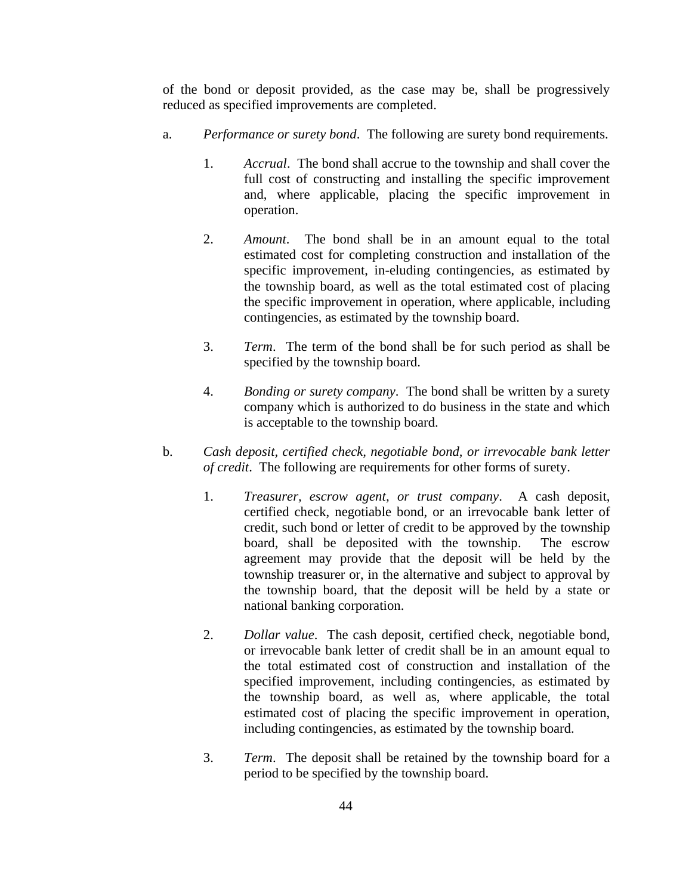of the bond or deposit provided, as the case may be, shall be progressively reduced as specified improvements are completed.

a. *Performance or surety bond*. The following are surety bond requirements.

   1. *Accrual*. The bond shall accrue to the township and shall cover the full cost of constructing and installing the specific improvement and, where applicable, placing the specific improvement in operation.

   2. *Amount*. The bond shall be in an amount equal to the total estimated cost for completing construction and installation of the specific improvement, in-eluding contingencies, as estimated by the township board, as well as the total estimated cost of placing the specific improvement in operation, where applicable, including contingencies, as estimated by the township board.

   3. *Term*. The term of the bond shall be for such period as shall be specified by the township board.

   4. *Bonding or surety company*. The bond shall be written by a surety company which is authorized to do business in the state and which is acceptable to the township board.

b. *Cash deposit, certified check, negotiable bond, or irrevocable bank letter of credit*. The following are requirements for other forms of surety.

   1. *Treasurer, escrow agent, or trust company*. A cash deposit, certified check, negotiable bond, or an irrevocable bank letter of credit, such bond or letter of credit to be approved by the township board, shall be deposited with the township. The escrow agreement may provide that the deposit will be held by the township treasurer or, in the alternative and subject to approval by the township board, that the deposit will be held by a state or national banking corporation.

   2. *Dollar value*. The cash deposit, certified check, negotiable bond, or irrevocable bank letter of credit shall be in an amount equal to the total estimated cost of construction and installation of the specified improvement, including contingencies, as estimated by the township board, as well as, where applicable, the total estimated cost of placing the specific improvement in operation, including contingencies, as estimated by the township board.

   3. *Term*. The deposit shall be retained by the township board for a period to be specified by the township board.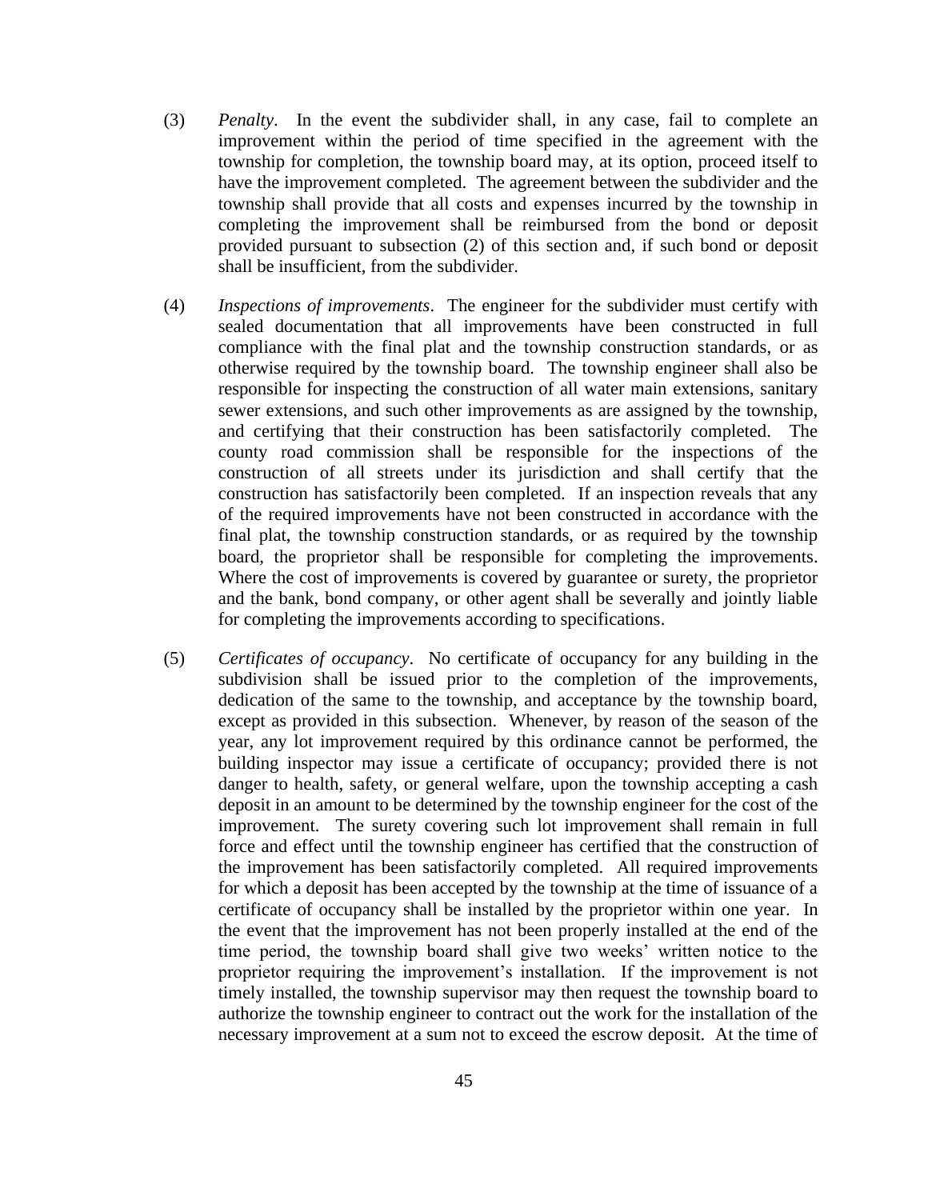(3) *Penalty*. In the event the subdivider shall, in any case, fail to complete an improvement within the period of time specified in the agreement with the township for completion, the township board may, at its option, proceed itself to have the improvement completed. The agreement between the subdivider and the township shall provide that all costs and expenses incurred by the township in completing the improvement shall be reimbursed from the bond or deposit provided pursuant to subsection (2) of this section and, if such bond or deposit shall be insufficient, from the subdivider.

(4) *Inspections of improvements*. The engineer for the subdivider must certify with sealed documentation that all improvements have been constructed in full compliance with the final plat and the township construction standards, or as otherwise required by the township board. The township engineer shall also be responsible for inspecting the construction of all water main extensions, sanitary sewer extensions, and such other improvements as are assigned by the township, and certifying that their construction has been satisfactorily completed. The county road commission shall be responsible for the inspections of the construction of all streets under its jurisdiction and shall certify that the construction has satisfactorily been completed. If an inspection reveals that any of the required improvements have not been constructed in accordance with the final plat, the township construction standards, or as required by the township board, the proprietor shall be responsible for completing the improvements. Where the cost of improvements is covered by guarantee or surety, the proprietor and the bank, bond company, or other agent shall be severally and jointly liable for completing the improvements according to specifications.

(5) *Certificates of occupancy*. No certificate of occupancy for any building in the subdivision shall be issued prior to the completion of the improvements, dedication of the same to the township, and acceptance by the township board, except as provided in this subsection. Whenever, by reason of the season of the year, any lot improvement required by this ordinance cannot be performed, the building inspector may issue a certificate of occupancy; provided there is not danger to health, safety, or general welfare, upon the township accepting a cash deposit in an amount to be determined by the township engineer for the cost of the improvement. The surety covering such lot improvement shall remain in full force and effect until the township engineer has certified that the construction of the improvement has been satisfactorily completed. All required improvements for which a deposit has been accepted by the township at the time of issuance of a certificate of occupancy shall be installed by the proprietor within one year. In the event that the improvement has not been properly installed at the end of the time period, the township board shall give two weeks' written notice to the proprietor requiring the improvement's installation. If the improvement is not timely installed, the township supervisor may then request the township board to authorize the township engineer to contract out the work for the installation of the necessary improvement at a sum not to exceed the escrow deposit. At the time of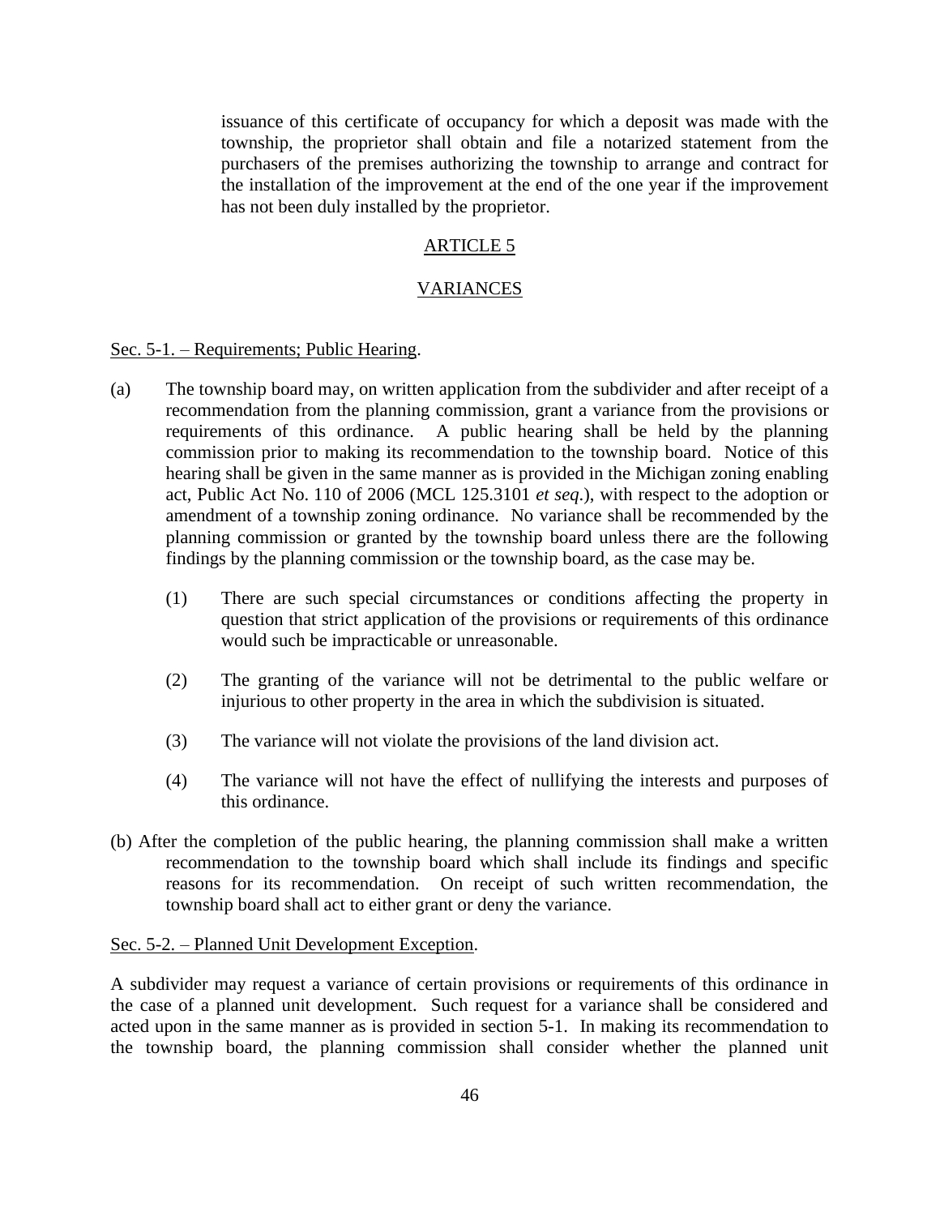issuance of this certificate of occupancy for which a deposit was made with the township, the proprietor shall obtain and file a notarized statement from the purchasers of the premises authorizing the township to arrange and contract for the installation of the improvement at the end of the one year if the improvement has not been duly installed by the proprietor.

## ARTICLE 5

## VARIANCES

### Sec. 5-1. – Requirements; Public Hearing.

(a) The township board may, on written application from the subdivider and after receipt of a recommendation from the planning commission, grant a variance from the provisions or requirements of this ordinance. A public hearing shall be held by the planning commission prior to making its recommendation to the township board. Notice of this hearing shall be given in the same manner as is provided in the Michigan zoning enabling act, Public Act No. 110 of 2006 (MCL 125.3101 *et seq.*), with respect to the adoption or amendment of a township zoning ordinance. No variance shall be recommended by the planning commission or granted by the township board unless there are the following findings by the planning commission or the township board, as the case may be.

(1) There are such special circumstances or conditions affecting the property in question that strict application of the provisions or requirements of this ordinance would such be impracticable or unreasonable.

(2) The granting of the variance will not be detrimental to the public welfare or injurious to other property in the area in which the subdivision is situated.

(3) The variance will not violate the provisions of the land division act.

(4) The variance will not have the effect of nullifying the interests and purposes of this ordinance.

(b) After the completion of the public hearing, the planning commission shall make a written recommendation to the township board which shall include its findings and specific reasons for its recommendation. On receipt of such written recommendation, the township board shall act to either grant or deny the variance.

### Sec. 5-2. – Planned Unit Development Exception.

A subdivider may request a variance of certain provisions or requirements of this ordinance in the case of a planned unit development. Such request for a variance shall be considered and acted upon in the same manner as is provided in section 5-1. In making its recommendation to the township board, the planning commission shall consider whether the planned unit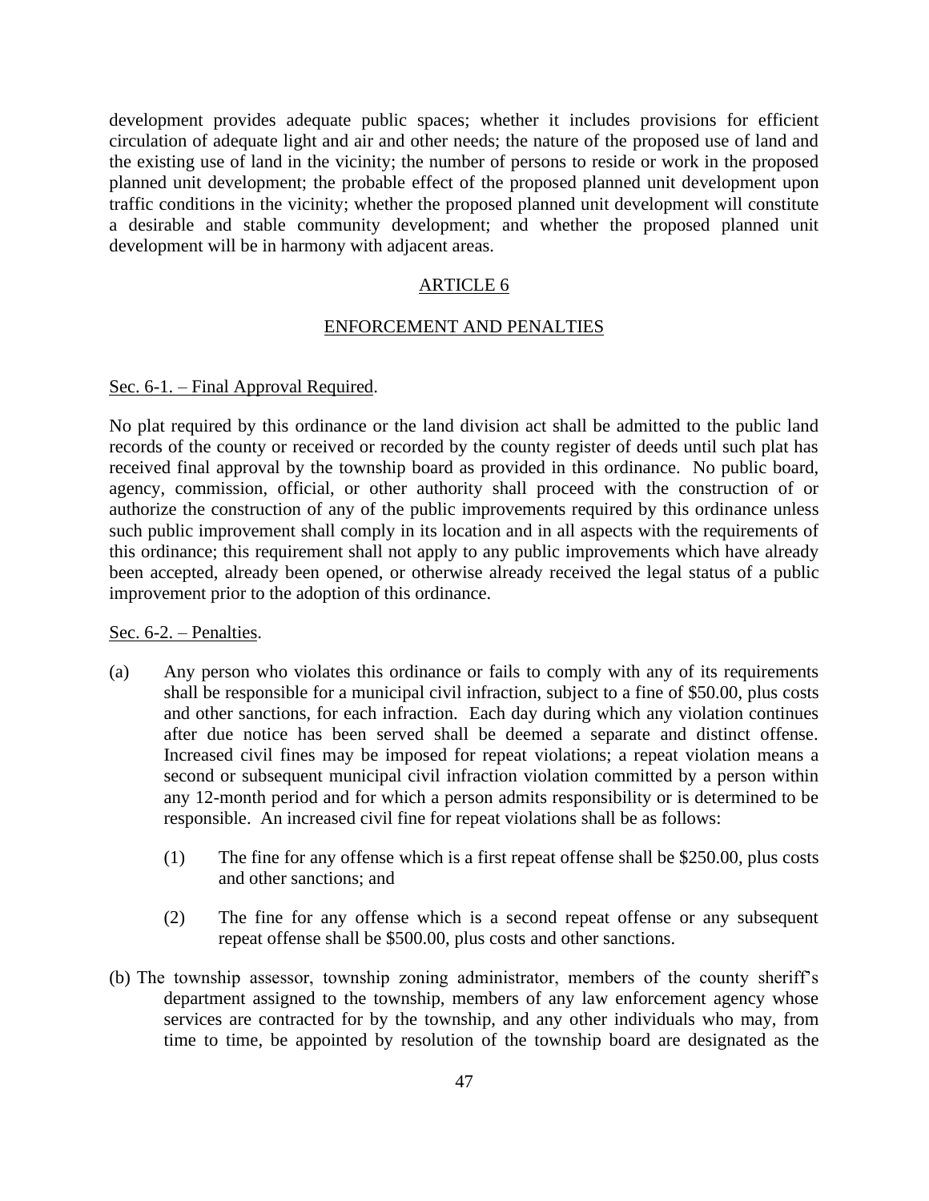development provides adequate public spaces; whether it includes provisions for efficient circulation of adequate light and air and other needs; the nature of the proposed use of land and the existing use of land in the vicinity; the number of persons to reside or work in the proposed planned unit development; the probable effect of the proposed planned unit development upon traffic conditions in the vicinity; whether the proposed planned unit development will constitute a desirable and stable community development; and whether the proposed planned unit development will be in harmony with adjacent areas.

## ARTICLE 6

## ENFORCEMENT AND PENALTIES

Sec. 6-1. – Final Approval Required.

No plat required by this ordinance or the land division act shall be admitted to the public land records of the county or received or recorded by the county register of deeds until such plat has received final approval by the township board as provided in this ordinance. No public board, agency, commission, official, or other authority shall proceed with the construction of or authorize the construction of any of the public improvements required by this ordinance unless such public improvement shall comply in its location and in all aspects with the requirements of this ordinance; this requirement shall not apply to any public improvements which have already been accepted, already been opened, or otherwise already received the legal status of a public improvement prior to the adoption of this ordinance.

Sec. 6-2. – Penalties.

(a) Any person who violates this ordinance or fails to comply with any of its requirements shall be responsible for a municipal civil infraction, subject to a fine of $50.00, plus costs and other sanctions, for each infraction. Each day during which any violation continues after due notice has been served shall be deemed a separate and distinct offense. Increased civil fines may be imposed for repeat violations; a repeat violation means a second or subsequent municipal civil infraction violation committed by a person within any 12-month period and for which a person admits responsibility or is determined to be responsible. An increased civil fine for repeat violations shall be as follows:

   (1) The fine for any offense which is a first repeat offense shall be $250.00, plus costs and other sanctions; and

   (2) The fine for any offense which is a second repeat offense or any subsequent repeat offense shall be $500.00, plus costs and other sanctions.

(b) The township assessor, township zoning administrator, members of the county sheriff's department assigned to the township, members of any law enforcement agency whose services are contracted for by the township, and any other individuals who may, from time to time, be appointed by resolution of the township board are designated as the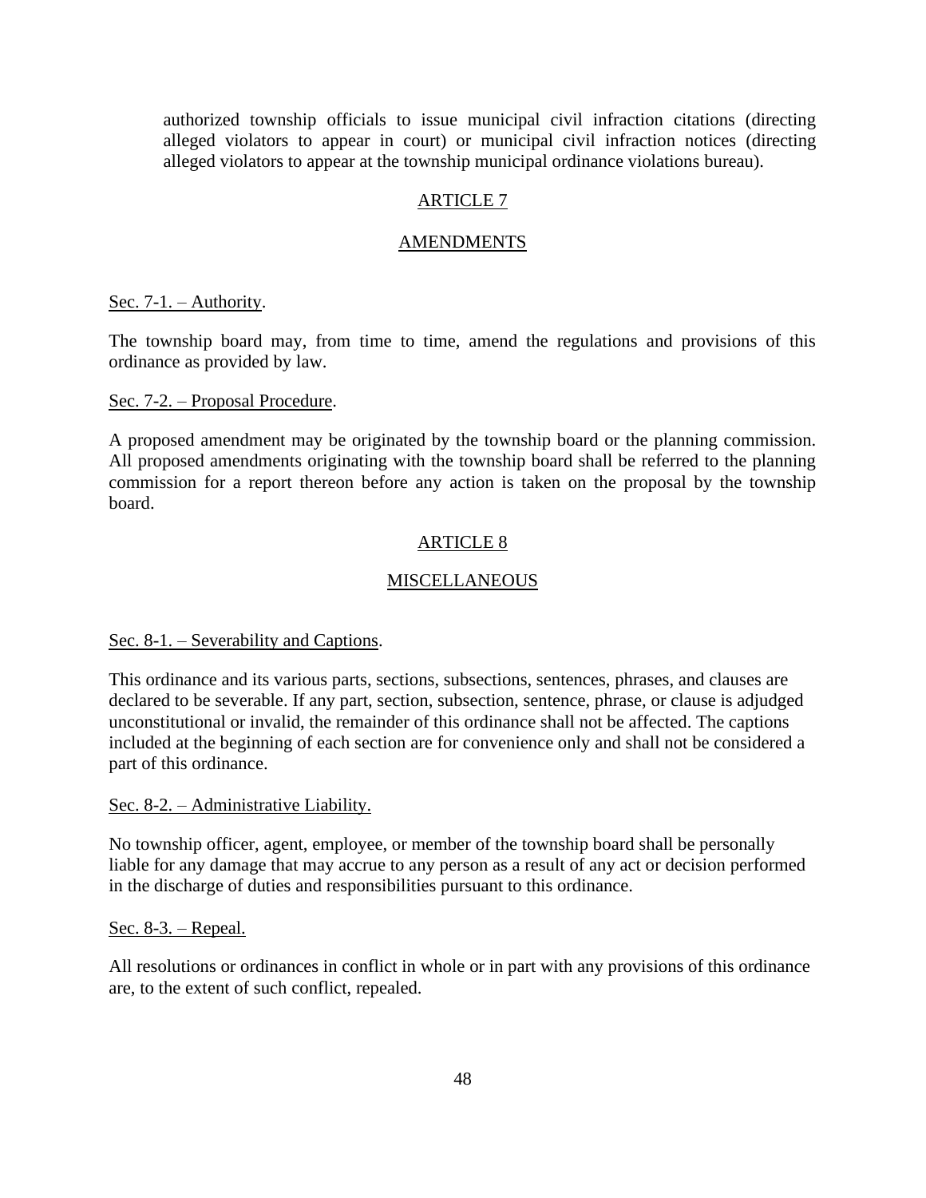authorized township officials to issue municipal civil infraction citations (directing alleged violators to appear in court) or municipal civil infraction notices (directing alleged violators to appear at the township municipal ordinance violations bureau).

## ARTICLE 7

## AMENDMENTS

Sec. 7-1. – Authority.

The township board may, from time to time, amend the regulations and provisions of this ordinance as provided by law.

Sec. 7-2. – Proposal Procedure.

A proposed amendment may be originated by the township board or the planning commission. All proposed amendments originating with the township board shall be referred to the planning commission for a report thereon before any action is taken on the proposal by the township board.

## ARTICLE 8

## MISCELLANEOUS

Sec. 8-1. – Severability and Captions.

This ordinance and its various parts, sections, subsections, sentences, phrases, and clauses are declared to be severable. If any part, section, subsection, sentence, phrase, or clause is adjudged unconstitutional or invalid, the remainder of this ordinance shall not be affected. The captions included at the beginning of each section are for convenience only and shall not be considered a part of this ordinance.

Sec. 8-2. – Administrative Liability.

No township officer, agent, employee, or member of the township board shall be personally liable for any damage that may accrue to any person as a result of any act or decision performed in the discharge of duties and responsibilities pursuant to this ordinance.

Sec. 8-3. – Repeal.

All resolutions or ordinances in conflict in whole or in part with any provisions of this ordinance are, to the extent of such conflict, repealed.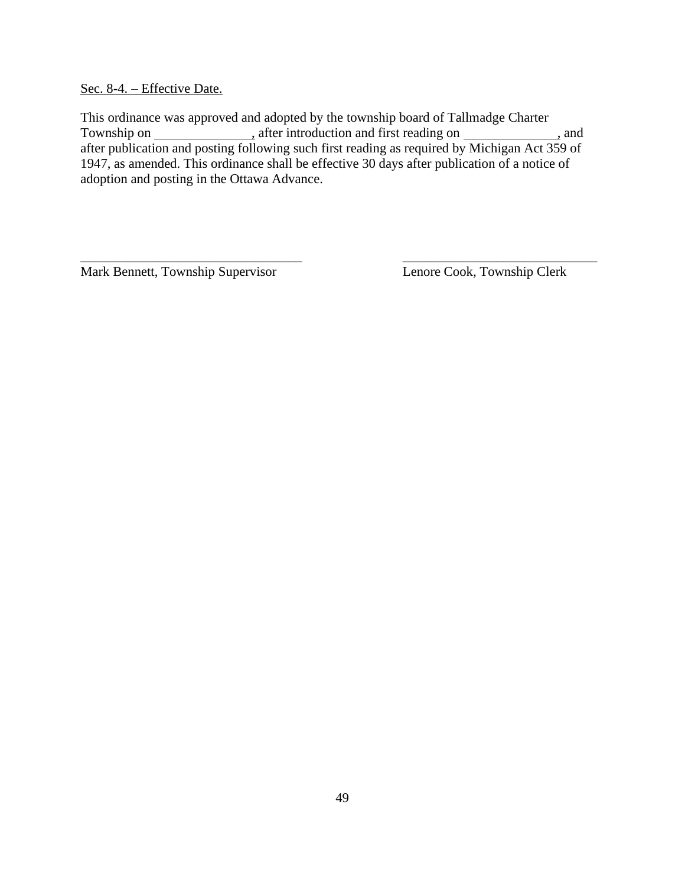Sec. 8-4. – Effective Date.

This ordinance was approved and adopted by the township board of Tallmadge Charter Township on _______________, after introduction and first reading on _______________, and after publication and posting following such first reading as required by Michigan Act 359 of 1947, as amended. This ordinance shall be effective 30 days after publication of a notice of adoption and posting in the Ottawa Advance.

_________________________________ _____________________________

Mark Bennett, Township Supervisor Lenore Cook, Township Clerk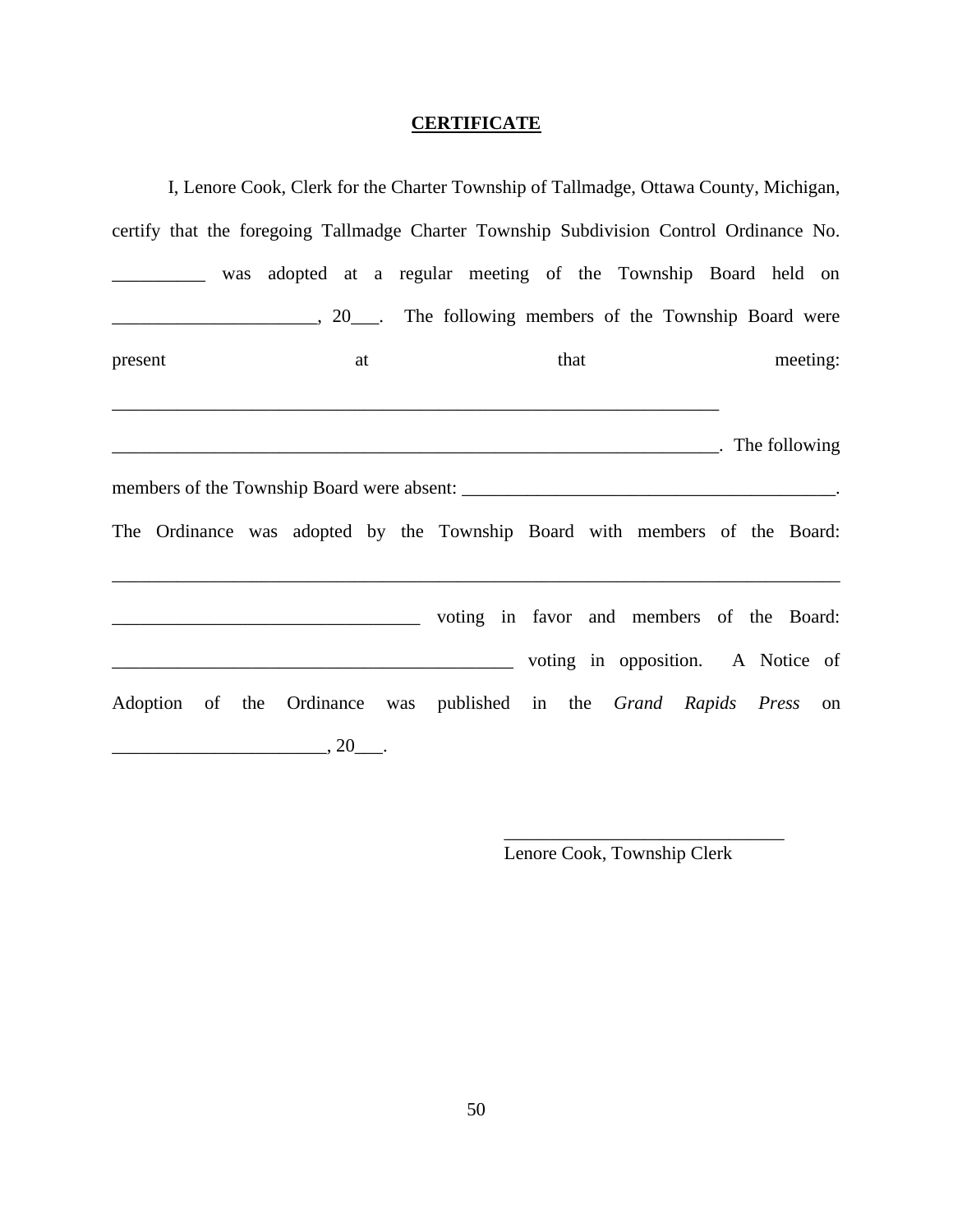**CERTIFICATE**

I, Lenore Cook, Clerk for the Charter Township of Tallmadge, Ottawa County, Michigan, certify that the foregoing Tallmadge Charter Township Subdivision Control Ordinance No. __________ was adopted at a regular meeting of the Township Board held on ______________________, 20___. The following members of the Township Board were present at that meeting: _________________________________________________________________

_________________________________________________________________. The following members of the Township Board were absent: ________________________________________. The Ordinance was adopted by the Township Board with members of the Board: _____________________________________________________________________________

_________________________________ voting in favor and members of the Board: ___________________________________________ voting in opposition. A Notice of Adoption of the Ordinance was published in the *Grand Rapids Press* on ______________________, 20___.

______________________________
Lenore Cook, Township Clerk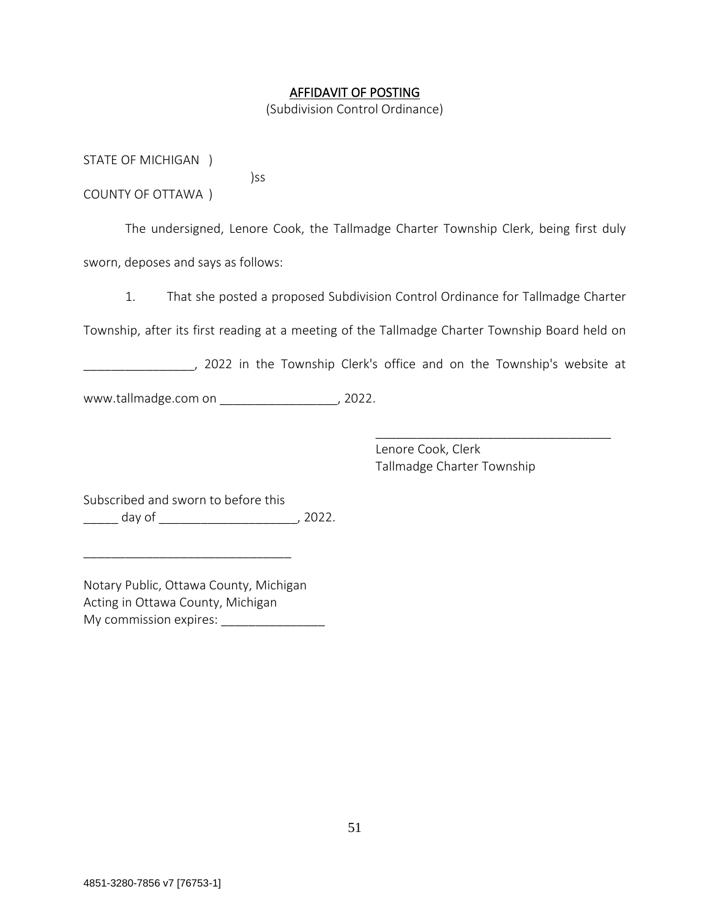**AFFIDAVIT OF POSTING**

(Subdivision Control Ordinance)

STATE OF MICHIGAN )
)ss
COUNTY OF OTTAWA )

The undersigned, Lenore Cook, the Tallmadge Charter Township Clerk, being first duly sworn, deposes and says as follows:

1. That she posted a proposed Subdivision Control Ordinance for Tallmadge Charter Township, after its first reading at a meeting of the Tallmadge Charter Township Board held on ________________, 2022 in the Township Clerk's office and on the Township's website at www.tallmadge.com on _________________, 2022.

___________________________________
Lenore Cook, Clerk
Tallmadge Charter Township

Subscribed and sworn to before this
_____ day of ____________________, 2022.

______________________________

Notary Public, Ottawa County, Michigan
Acting in Ottawa County, Michigan
My commission expires: _______________

4851-3280-7856 v7 [76753-1]